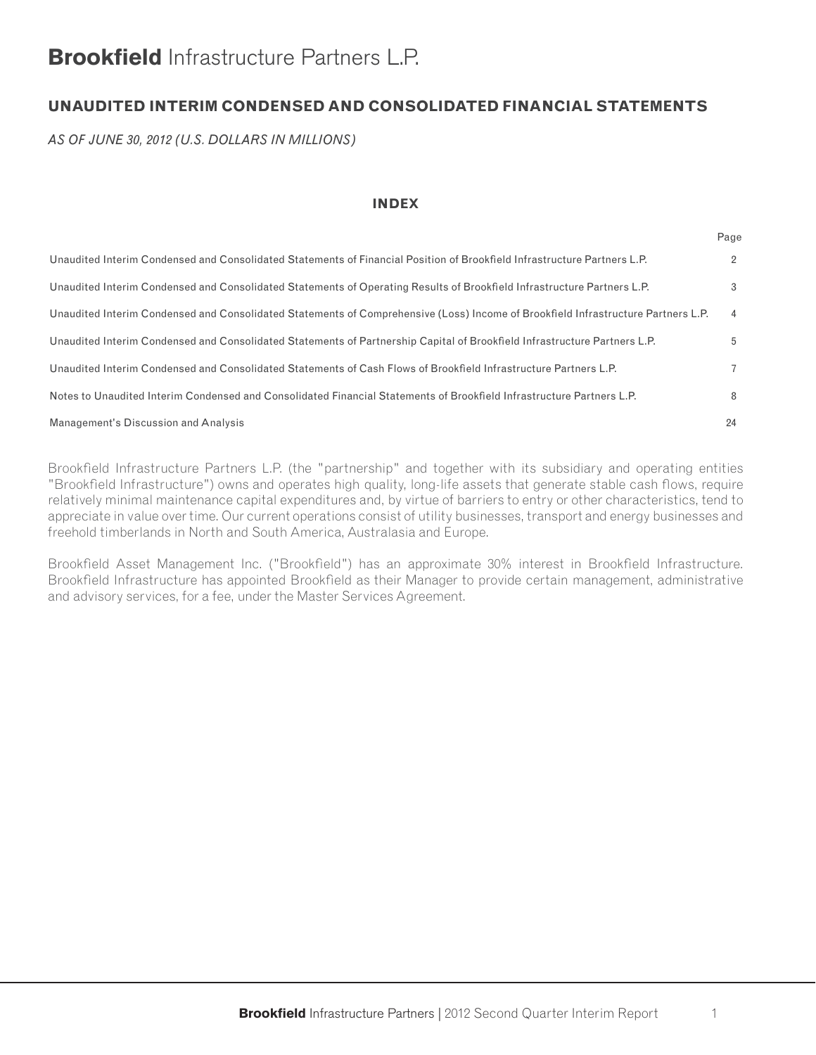# **Brookfield** Infrastructure Partners L.P.

## UNAUDITED INTERIM CONDENSED AND CONSOLIDATED FINANCIAL STATEMENTS

*AS OF JUNE 30, 2012 (U.S. DOLLARS IN MILLIONS)*

### INDEX

| | Page |
|---|---|
| Unaudited Interim Condensed and Consolidated Statements of Financial Position of Brookfield Infrastructure Partners L.P. | 2 |
| Unaudited Interim Condensed and Consolidated Statements of Operating Results of Brookfield Infrastructure Partners L.P. | 3 |
| Unaudited Interim Condensed and Consolidated Statements of Comprehensive (Loss) Income of Brookfield Infrastructure Partners L.P. | 4 |
| Unaudited Interim Condensed and Consolidated Statements of Partnership Capital of Brookfield Infrastructure Partners L.P. | 5 |
| Unaudited Interim Condensed and Consolidated Statements of Cash Flows of Brookfield Infrastructure Partners L.P. | 7 |
| Notes to Unaudited Interim Condensed and Consolidated Financial Statements of Brookfield Infrastructure Partners L.P. | 8 |
| Management's Discussion and Analysis | 24 |

Brookfield Infrastructure Partners L.P. (the "partnership" and together with its subsidiary and operating entities "Brookfield Infrastructure") owns and operates high quality, long-life assets that generate stable cash flows, require relatively minimal maintenance capital expenditures and, by virtue of barriers to entry or other characteristics, tend to appreciate in value over time. Our current operations consist of utility businesses, transport and energy businesses and freehold timberlands in North and South America, Australasia and Europe.

Brookfield Asset Management Inc. ("Brookfield") has an approximate 30% interest in Brookfield Infrastructure. Brookfield Infrastructure has appointed Brookfield as their Manager to provide certain management, administrative and advisory services, for a fee, under the Master Services Agreement.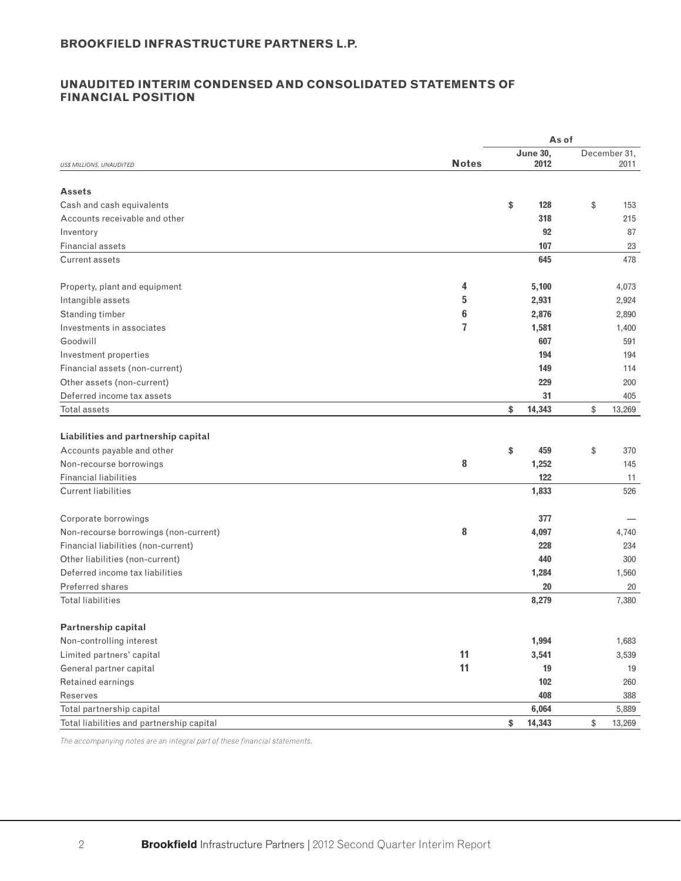## BROOKFIELD INFRASTRUCTURE PARTNERS L.P.

## UNAUDITED INTERIM CONDENSED AND CONSOLIDATED STATEMENTS OF FINANCIAL POSITION

| *US$ MILLIONS, UNAUDITED* | Notes | As of June 30, 2012 | December 31, 2011 |
|---|---|---|---|
| **Assets** | | | |
| Cash and cash equivalents | | $ 128 | $ 153 |
| Accounts receivable and other | | 318 | 215 |
| Inventory | | 92 | 87 |
| Financial assets | | 107 | 23 |
| Current assets | | 645 | 478 |
| Property, plant and equipment | 4 | 5,100 | 4,073 |
| Intangible assets | 5 | 2,931 | 2,924 |
| Standing timber | 6 | 2,876 | 2,890 |
| Investments in associates | 7 | 1,581 | 1,400 |
| Goodwill | | 607 | 591 |
| Investment properties | | 194 | 194 |
| Financial assets (non-current) | | 149 | 114 |
| Other assets (non-current) | | 229 | 200 |
| Deferred income tax assets | | 31 | 405 |
| Total assets | | $ 14,343 | $ 13,269 |
| **Liabilities and partnership capital** | | | |
| Accounts payable and other | | $ 459 | $ 370 |
| Non-recourse borrowings | 8 | 1,252 | 145 |
| Financial liabilities | | 122 | 11 |
| Current liabilities | | 1,833 | 526 |
| Corporate borrowings | | 377 | — |
| Non-recourse borrowings (non-current) | 8 | 4,097 | 4,740 |
| Financial liabilities (non-current) | | 228 | 234 |
| Other liabilities (non-current) | | 440 | 300 |
| Deferred income tax liabilities | | 1,284 | 1,560 |
| Preferred shares | | 20 | 20 |
| Total liabilities | | 8,279 | 7,380 |
| **Partnership capital** | | | |
| Non-controlling interest | | 1,994 | 1,683 |
| Limited partners' capital | 11 | 3,541 | 3,539 |
| General partner capital | 11 | 19 | 19 |
| Retained earnings | | 102 | 260 |
| Reserves | | 408 | 388 |
| Total partnership capital | | 6,064 | 5,889 |
| Total liabilities and partnership capital | | $ 14,343 | $ 13,269 |

*The accompanying notes are an integral part of these financial statements.*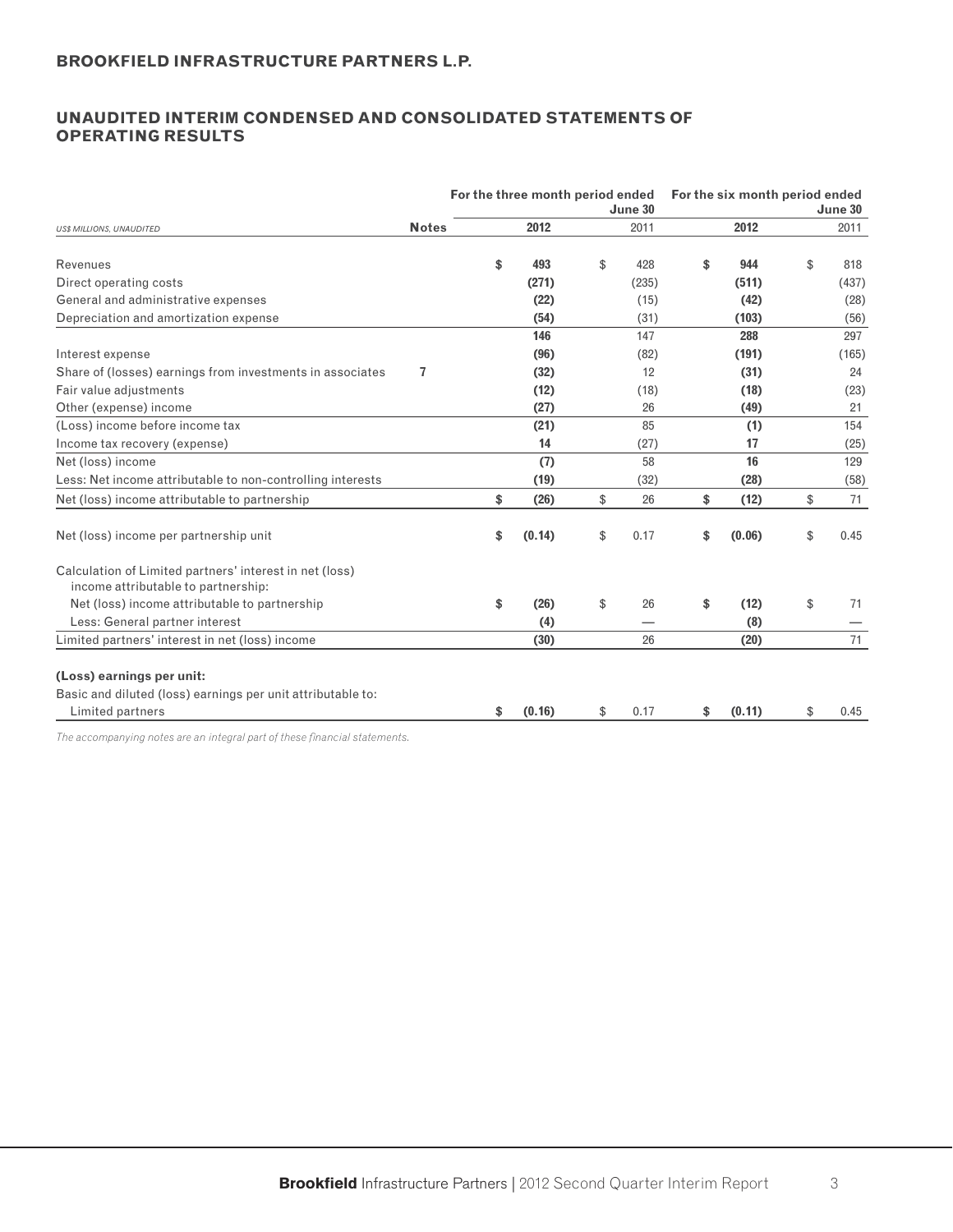# BROOKFIELD INFRASTRUCTURE PARTNERS L.P.

## UNAUDITED INTERIM CONDENSED AND CONSOLIDATED STATEMENTS OF OPERATING RESULTS

| US$ MILLIONS, UNAUDITED | Notes | For the three month period ended June 30 2012 | 2011 | For the six month period ended June 30 2012 | 2011 |
|---|---|---|---|---|---|
| Revenues | | **$ 493** | $ 428 | **$ 944** | $ 818 |
| Direct operating costs | | **(271)** | (235) | **(511)** | (437) |
| General and administrative expenses | | **(22)** | (15) | **(42)** | (28) |
| Depreciation and amortization expense | | **(54)** | (31) | **(103)** | (56) |
| | | **146** | 147 | **288** | 297 |
| Interest expense | | **(96)** | (82) | **(191)** | (165) |
| Share of (losses) earnings from investments in associates | 7 | **(32)** | 12 | **(31)** | 24 |
| Fair value adjustments | | **(12)** | (18) | **(18)** | (23) |
| Other (expense) income | | **(27)** | 26 | **(49)** | 21 |
| (Loss) income before income tax | | **(21)** | 85 | **(1)** | 154 |
| Income tax recovery (expense) | | **14** | (27) | **17** | (25) |
| Net (loss) income | | **(7)** | 58 | **16** | 129 |
| Less: Net income attributable to non-controlling interests | | **(19)** | (32) | **(28)** | (58) |
| Net (loss) income attributable to partnership | | **$ (26)** | $ 26 | **$ (12)** | $ 71 |
| Net (loss) income per partnership unit | | **$ (0.14)** | $ 0.17 | **$ (0.06)** | $ 0.45 |
| Calculation of Limited partners' interest in net (loss) income attributable to partnership: | | | | | |
| Net (loss) income attributable to partnership | | **$ (26)** | $ 26 | **$ (12)** | $ 71 |
| Less: General partner interest | | **(4)** | — | **(8)** | — |
| Limited partners' interest in net (loss) income | | **(30)** | 26 | **(20)** | 71 |
| **(Loss) earnings per unit:** | | | | | |
| Basic and diluted (loss) earnings per unit attributable to: Limited partners | | **$ (0.16)** | $ 0.17 | **$ (0.11)** | $ 0.45 |

*The accompanying notes are an integral part of these financial statements.*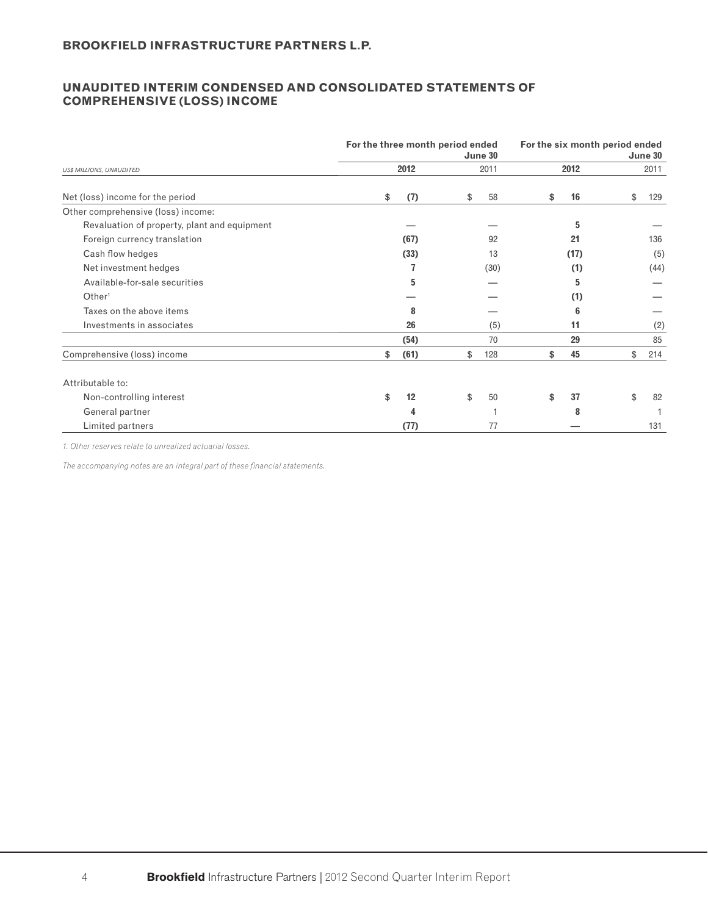## BROOKFIELD INFRASTRUCTURE PARTNERS L.P.

## UNAUDITED INTERIM CONDENSED AND CONSOLIDATED STATEMENTS OF COMPREHENSIVE (LOSS) INCOME

| *US$ MILLIONS, UNAUDITED* | For the three month period ended June 30 2012 | For the three month period ended June 30 2011 | For the six month period ended June 30 2012 | For the six month period ended June 30 2011 |
|---|---|---|---|---|
| Net (loss) income for the period | **$ (7)** | $ 58 | **$ 16** | $ 129 |
| Other comprehensive (loss) income: | | | | |
| Revaluation of property, plant and equipment | **—** | — | **5** | — |
| Foreign currency translation | **(67)** | 92 | **21** | 136 |
| Cash flow hedges | **(33)** | 13 | **(17)** | (5) |
| Net investment hedges | **7** | (30) | **(1)** | (44) |
| Available-for-sale securities | **5** | — | **5** | — |
| Other[1] | **—** | — | **(1)** | — |
| Taxes on the above items | **8** | — | **6** | — |
| Investments in associates | **26** | (5) | **11** | (2) |
| | **(54)** | 70 | **29** | 85 |
| Comprehensive (loss) income | **$ (61)** | $ 128 | **$ 45** | $ 214 |
| Attributable to: | | | | |
| Non-controlling interest | **$ 12** | $ 50 | **$ 37** | $ 82 |
| General partner | **4** | 1 | **8** | 1 |
| Limited partners | **(77)** | 77 | **—** | 131 |

*1. Other reserves relate to unrealized actuarial losses.*

*The accompanying notes are an integral part of these financial statements.*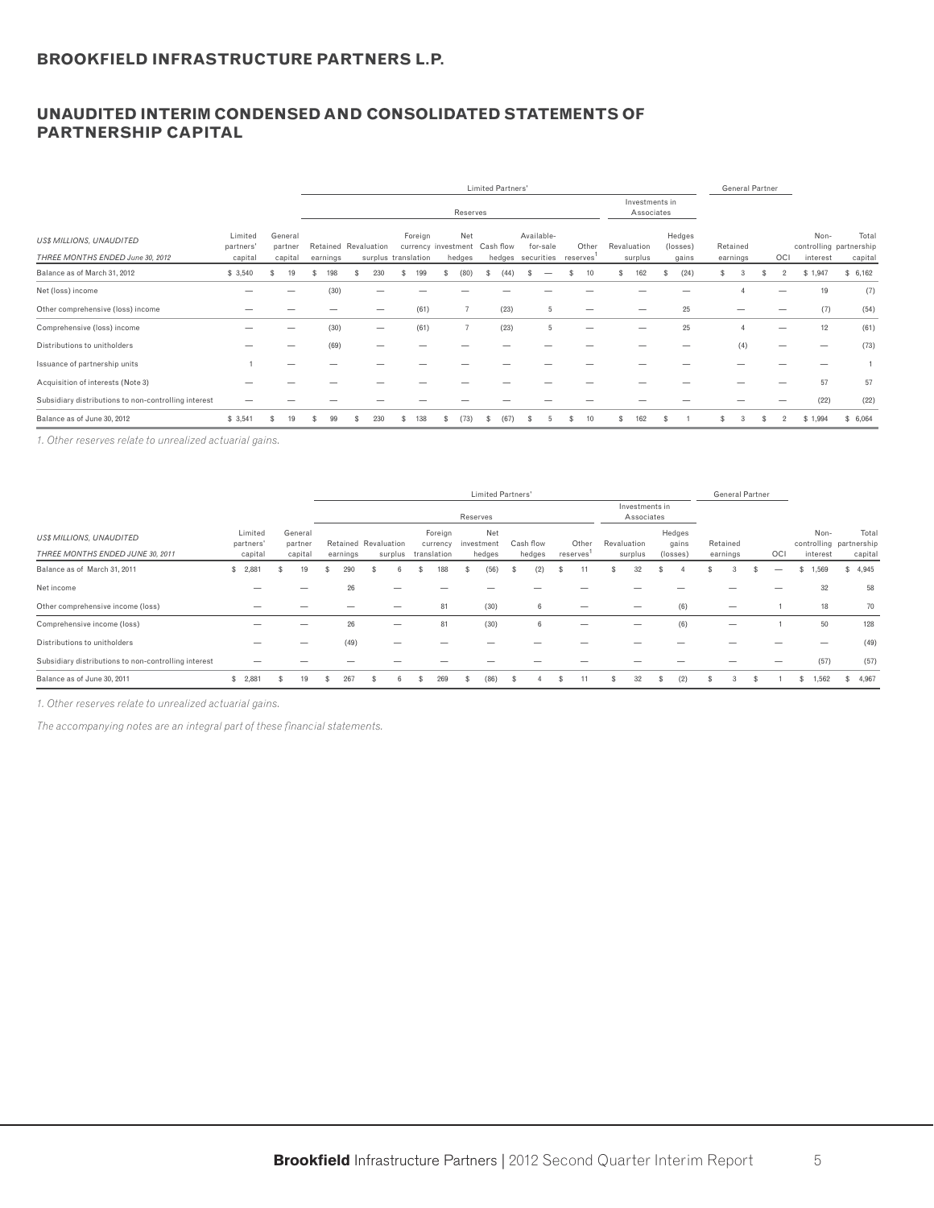## BROOKFIELD INFRASTRUCTURE PARTNERS L.P.

# UNAUDITED INTERIM CONDENSED AND CONSOLIDATED STATEMENTS OF PARTNERSHIP CAPITAL

| US$ MILLIONS, UNAUDITED THREE MONTHS ENDED June 30, 2012 | Limited partners' capital | General partner capital | Limited Partners' Retained earnings | Reserves Revaluation surplus | Reserves Foreign currency translation | Reserves Net investment hedges | Reserves Cash flow hedges | Reserves Available-for-sale securities | Reserves Other reserves[1] | Investments in Associates Revaluation surplus | Investments in Associates Hedges (losses) gains | General Partner Retained earnings | General Partner OCI | Non-controlling interest | Total partnership capital |
|---|---|---|---|---|---|---|---|---|---|---|---|---|---|---|---|
| Balance as of March 31, 2012 | $ 3,540 | $ 19 | $ 198 | $ 230 | $ 199 | $ (80) | $ (44) | $ — | $ 10 | $ 162 | $ (24) | $ 3 | $ 2 | $ 1,947 | $ 6,162 |
| Net (loss) income | — | — | (30) | — | — | — | — | — | — | — | — | 4 | — | 19 | (7) |
| Other comprehensive (loss) income | — | — | — | — | (61) | 7 | (23) | 5 | — | — | 25 | — | — | (7) | (54) |
| Comprehensive (loss) income | — | — | (30) | — | (61) | 7 | (23) | 5 | — | — | 25 | 4 | — | 12 | (61) |
| Distributions to unitholders | — | — | (69) | — | — | — | — | — | — | — | — | (4) | — | — | (73) |
| Issuance of partnership units | 1 | — | — | — | — | — | — | — | — | — | — | — | — | — | 1 |
| Acquisition of interests (Note 3) | — | — | — | — | — | — | — | — | — | — | — | — | — | 57 | 57 |
| Subsidiary distributions to non-controlling interest | — | — | — | — | — | — | — | — | — | — | — | — | — | (22) | (22) |
| Balance as of June 30, 2012 | $ 3,541 | $ 19 | $ 99 | $ 230 | $ 138 | $ (73) | $ (67) | $ 5 | $ 10 | $ 162 | $ 1 | $ 3 | $ 2 | $ 1,994 | $ 6,064 |

*1. Other reserves relate to unrealized actuarial gains.*

| US$ MILLIONS, UNAUDITED THREE MONTHS ENDED JUNE 30, 2011 | Limited partners' capital | General partner capital | Limited Partners' Retained earnings | Reserves Revaluation surplus | Reserves Foreign currency translation | Reserves Net investment hedges | Reserves Cash flow hedges | Reserves Other reserves[1] | Investments in Associates Revaluation surplus | Investments in Associates Hedges gains (losses) | General Partner Retained earnings | General Partner OCI | Non-controlling interest | Total partnership capital |
|---|---|---|---|---|---|---|---|---|---|---|---|---|---|---|
| Balance as of March 31, 2011 | $ 2,881 | $ 19 | $ 290 | $ 6 | $ 188 | $ (56) | $ (2) | $ 11 | $ 32 | $ 4 | $ 3 | $ — | $ 1,569 | $ 4,945 |
| Net income | — | — | 26 | — | — | — | — | — | — | — | — | — | 32 | 58 |
| Other comprehensive income (loss) | — | — | — | — | 81 | (30) | 6 | — | — | (6) | — | 1 | 18 | 70 |
| Comprehensive income (loss) | — | — | 26 | — | 81 | (30) | 6 | — | — | (6) | — | 1 | 50 | 128 |
| Distributions to unitholders | — | — | (49) | — | — | — | — | — | — | — | — | — | — | (49) |
| Subsidiary distributions to non-controlling interest | — | — | — | — | — | — | — | — | — | — | — | — | (57) | (57) |
| Balance as of June 30, 2011 | $ 2,881 | $ 19 | $ 267 | $ 6 | $ 269 | $ (86) | $ 4 | $ 11 | $ 32 | $ (2) | $ 3 | $ 1 | $ 1,562 | $ 4,967 |

*1. Other reserves relate to unrealized actuarial gains.*

*The accompanying notes are an integral part of these financial statements.*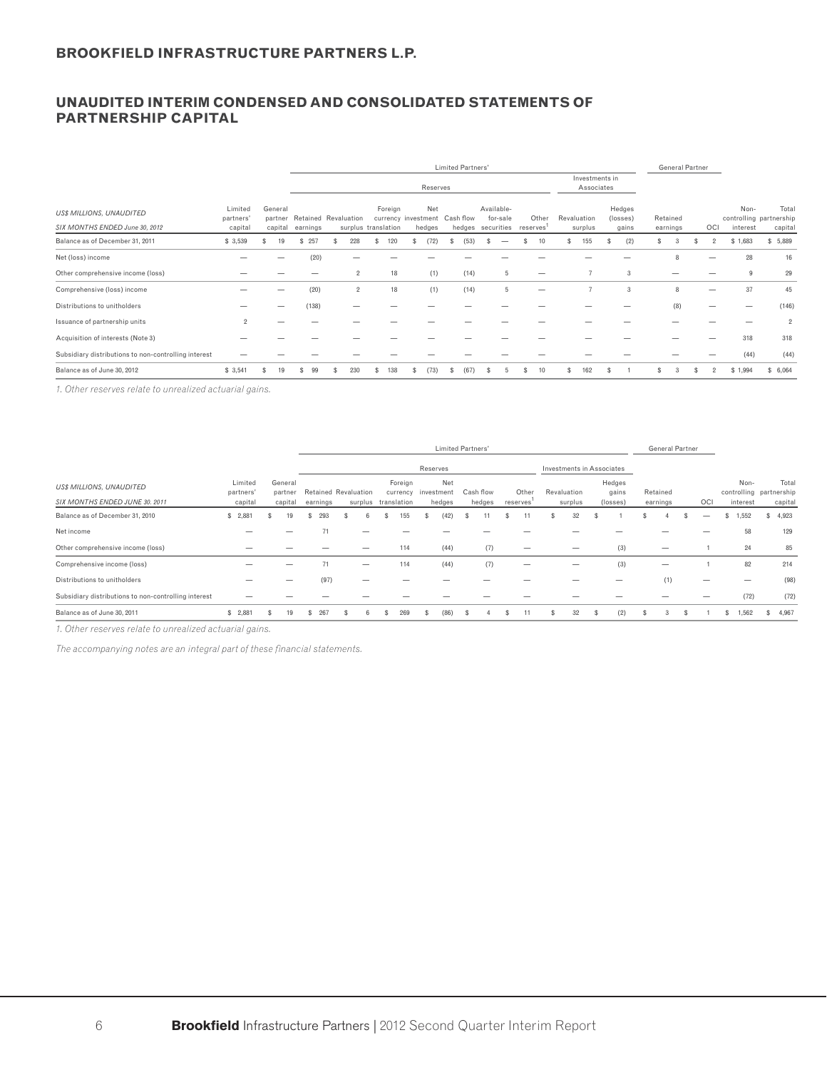## UNAUDITED INTERIM CONDENSED AND CONSOLIDATED STATEMENTS OF PARTNERSHIP CAPITAL

| | | | Limited Partners' | | | | | | | | | | General Partner | | | |
|---|---|---|---|---|---|---|---|---|---|---|---|---|---|---|---|---|
| | | | | Reserves | | | | | | Investments in Associates | | | | | | |
| *US$ MILLIONS, UNAUDITED*<br>*SIX MONTHS ENDED June 30, 2012* | Limited partners' capital | General partner capital | Retained earnings | Revaluation surplus | Foreign currency translation | Net investment hedges | Cash flow hedges | Available-for-sale securities | Other reserves[1] | Revaluation surplus | Hedges (losses) gains | Retained earnings | OCI | Non-controlling interest | Total partnership capital |
| Balance as of December 31, 2011 | $ 3,539 | $ 19 | $ 257 | $ 228 | $ 120 | $ (72) | $ (53) | $ — | $ 10 | $ 155 | $ (2) | $ 3 | $ 2 | $ 1,683 | $ 5,889 |
| Net (loss) income | — | — | (20) | — | — | — | — | — | — | — | — | 8 | — | 28 | 16 |
| Other comprehensive income (loss) | — | — | — | 2 | 18 | (1) | (14) | 5 | — | 7 | 3 | — | — | 9 | 29 |
| Comprehensive (loss) income | — | — | (20) | 2 | 18 | (1) | (14) | 5 | — | 7 | 3 | 8 | — | 37 | 45 |
| Distributions to unitholders | — | — | (138) | — | — | — | — | — | — | — | — | (8) | — | — | (146) |
| Issuance of partnership units | 2 | — | — | — | — | — | — | — | — | — | — | — | — | — | 2 |
| Acquisition of interests (Note 3) | — | — | — | — | — | — | — | — | — | — | — | — | — | 318 | 318 |
| Subsidiary distributions to non-controlling interest | — | — | — | — | — | — | — | — | — | — | — | — | — | (44) | (44) |
| Balance as of June 30, 2012 | $ 3,541 | $ 19 | $ 99 | $ 230 | $ 138 | $ (73) | $ (67) | $ 5 | $ 10 | $ 162 | $ 1 | $ 3 | $ 2 | $ 1,994 | $ 6,064 |

*1. Other reserves relate to unrealized actuarial gains.*

| | | | Limited Partners' | | | | | | | | | General Partner | | | |
|---|---|---|---|---|---|---|---|---|---|---|---|---|---|---|---|
| | | | | Reserves | | | | | Investments in Associates | | | | | | |
| *US$ MILLIONS, UNAUDITED*<br>*SIX MONTHS ENDED JUNE 30, 2011* | Limited partners' capital | General partner capital | Retained earnings | Revaluation surplus | Foreign currency translation | Net investment hedges | Cash flow hedges | Other reserves[1] | Revaluation surplus | Hedges gains (losses) | Retained earnings | OCI | Non-controlling interest | Total partnership capital |
| Balance as of December 31, 2010 | $ 2,881 | $ 19 | $ 293 | $ 6 | $ 155 | $ (42) | $ 11 | $ 11 | $ 32 | $ 1 | $ 4 | $ — | $ 1,552 | $ 4,923 |
| Net income | — | — | 71 | — | — | — | — | — | — | — | — | — | 58 | 129 |
| Other comprehensive income (loss) | — | — | — | — | 114 | (44) | (7) | — | — | (3) | — | 1 | 24 | 85 |
| Comprehensive income (loss) | — | — | 71 | — | 114 | (44) | (7) | — | — | (3) | — | 1 | 82 | 214 |
| Distributions to unitholders | — | — | (97) | — | — | — | — | — | — | — | (1) | — | — | (98) |
| Subsidiary distributions to non-controlling interest | — | — | — | — | — | — | — | — | — | — | — | — | (72) | (72) |
| Balance as of June 30, 2011 | $ 2,881 | $ 19 | $ 267 | $ 6 | $ 269 | $ (86) | $ 4 | $ 11 | $ 32 | $ (2) | $ 3 | $ 1 | $ 1,562 | $ 4,967 |

*1. Other reserves relate to unrealized actuarial gains.*

*The accompanying notes are an integral part of these financial statements.*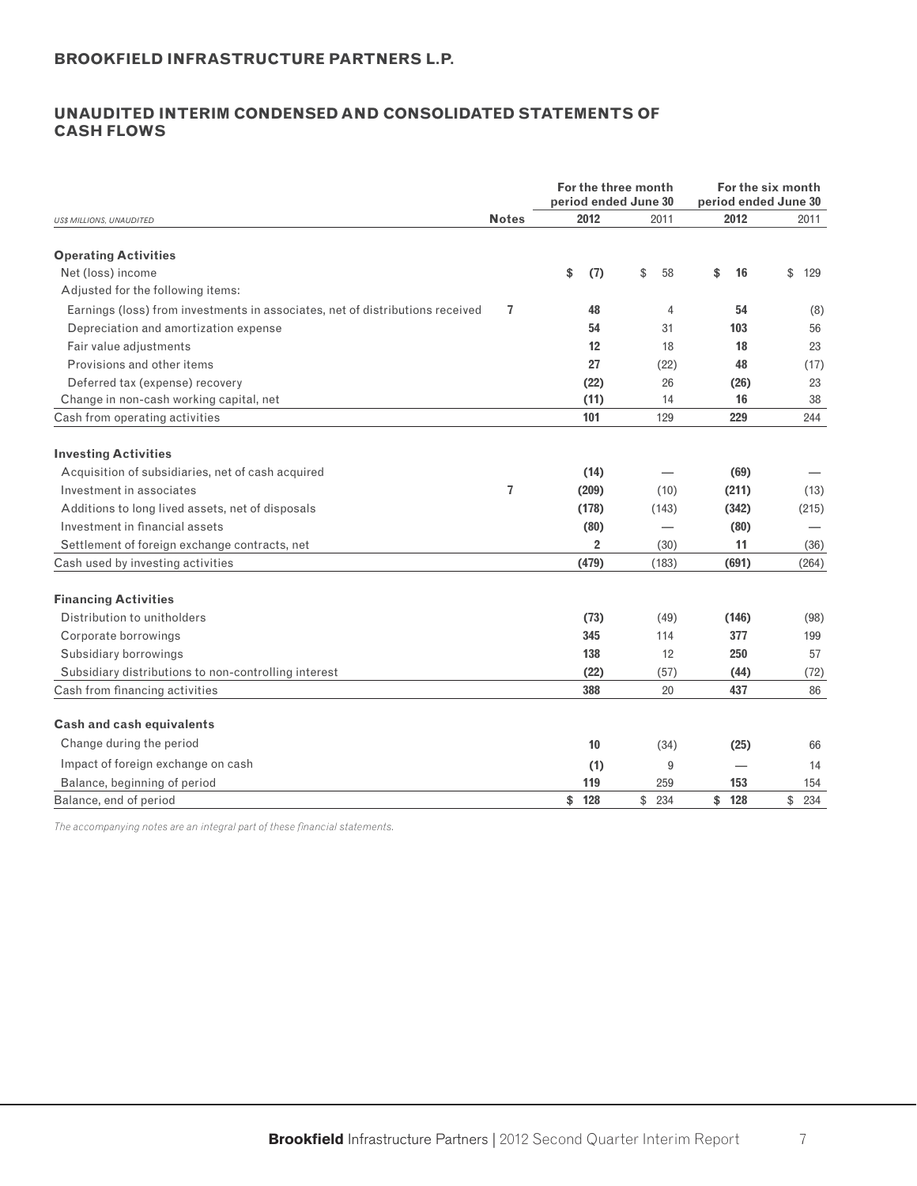**BROOKFIELD INFRASTRUCTURE PARTNERS L.P.**

## UNAUDITED INTERIM CONDENSED AND CONSOLIDATED STATEMENTS OF CASH FLOWS

| *US$ MILLIONS, UNAUDITED* | Notes | For the three month period ended June 30 2012 | For the three month period ended June 30 2011 | For the six month period ended June 30 2012 | For the six month period ended June 30 2011 |
|---|---|---|---|---|---|
| **Operating Activities** | | | | | |
| Net (loss) income | | **$ (7)** | $ 58 | **$ 16** | $ 129 |
| Adjusted for the following items: | | | | | |
| Earnings (loss) from investments in associates, net of distributions received | 7 | **48** | 4 | **54** | (8) |
| Depreciation and amortization expense | | **54** | 31 | **103** | 56 |
| Fair value adjustments | | **12** | 18 | **18** | 23 |
| Provisions and other items | | **27** | (22) | **48** | (17) |
| Deferred tax (expense) recovery | | **(22)** | 26 | **(26)** | 23 |
| Change in non-cash working capital, net | | **(11)** | 14 | **16** | 38 |
| Cash from operating activities | | **101** | 129 | **229** | 244 |
| **Investing Activities** | | | | | |
| Acquisition of subsidiaries, net of cash acquired | | **(14)** | — | **(69)** | — |
| Investment in associates | 7 | **(209)** | (10) | **(211)** | (13) |
| Additions to long lived assets, net of disposals | | **(178)** | (143) | **(342)** | (215) |
| Investment in financial assets | | **(80)** | — | **(80)** | — |
| Settlement of foreign exchange contracts, net | | **2** | (30) | **11** | (36) |
| Cash used by investing activities | | **(479)** | (183) | **(691)** | (264) |
| **Financing Activities** | | | | | |
| Distribution to unitholders | | **(73)** | (49) | **(146)** | (98) |
| Corporate borrowings | | **345** | 114 | **377** | 199 |
| Subsidiary borrowings | | **138** | 12 | **250** | 57 |
| Subsidiary distributions to non-controlling interest | | **(22)** | (57) | **(44)** | (72) |
| Cash from financing activities | | **388** | 20 | **437** | 86 |
| **Cash and cash equivalents** | | | | | |
| Change during the period | | **10** | (34) | **(25)** | 66 |
| Impact of foreign exchange on cash | | **(1)** | 9 | **—** | 14 |
| Balance, beginning of period | | **119** | 259 | **153** | 154 |
| Balance, end of period | | **$ 128** | $ 234 | **$ 128** | $ 234 |

*The accompanying notes are an integral part of these financial statements.*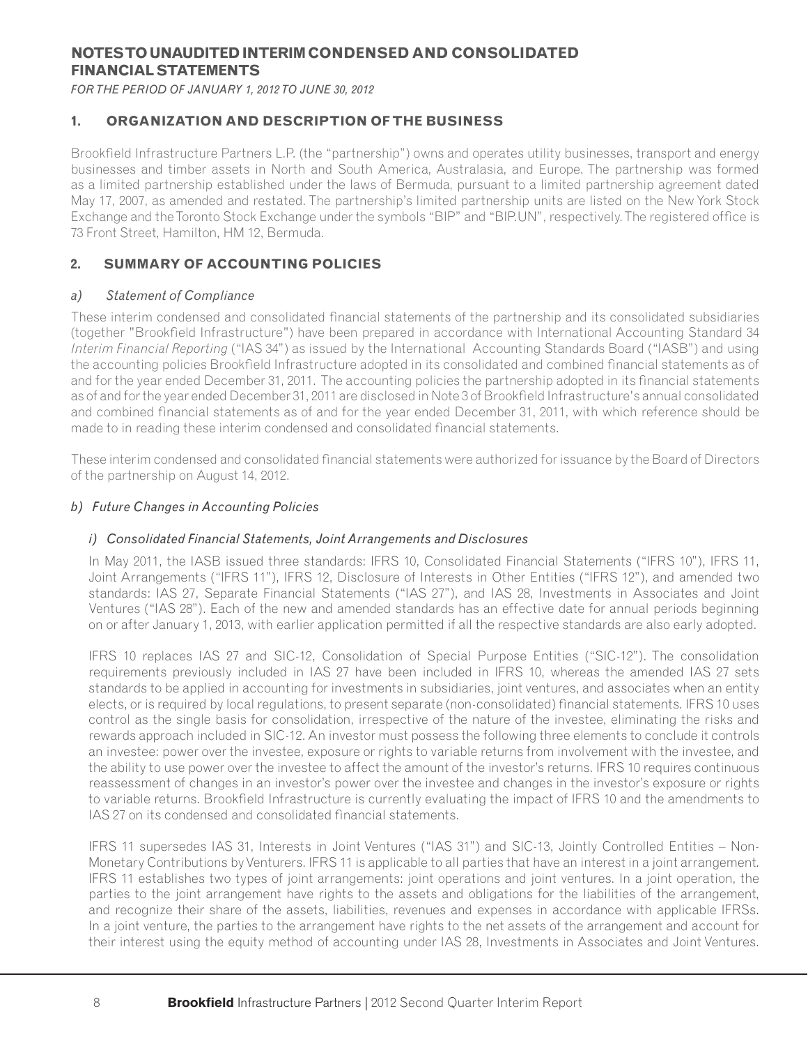# NOTES TO UNAUDITED INTERIM CONDENSED AND CONSOLIDATED FINANCIAL STATEMENTS

*FOR THE PERIOD OF JANUARY 1, 2012 TO JUNE 30, 2012*

## 1. ORGANIZATION AND DESCRIPTION OF THE BUSINESS

Brookfield Infrastructure Partners L.P. (the "partnership") owns and operates utility businesses, transport and energy businesses and timber assets in North and South America, Australasia, and Europe. The partnership was formed as a limited partnership established under the laws of Bermuda, pursuant to a limited partnership agreement dated May 17, 2007, as amended and restated. The partnership's limited partnership units are listed on the New York Stock Exchange and the Toronto Stock Exchange under the symbols "BIP" and "BIP.UN", respectively. The registered office is 73 Front Street, Hamilton, HM 12, Bermuda.

## 2. SUMMARY OF ACCOUNTING POLICIES

### a) *Statement of Compliance*

These interim condensed and consolidated financial statements of the partnership and its consolidated subsidiaries (together "Brookfield Infrastructure") have been prepared in accordance with International Accounting Standard 34 *Interim Financial Reporting* ("IAS 34") as issued by the International Accounting Standards Board ("IASB") and using the accounting policies Brookfield Infrastructure adopted in its consolidated and combined financial statements as of and for the year ended December 31, 2011. The accounting policies the partnership adopted in its financial statements as of and for the year ended December 31, 2011 are disclosed in Note 3 of Brookfield Infrastructure's annual consolidated and combined financial statements as of and for the year ended December 31, 2011, with which reference should be made to in reading these interim condensed and consolidated financial statements.

These interim condensed and consolidated financial statements were authorized for issuance by the Board of Directors of the partnership on August 14, 2012.

### b) *Future Changes in Accounting Policies*

#### i) *Consolidated Financial Statements, Joint Arrangements and Disclosures*

In May 2011, the IASB issued three standards: IFRS 10, Consolidated Financial Statements ("IFRS 10"), IFRS 11, Joint Arrangements ("IFRS 11"), IFRS 12, Disclosure of Interests in Other Entities ("IFRS 12"), and amended two standards: IAS 27, Separate Financial Statements ("IAS 27"), and IAS 28, Investments in Associates and Joint Ventures ("IAS 28"). Each of the new and amended standards has an effective date for annual periods beginning on or after January 1, 2013, with earlier application permitted if all the respective standards are also early adopted.

IFRS 10 replaces IAS 27 and SIC-12, Consolidation of Special Purpose Entities ("SIC-12"). The consolidation requirements previously included in IAS 27 have been included in IFRS 10, whereas the amended IAS 27 sets standards to be applied in accounting for investments in subsidiaries, joint ventures, and associates when an entity elects, or is required by local regulations, to present separate (non-consolidated) financial statements. IFRS 10 uses control as the single basis for consolidation, irrespective of the nature of the investee, eliminating the risks and rewards approach included in SIC-12. An investor must possess the following three elements to conclude it controls an investee: power over the investee, exposure or rights to variable returns from involvement with the investee, and the ability to use power over the investee to affect the amount of the investor's returns. IFRS 10 requires continuous reassessment of changes in an investor's power over the investee and changes in the investor's exposure or rights to variable returns. Brookfield Infrastructure is currently evaluating the impact of IFRS 10 and the amendments to IAS 27 on its condensed and consolidated financial statements.

IFRS 11 supersedes IAS 31, Interests in Joint Ventures ("IAS 31") and SIC-13, Jointly Controlled Entities – Non-Monetary Contributions by Venturers. IFRS 11 is applicable to all parties that have an interest in a joint arrangement. IFRS 11 establishes two types of joint arrangements: joint operations and joint ventures. In a joint operation, the parties to the joint arrangement have rights to the assets and obligations for the liabilities of the arrangement, and recognize their share of the assets, liabilities, revenues and expenses in accordance with applicable IFRSs. In a joint venture, the parties to the arrangement have rights to the net assets of the arrangement and account for their interest using the equity method of accounting under IAS 28, Investments in Associates and Joint Ventures.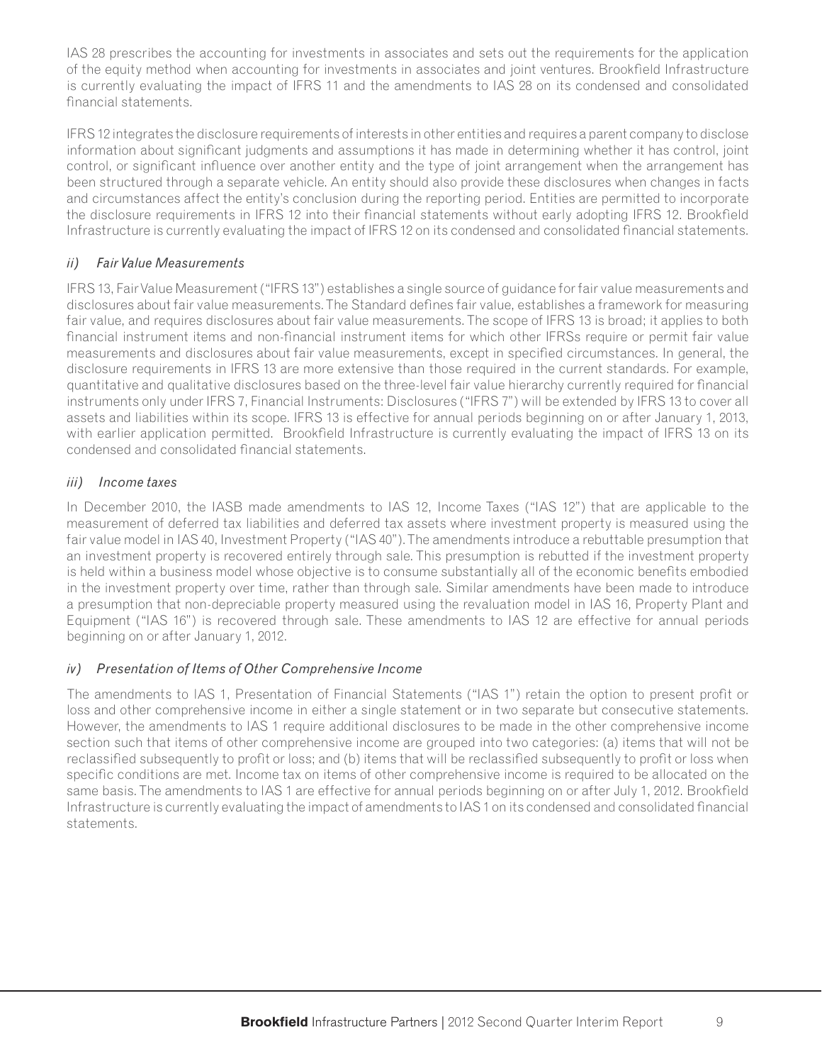IAS 28 prescribes the accounting for investments in associates and sets out the requirements for the application of the equity method when accounting for investments in associates and joint ventures. Brookfield Infrastructure is currently evaluating the impact of IFRS 11 and the amendments to IAS 28 on its condensed and consolidated financial statements.

IFRS 12 integrates the disclosure requirements of interests in other entities and requires a parent company to disclose information about significant judgments and assumptions it has made in determining whether it has control, joint control, or significant influence over another entity and the type of joint arrangement when the arrangement has been structured through a separate vehicle. An entity should also provide these disclosures when changes in facts and circumstances affect the entity's conclusion during the reporting period. Entities are permitted to incorporate the disclosure requirements in IFRS 12 into their financial statements without early adopting IFRS 12. Brookfield Infrastructure is currently evaluating the impact of IFRS 12 on its condensed and consolidated financial statements.

*ii) Fair Value Measurements*

IFRS 13, Fair Value Measurement ("IFRS 13") establishes a single source of guidance for fair value measurements and disclosures about fair value measurements. The Standard defines fair value, establishes a framework for measuring fair value, and requires disclosures about fair value measurements. The scope of IFRS 13 is broad; it applies to both financial instrument items and non-financial instrument items for which other IFRSs require or permit fair value measurements and disclosures about fair value measurements, except in specified circumstances. In general, the disclosure requirements in IFRS 13 are more extensive than those required in the current standards. For example, quantitative and qualitative disclosures based on the three-level fair value hierarchy currently required for financial instruments only under IFRS 7, Financial Instruments: Disclosures ("IFRS 7") will be extended by IFRS 13 to cover all assets and liabilities within its scope. IFRS 13 is effective for annual periods beginning on or after January 1, 2013, with earlier application permitted. Brookfield Infrastructure is currently evaluating the impact of IFRS 13 on its condensed and consolidated financial statements.

*iii) Income taxes*

In December 2010, the IASB made amendments to IAS 12, Income Taxes ("IAS 12") that are applicable to the measurement of deferred tax liabilities and deferred tax assets where investment property is measured using the fair value model in IAS 40, Investment Property ("IAS 40"). The amendments introduce a rebuttable presumption that an investment property is recovered entirely through sale. This presumption is rebutted if the investment property is held within a business model whose objective is to consume substantially all of the economic benefits embodied in the investment property over time, rather than through sale. Similar amendments have been made to introduce a presumption that non-depreciable property measured using the revaluation model in IAS 16, Property Plant and Equipment ("IAS 16") is recovered through sale. These amendments to IAS 12 are effective for annual periods beginning on or after January 1, 2012.

*iv) Presentation of Items of Other Comprehensive Income*

The amendments to IAS 1, Presentation of Financial Statements ("IAS 1") retain the option to present profit or loss and other comprehensive income in either a single statement or in two separate but consecutive statements. However, the amendments to IAS 1 require additional disclosures to be made in the other comprehensive income section such that items of other comprehensive income are grouped into two categories: (a) items that will not be reclassified subsequently to profit or loss; and (b) items that will be reclassified subsequently to profit or loss when specific conditions are met. Income tax on items of other comprehensive income is required to be allocated on the same basis. The amendments to IAS 1 are effective for annual periods beginning on or after July 1, 2012. Brookfield Infrastructure is currently evaluating the impact of amendments to IAS 1 on its condensed and consolidated financial statements.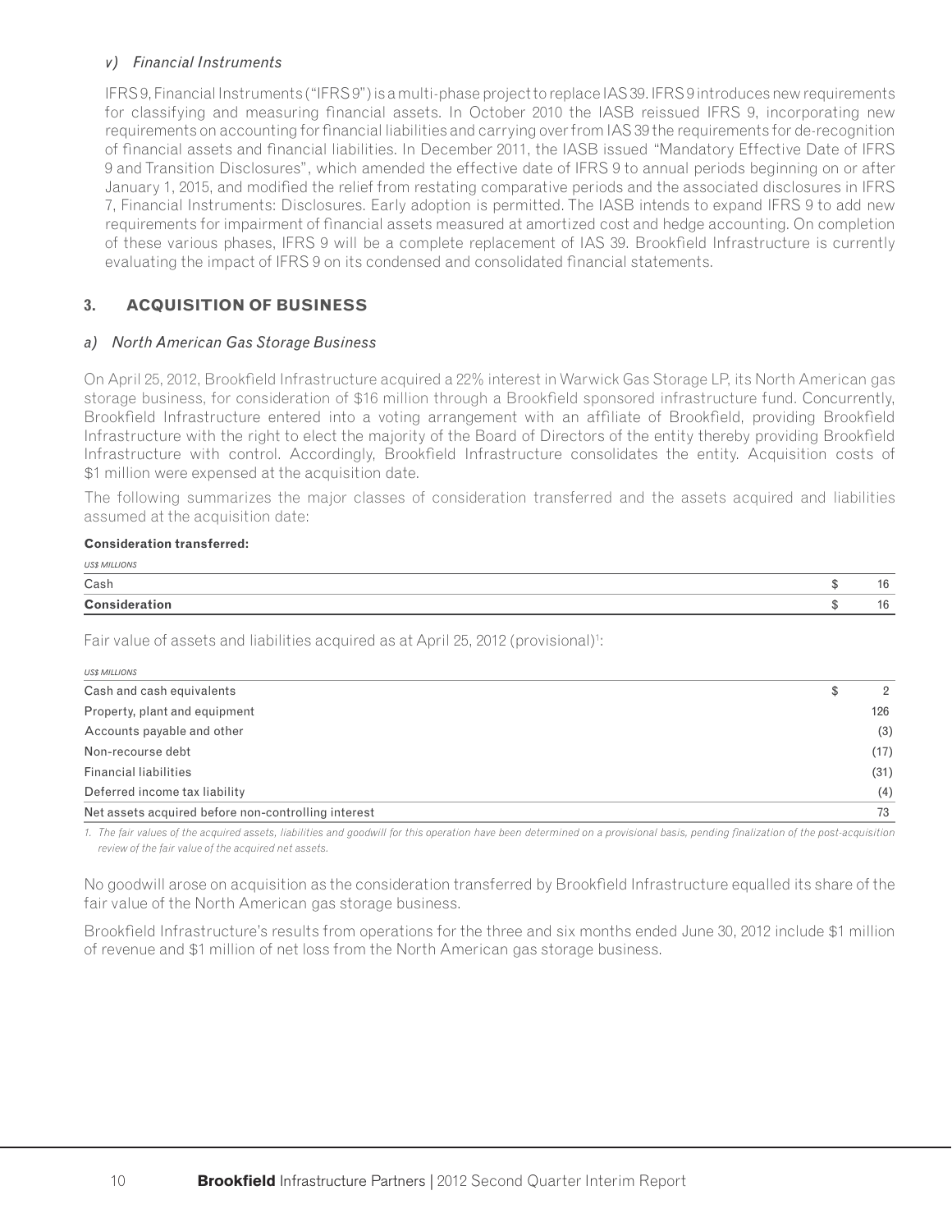*v) Financial Instruments*

IFRS 9, Financial Instruments ("IFRS 9") is a multi-phase project to replace IAS 39. IFRS 9 introduces new requirements for classifying and measuring financial assets. In October 2010 the IASB reissued IFRS 9, incorporating new requirements on accounting for financial liabilities and carrying over from IAS 39 the requirements for de-recognition of financial assets and financial liabilities. In December 2011, the IASB issued "Mandatory Effective Date of IFRS 9 and Transition Disclosures", which amended the effective date of IFRS 9 to annual periods beginning on or after January 1, 2015, and modified the relief from restating comparative periods and the associated disclosures in IFRS 7, Financial Instruments: Disclosures. Early adoption is permitted. The IASB intends to expand IFRS 9 to add new requirements for impairment of financial assets measured at amortized cost and hedge accounting. On completion of these various phases, IFRS 9 will be a complete replacement of IAS 39. Brookfield Infrastructure is currently evaluating the impact of IFRS 9 on its condensed and consolidated financial statements.

## 3. ACQUISITION OF BUSINESS

*a) North American Gas Storage Business*

On April 25, 2012, Brookfield Infrastructure acquired a 22% interest in Warwick Gas Storage LP, its North American gas storage business, for consideration of $16 million through a Brookfield sponsored infrastructure fund. Concurrently, Brookfield Infrastructure entered into a voting arrangement with an affiliate of Brookfield, providing Brookfield Infrastructure with the right to elect the majority of the Board of Directors of the entity thereby providing Brookfield Infrastructure with control. Accordingly, Brookfield Infrastructure consolidates the entity. Acquisition costs of $1 million were expensed at the acquisition date.

The following summarizes the major classes of consideration transferred and the assets acquired and liabilities assumed at the acquisition date:

**Consideration transferred:**

| *US$ MILLIONS* | |
|---|---|
| Cash | $ 16 |
| **Consideration** | $ 16 |

Fair value of assets and liabilities acquired as at April 25, 2012 (provisional)[1]:

| *US$ MILLIONS* | |
|---|---|
| Cash and cash equivalents | $ 2 |
| Property, plant and equipment | 126 |
| Accounts payable and other | (3) |
| Non-recourse debt | (17) |
| Financial liabilities | (31) |
| Deferred income tax liability | (4) |
| Net assets acquired before non-controlling interest | 73 |

*1. The fair values of the acquired assets, liabilities and goodwill for this operation have been determined on a provisional basis, pending finalization of the post-acquisition review of the fair value of the acquired net assets.*

No goodwill arose on acquisition as the consideration transferred by Brookfield Infrastructure equalled its share of the fair value of the North American gas storage business.

Brookfield Infrastructure's results from operations for the three and six months ended June 30, 2012 include $1 million of revenue and $1 million of net loss from the North American gas storage business.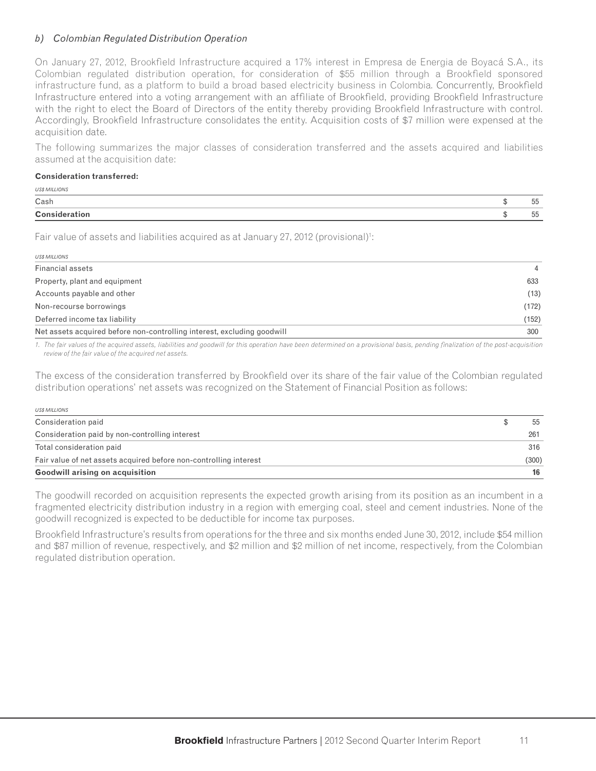### *b) Colombian Regulated Distribution Operation*

On January 27, 2012, Brookfield Infrastructure acquired a 17% interest in Empresa de Energia de Boyacá S.A., its Colombian regulated distribution operation, for consideration of $55 million through a Brookfield sponsored infrastructure fund, as a platform to build a broad based electricity business in Colombia. Concurrently, Brookfield Infrastructure entered into a voting arrangement with an affiliate of Brookfield, providing Brookfield Infrastructure with the right to elect the Board of Directors of the entity thereby providing Brookfield Infrastructure with control. Accordingly, Brookfield Infrastructure consolidates the entity. Acquisition costs of $7 million were expensed at the acquisition date.

The following summarizes the major classes of consideration transferred and the assets acquired and liabilities assumed at the acquisition date:

**Consideration transferred:**

| *US$ MILLIONS* | |
|---|---|
| Cash | $ 55 |
| **Consideration** | $ 55 |

Fair value of assets and liabilities acquired as at January 27, 2012 (provisional)[1]:

| *US$ MILLIONS* | |
|---|---|
| Financial assets | 4 |
| Property, plant and equipment | 633 |
| Accounts payable and other | (13) |
| Non-recourse borrowings | (172) |
| Deferred income tax liability | (152) |
| Net assets acquired before non-controlling interest, excluding goodwill | 300 |

*1. The fair values of the acquired assets, liabilities and goodwill for this operation have been determined on a provisional basis, pending finalization of the post-acquisition review of the fair value of the acquired net assets.*

The excess of the consideration transferred by Brookfield over its share of the fair value of the Colombian regulated distribution operations' net assets was recognized on the Statement of Financial Position as follows:

| *US$ MILLIONS* | |
|---|---|
| Consideration paid | $ 55 |
| Consideration paid by non-controlling interest | 261 |
| Total consideration paid | 316 |
| Fair value of net assets acquired before non-controlling interest | (300) |
| **Goodwill arising on acquisition** | **16** |

The goodwill recorded on acquisition represents the expected growth arising from its position as an incumbent in a fragmented electricity distribution industry in a region with emerging coal, steel and cement industries. None of the goodwill recognized is expected to be deductible for income tax purposes.

Brookfield Infrastructure's results from operations for the three and six months ended June 30, 2012, include $54 million and $87 million of revenue, respectively, and $2 million and $2 million of net income, respectively, from the Colombian regulated distribution operation.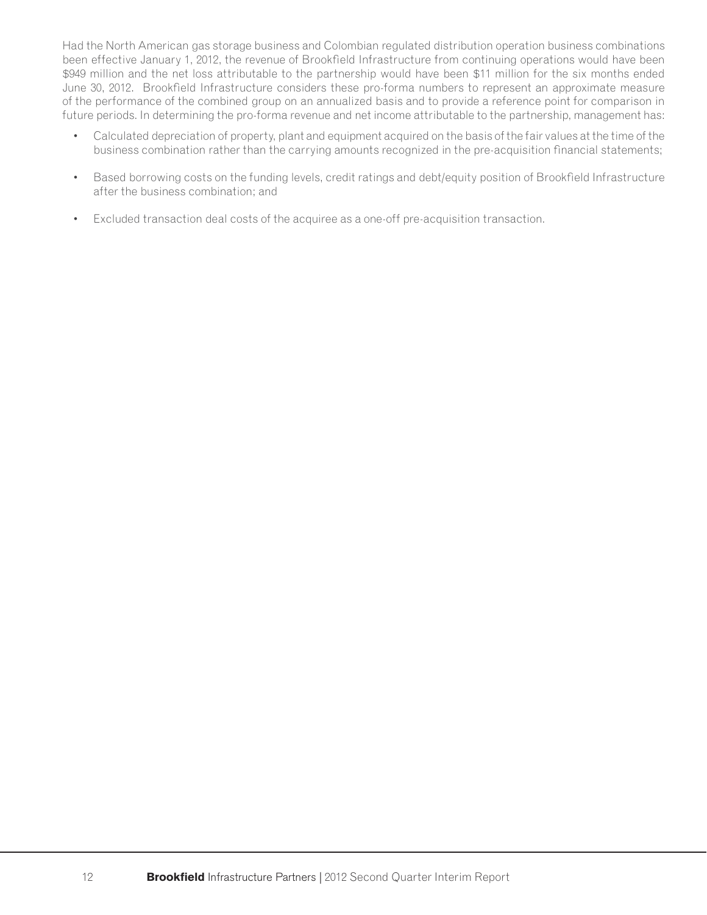Had the North American gas storage business and Colombian regulated distribution operation business combinations been effective January 1, 2012, the revenue of Brookfield Infrastructure from continuing operations would have been $949 million and the net loss attributable to the partnership would have been $11 million for the six months ended June 30, 2012. Brookfield Infrastructure considers these pro-forma numbers to represent an approximate measure of the performance of the combined group on an annualized basis and to provide a reference point for comparison in future periods. In determining the pro-forma revenue and net income attributable to the partnership, management has:

- Calculated depreciation of property, plant and equipment acquired on the basis of the fair values at the time of the business combination rather than the carrying amounts recognized in the pre-acquisition financial statements;
- Based borrowing costs on the funding levels, credit ratings and debt/equity position of Brookfield Infrastructure after the business combination; and
- Excluded transaction deal costs of the acquiree as a one-off pre-acquisition transaction.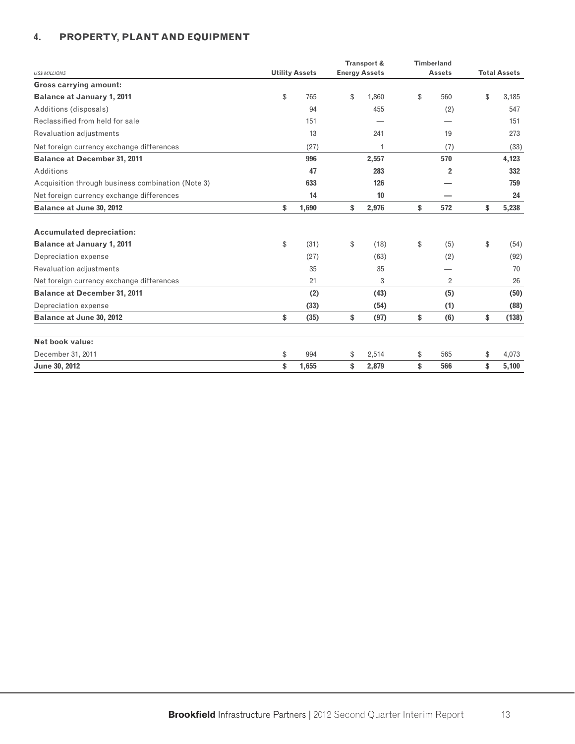## 4. PROPERTY, PLANT AND EQUIPMENT

| US$ MILLIONS | Utility Assets | Transport & Energy Assets | Timberland Assets | Total Assets |
|---|---|---|---|---|
| **Gross carrying amount:** | | | | |
| **Balance at January 1, 2011** | $ 765 | $ 1,860 | $ 560 | $ 3,185 |
| Additions (disposals) | 94 | 455 | (2) | 547 |
| Reclassified from held for sale | 151 | — | — | 151 |
| Revaluation adjustments | 13 | 241 | 19 | 273 |
| Net foreign currency exchange differences | (27) | 1 | (7) | (33) |
| **Balance at December 31, 2011** | **996** | **2,557** | **570** | **4,123** |
| Additions | **47** | **283** | **2** | **332** |
| Acquisition through business combination (Note 3) | **633** | **126** | **—** | **759** |
| Net foreign currency exchange differences | **14** | **10** | **—** | **24** |
| **Balance at June 30, 2012** | **$ 1,690** | **$ 2,976** | **$ 572** | **$ 5,238** |
| | | | | |
| **Accumulated depreciation:** | | | | |
| **Balance at January 1, 2011** | $ (31) | $ (18) | $ (5) | $ (54) |
| Depreciation expense | (27) | (63) | (2) | (92) |
| Revaluation adjustments | 35 | 35 | — | 70 |
| Net foreign currency exchange differences | 21 | 3 | 2 | 26 |
| **Balance at December 31, 2011** | **(2)** | **(43)** | **(5)** | **(50)** |
| Depreciation expense | **(33)** | **(54)** | **(1)** | **(88)** |
| **Balance at June 30, 2012** | **$ (35)** | **$ (97)** | **$ (6)** | **$ (138)** |
| | | | | |
| **Net book value:** | | | | |
| December 31, 2011 | $ 994 | $ 2,514 | $ 565 | $ 4,073 |
| **June 30, 2012** | **$ 1,655** | **$ 2,879** | **$ 566** | **$ 5,100** |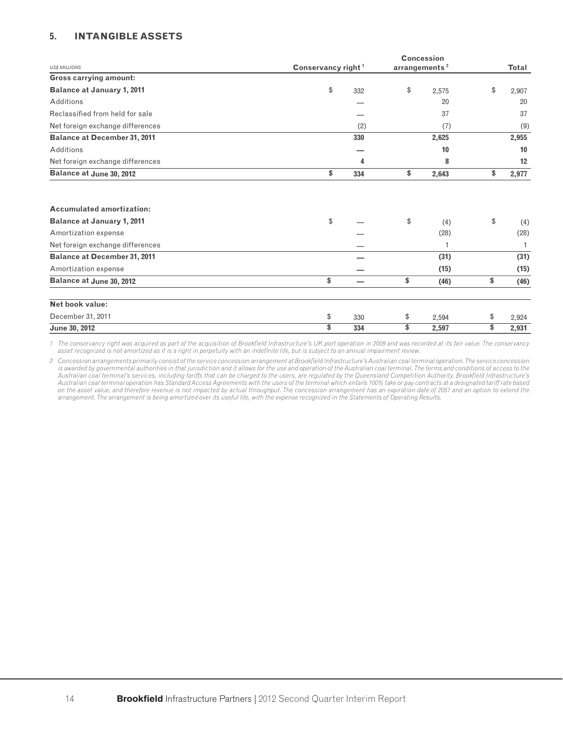## 5. INTANGIBLE ASSETS

| US$ MILLIONS | Conservancy right [1] | Concession arrangements [2] | Total |
|---|---|---|---|
| **Gross carrying amount:** | | | |
| **Balance at January 1, 2011** | $ 332 | $ 2,575 | $ 2,907 |
| Additions | — | 20 | 20 |
| Reclassified from held for sale | — | 37 | 37 |
| Net foreign exchange differences | (2) | (7) | (9) |
| **Balance at December 31, 2011** | **330** | **2,625** | **2,955** |
| Additions | **—** | **10** | **10** |
| Net foreign exchange differences | **4** | **8** | **12** |
| **Balance at June 30, 2012** | **$ 334** | **$ 2,643** | **$ 2,977** |
| | | | |
| **Accumulated amortization:** | | | |
| **Balance at January 1, 2011** | $ — | $ (4) | $ (4) |
| Amortization expense | — | (28) | (28) |
| Net foreign exchange differences | — | 1 | 1 |
| **Balance at December 31, 2011** | **—** | **(31)** | **(31)** |
| Amortization expense | **—** | **(15)** | **(15)** |
| **Balance at June 30, 2012** | **$ —** | **$ (46)** | **$ (46)** |
| | | | |
| **Net book value:** | | | |
| December 31, 2011 | $ 330 | $ 2,594 | $ 2,924 |
| **June 30, 2012** | **$ 334** | **$ 2,597** | **$ 2,931** |

*1 The conservancy right was acquired as part of the acquisition of Brookfield Infrastructure's UK port operation in 2009 and was recorded at its fair value. The conservancy asset recognized is not amortized as it is a right in perpetuity with an indefinite life, but is subject to an annual impairment review.*

*2 Concession arrangements primarily consist of the service concession arrangement at Brookfield Infrastructure's Australian coal terminal operation. The service concession is awarded by governmental authorities in that jurisdiction and it allows for the use and operation of the Australian coal terminal. The terms and conditions of access to the Australian coal terminal's services, including tariffs that can be charged to the users, are regulated by the Queensland Competition Authority. Brookfield Infrastructure's Australian coal terminal operation has Standard Access Agreements with the users of the terminal which entails 100% take or pay contracts at a designated tariff rate based on the asset value, and therefore revenue is not impacted by actual throughput. The concession arrangement has an expiration date of 2051 and an option to extend the arrangement. The arrangement is being amortized over its useful life, with the expense recognized in the Statements of Operating Results.*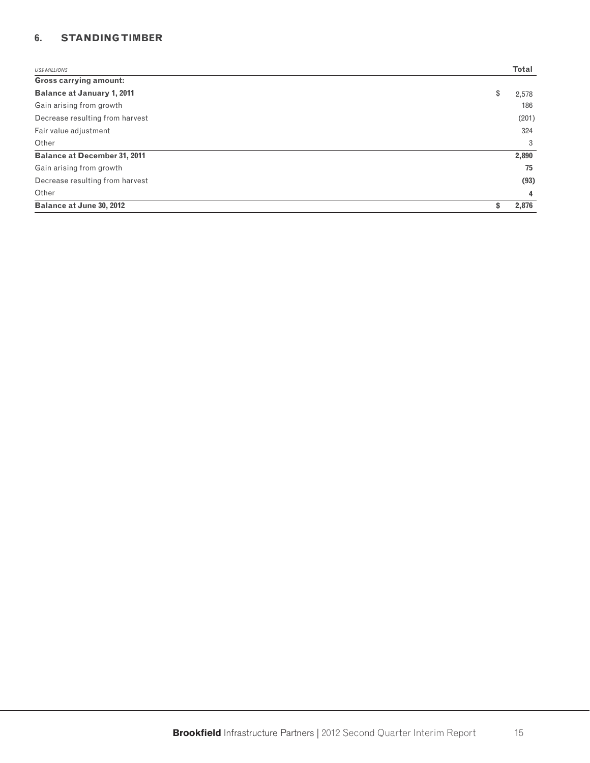## 6. STANDING TIMBER

| US$ MILLIONS | Total |
|---|---|
| **Gross carrying amount:** | |
| **Balance at January 1, 2011** | $ 2,578 |
| Gain arising from growth | 186 |
| Decrease resulting from harvest | (201) |
| Fair value adjustment | 324 |
| Other | 3 |
| **Balance at December 31, 2011** | **2,890** |
| Gain arising from growth | **75** |
| Decrease resulting from harvest | **(93)** |
| Other | **4** |
| **Balance at June 30, 2012** | **$ 2,876** |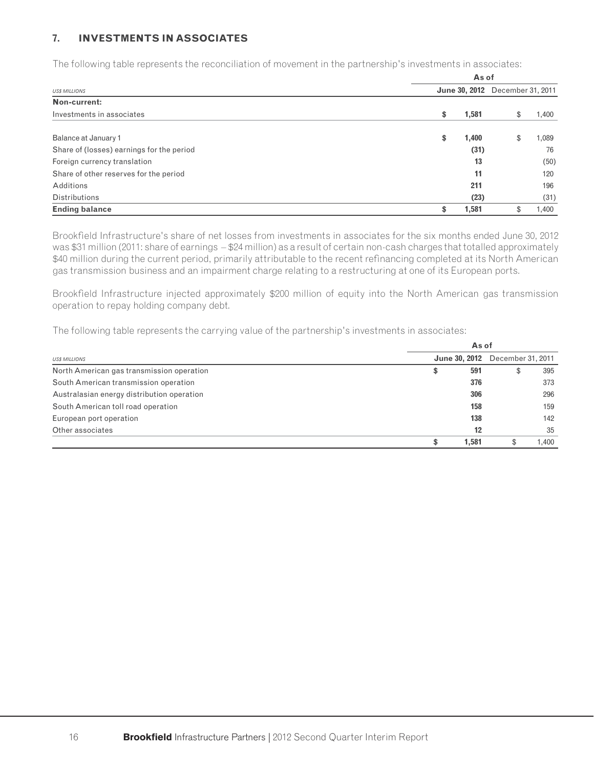## 7. INVESTMENTS IN ASSOCIATES

The following table represents the reconciliation of movement in the partnership's investments in associates:

| *US$ MILLIONS* | As of June 30, 2012 | As of December 31, 2011 |
|---|---|---|
| **Non-current:** | | |
| Investments in associates | **$ 1,581** | $ 1,400 |
| | | |
| Balance at January 1 | **$ 1,400** | $ 1,089 |
| Share of (losses) earnings for the period | **(31)** | 76 |
| Foreign currency translation | **13** | (50) |
| Share of other reserves for the period | **11** | 120 |
| Additions | **211** | 196 |
| Distributions | **(23)** | (31) |
| **Ending balance** | **$ 1,581** | $ 1,400 |

Brookfield Infrastructure's share of net losses from investments in associates for the six months ended June 30, 2012 was $31 million (2011: share of earnings – $24 million) as a result of certain non-cash charges that totalled approximately $40 million during the current period, primarily attributable to the recent refinancing completed at its North American gas transmission business and an impairment charge relating to a restructuring at one of its European ports.

Brookfield Infrastructure injected approximately $200 million of equity into the North American gas transmission operation to repay holding company debt.

The following table represents the carrying value of the partnership's investments in associates:

| *US$ MILLIONS* | As of June 30, 2012 | As of December 31, 2011 |
|---|---|---|
| North American gas transmission operation | **$ 591** | $ 395 |
| South American transmission operation | **376** | 373 |
| Australasian energy distribution operation | **306** | 296 |
| South American toll road operation | **158** | 159 |
| European port operation | **138** | 142 |
| Other associates | **12** | 35 |
| | **$ 1,581** | $ 1,400 |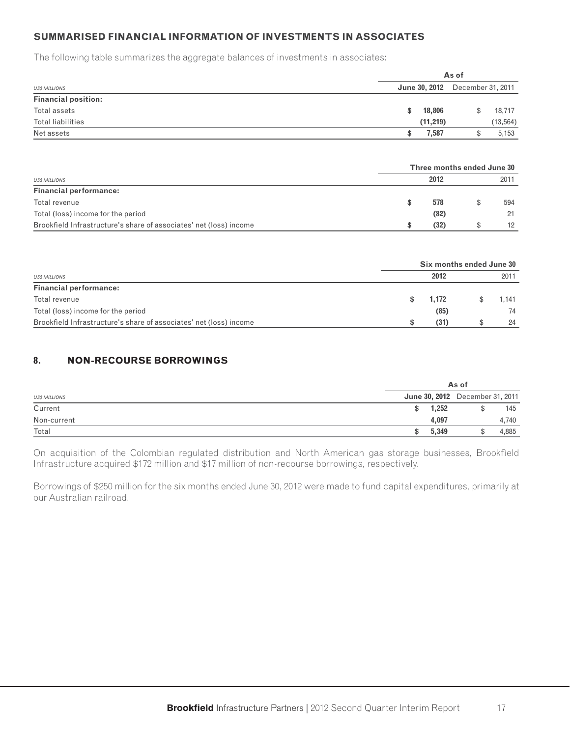### SUMMARISED FINANCIAL INFORMATION OF INVESTMENTS IN ASSOCIATES

The following table summarizes the aggregate balances of investments in associates:

| US$ MILLIONS | As of June 30, 2012 | As of December 31, 2011 |
|---|---|---|
| **Financial position:** | | |
| Total assets | **$ 18,806** | $ 18,717 |
| Total liabilities | **(11,219)** | (13,564) |
| Net assets | **$ 7,587** | $ 5,153 |

| US$ MILLIONS | Three months ended June 30 2012 | Three months ended June 30 2011 |
|---|---|---|
| **Financial performance:** | | |
| Total revenue | **$ 578** | $ 594 |
| Total (loss) income for the period | **(82)** | 21 |
| Brookfield Infrastructure's share of associates' net (loss) income | **$ (32)** | $ 12 |

| US$ MILLIONS | Six months ended June 30 2012 | Six months ended June 30 2011 |
|---|---|---|
| **Financial performance:** | | |
| Total revenue | **$ 1,172** | $ 1,141 |
| Total (loss) income for the period | **(85)** | 74 |
| Brookfield Infrastructure's share of associates' net (loss) income | **$ (31)** | $ 24 |

## 8. NON-RECOURSE BORROWINGS

| US$ MILLIONS | As of June 30, 2012 | As of December 31, 2011 |
|---|---|---|
| Current | **$ 1,252** | $ 145 |
| Non-current | **4,097** | 4,740 |
| Total | **$ 5,349** | $ 4,885 |

On acquisition of the Colombian regulated distribution and North American gas storage businesses, Brookfield Infrastructure acquired $172 million and $17 million of non-recourse borrowings, respectively.

Borrowings of $250 million for the six months ended June 30, 2012 were made to fund capital expenditures, primarily at our Australian railroad.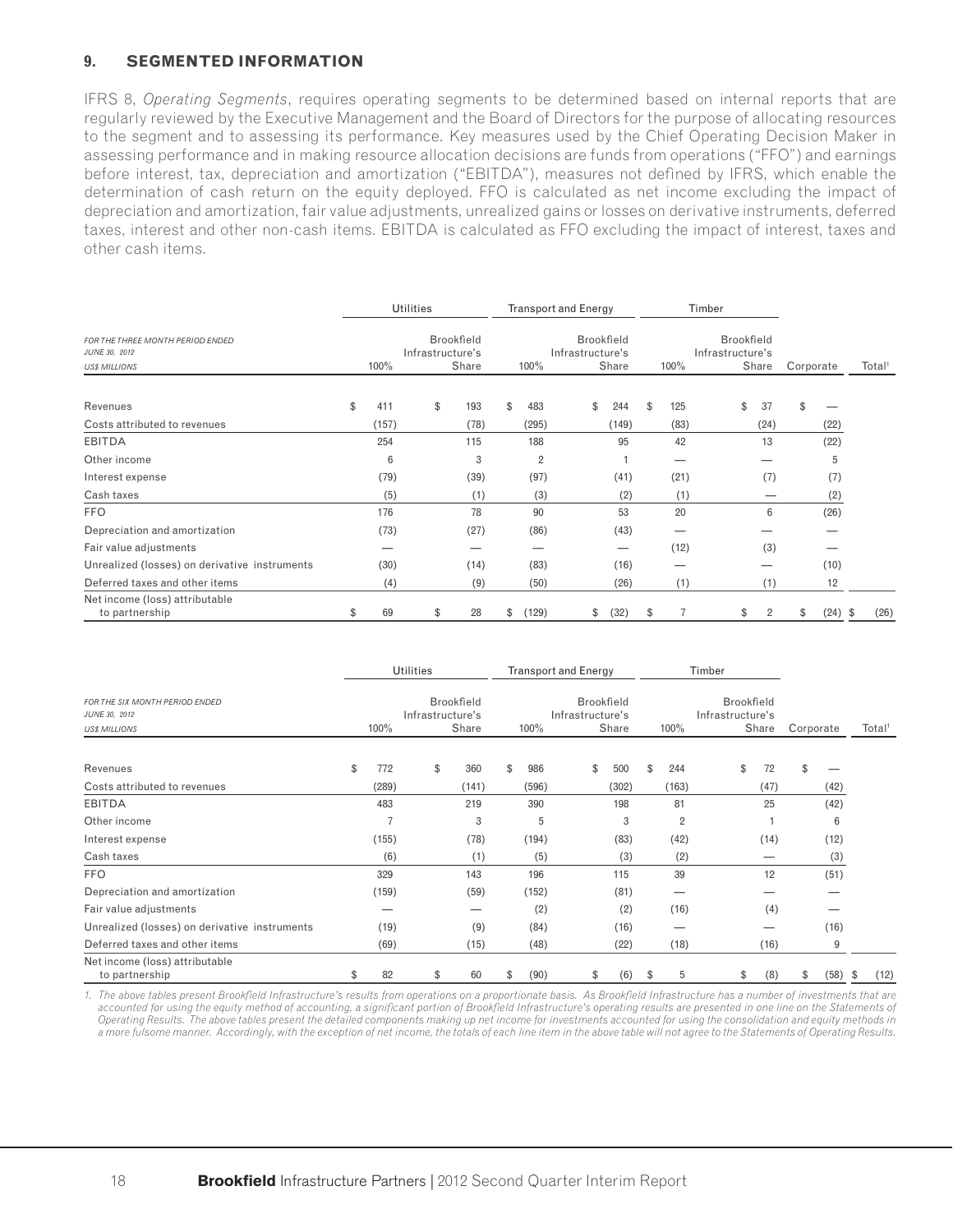## 9. SEGMENTED INFORMATION

IFRS 8, *Operating Segments*, requires operating segments to be determined based on internal reports that are regularly reviewed by the Executive Management and the Board of Directors for the purpose of allocating resources to the segment and to assessing its performance. Key measures used by the Chief Operating Decision Maker in assessing performance and in making resource allocation decisions are funds from operations ("FFO") and earnings before interest, tax, depreciation and amortization ("EBITDA"), measures not defined by IFRS, which enable the determination of cash return on the equity deployed. FFO is calculated as net income excluding the impact of depreciation and amortization, fair value adjustments, unrealized gains or losses on derivative instruments, deferred taxes, interest and other non-cash items. EBITDA is calculated as FFO excluding the impact of interest, taxes and other cash items.

| *FOR THE THREE MONTH PERIOD ENDED JUNE 30, 2012 US$ MILLIONS* | Utilities | | Transport and Energy | | Timber | | | |
|---|---|---|---|---|---|---|---|---|
| | 100% | Brookfield Infrastructure's Share | 100% | Brookfield Infrastructure's Share | 100% | Brookfield Infrastructure's Share | Corporate | Total[1] |
| Revenues | $ 411 | $ 193 | $ 483 | $ 244 | $ 125 | $ 37 | $ — | |
| Costs attributed to revenues | (157) | (78) | (295) | (149) | (83) | (24) | (22) | |
| EBITDA | 254 | 115 | 188 | 95 | 42 | 13 | (22) | |
| Other income | 6 | 3 | 2 | 1 | — | — | 5 | |
| Interest expense | (79) | (39) | (97) | (41) | (21) | (7) | (7) | |
| Cash taxes | (5) | (1) | (3) | (2) | (1) | — | (2) | |
| FFO | 176 | 78 | 90 | 53 | 20 | 6 | (26) | |
| Depreciation and amortization | (73) | (27) | (86) | (43) | — | — | — | |
| Fair value adjustments | — | — | — | — | (12) | (3) | — | |
| Unrealized (losses) on derivative instruments | (30) | (14) | (83) | (16) | — | — | (10) | |
| Deferred taxes and other items | (4) | (9) | (50) | (26) | (1) | (1) | 12 | |
| Net income (loss) attributable to partnership | $ 69 | $ 28 | $ (129) | $ (32) | $ 7 | $ 2 | $ (24) | $ (26) |

| *FOR THE SIX MONTH PERIOD ENDED JUNE 30, 2012 US$ MILLIONS* | Utilities | | Transport and Energy | | Timber | | | |
|---|---|---|---|---|---|---|---|---|
| | 100% | Brookfield Infrastructure's Share | 100% | Brookfield Infrastructure's Share | 100% | Brookfield Infrastructure's Share | Corporate | Total[1] |
| Revenues | $ 772 | $ 360 | $ 986 | $ 500 | $ 244 | $ 72 | $ — | |
| Costs attributed to revenues | (289) | (141) | (596) | (302) | (163) | (47) | (42) | |
| EBITDA | 483 | 219 | 390 | 198 | 81 | 25 | (42) | |
| Other income | 7 | 3 | 5 | 3 | 2 | 1 | 6 | |
| Interest expense | (155) | (78) | (194) | (83) | (42) | (14) | (12) | |
| Cash taxes | (6) | (1) | (5) | (3) | (2) | — | (3) | |
| FFO | 329 | 143 | 196 | 115 | 39 | 12 | (51) | |
| Depreciation and amortization | (159) | (59) | (152) | (81) | — | — | — | |
| Fair value adjustments | — | — | (2) | (2) | (16) | (4) | — | |
| Unrealized (losses) on derivative instruments | (19) | (9) | (84) | (16) | — | — | (16) | |
| Deferred taxes and other items | (69) | (15) | (48) | (22) | (18) | (16) | 9 | |
| Net income (loss) attributable to partnership | $ 82 | $ 60 | $ (90) | $ (6) | $ 5 | $ (8) | $ (58) | $ (12) |

1. *The above tables present Brookfield Infrastructure's results from operations on a proportionate basis. As Brookfield Infrastructure has a number of investments that are accounted for using the equity method of accounting, a significant portion of Brookfield Infrastructure's operating results are presented in one line on the Statements of Operating Results. The above tables present the detailed components making up net income for investments accounted for using the consolidation and equity methods in a more fulsome manner. Accordingly, with the exception of net income, the totals of each line item in the above table will not agree to the Statements of Operating Results.*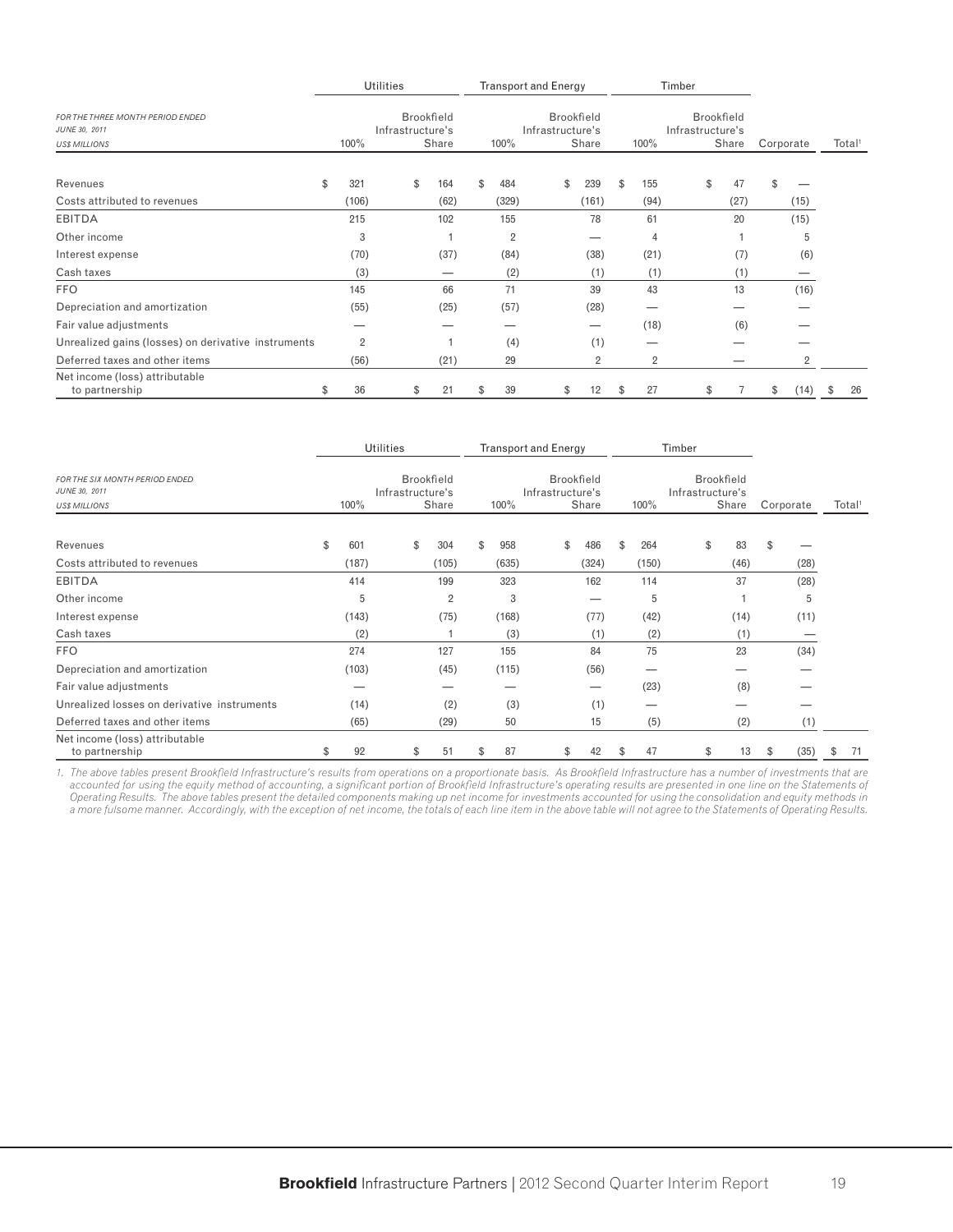| FOR THE THREE MONTH PERIOD ENDED JUNE 30, 2011 US$ MILLIONS | Utilities | | Transport and Energy | | Timber | | | |
|---|---|---|---|---|---|---|---|---|
| | 100% | Brookfield Infrastructure's Share | 100% | Brookfield Infrastructure's Share | 100% | Brookfield Infrastructure's Share | Corporate | Total[1] |
| Revenues | $ 321 | $ 164 | $ 484 | $ 239 | $ 155 | $ 47 | $ — | |
| Costs attributed to revenues | (106) | (62) | (329) | (161) | (94) | (27) | (15) | |
| EBITDA | 215 | 102 | 155 | 78 | 61 | 20 | (15) | |
| Other income | 3 | 1 | 2 | — | 4 | 1 | 5 | |
| Interest expense | (70) | (37) | (84) | (38) | (21) | (7) | (6) | |
| Cash taxes | (3) | — | (2) | (1) | (1) | (1) | — | |
| FFO | 145 | 66 | 71 | 39 | 43 | 13 | (16) | |
| Depreciation and amortization | (55) | (25) | (57) | (28) | — | — | — | |
| Fair value adjustments | — | — | — | — | (18) | (6) | — | |
| Unrealized gains (losses) on derivative instruments | 2 | 1 | (4) | (1) | — | — | — | |
| Deferred taxes and other items | (56) | (21) | 29 | 2 | 2 | — | 2 | |
| Net income (loss) attributable to partnership | $ 36 | $ 21 | $ 39 | $ 12 | $ 27 | $ 7 | $ (14) | $ 26 |

| FOR THE SIX MONTH PERIOD ENDED JUNE 30, 2011 US$ MILLIONS | Utilities | | Transport and Energy | | Timber | | | |
|---|---|---|---|---|---|---|---|---|
| | 100% | Brookfield Infrastructure's Share | 100% | Brookfield Infrastructure's Share | 100% | Brookfield Infrastructure's Share | Corporate | Total[1] |
| Revenues | $ 601 | $ 304 | $ 958 | $ 486 | $ 264 | $ 83 | $ — | |
| Costs attributed to revenues | (187) | (105) | (635) | (324) | (150) | (46) | (28) | |
| EBITDA | 414 | 199 | 323 | 162 | 114 | 37 | (28) | |
| Other income | 5 | 2 | 3 | — | 5 | 1 | 5 | |
| Interest expense | (143) | (75) | (168) | (77) | (42) | (14) | (11) | |
| Cash taxes | (2) | 1 | (3) | (1) | (2) | (1) | — | |
| FFO | 274 | 127 | 155 | 84 | 75 | 23 | (34) | |
| Depreciation and amortization | (103) | (45) | (115) | (56) | — | — | — | |
| Fair value adjustments | — | — | — | — | (23) | (8) | — | |
| Unrealized losses on derivative instruments | (14) | (2) | (3) | (1) | — | — | — | |
| Deferred taxes and other items | (65) | (29) | 50 | 15 | (5) | (2) | (1) | |
| Net income (loss) attributable to partnership | $ 92 | $ 51 | $ 87 | $ 42 | $ 47 | $ 13 | $ (35) | $ 71 |

*1. The above tables present Brookfield Infrastructure's results from operations on a proportionate basis. As Brookfield Infrastructure has a number of investments that are accounted for using the equity method of accounting, a significant portion of Brookfield Infrastructure's operating results are presented in one line on the Statements of Operating Results. The above tables present the detailed components making up net income for investments accounted for using the consolidation and equity methods in a more fulsome manner. Accordingly, with the exception of net income, the totals of each line item in the above table will not agree to the Statements of Operating Results.*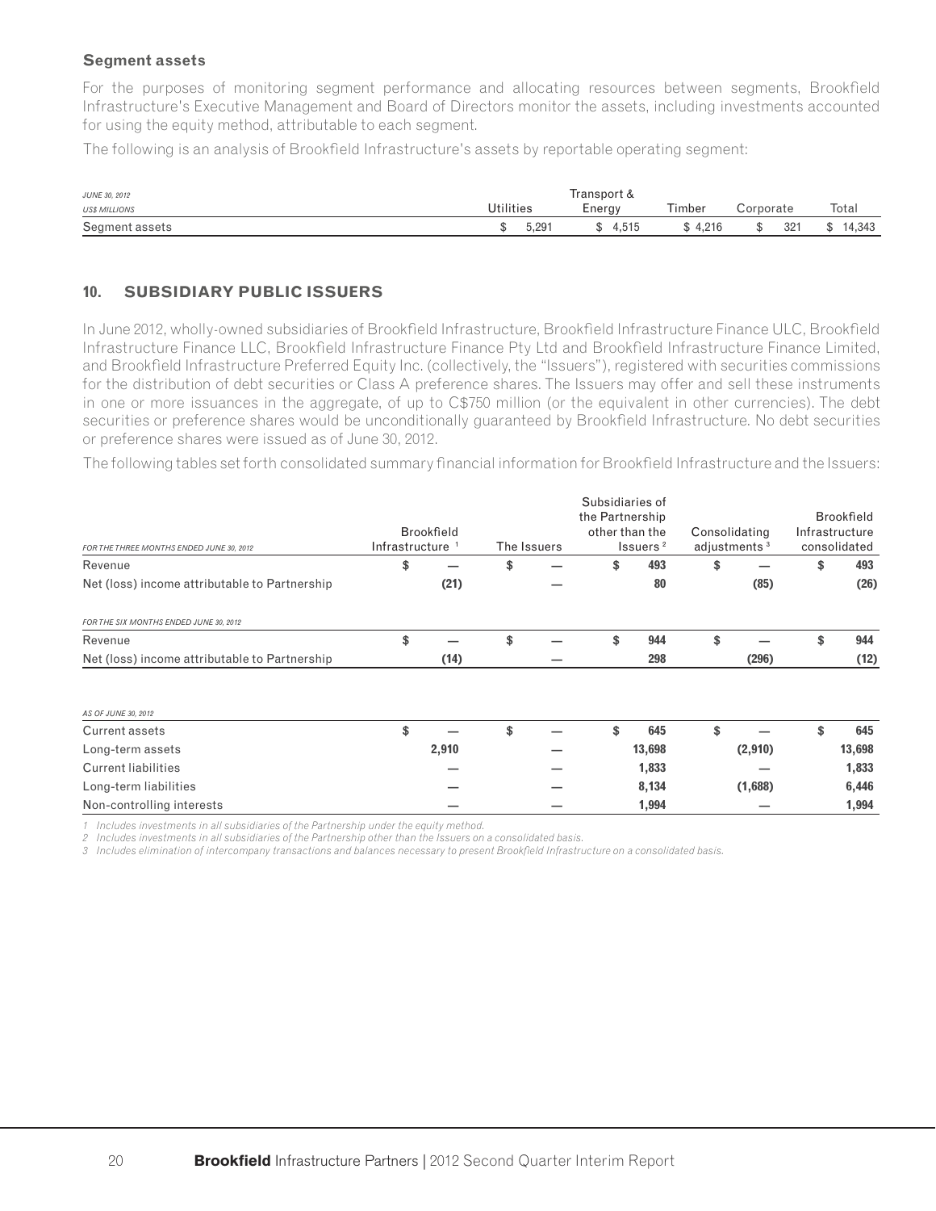### Segment assets

For the purposes of monitoring segment performance and allocating resources between segments, Brookfield Infrastructure's Executive Management and Board of Directors monitor the assets, including investments accounted for using the equity method, attributable to each segment.

The following is an analysis of Brookfield Infrastructure's assets by reportable operating segment:

| *JUNE 30, 2012* *US$ MILLIONS* | Utilities | Transport & Energy | Timber | Corporate | Total |
|---|---|---|---|---|---|
| Segment assets | $ 5,291 | $ 4,515 | $ 4,216 | $ 321 | $ 14,343 |

## 10. SUBSIDIARY PUBLIC ISSUERS

In June 2012, wholly-owned subsidiaries of Brookfield Infrastructure, Brookfield Infrastructure Finance ULC, Brookfield Infrastructure Finance LLC, Brookfield Infrastructure Finance Pty Ltd and Brookfield Infrastructure Finance Limited, and Brookfield Infrastructure Preferred Equity Inc. (collectively, the "Issuers"), registered with securities commissions for the distribution of debt securities or Class A preference shares. The Issuers may offer and sell these instruments in one or more issuances in the aggregate, of up to C$750 million (or the equivalent in other currencies). The debt securities or preference shares would be unconditionally guaranteed by Brookfield Infrastructure. No debt securities or preference shares were issued as of June 30, 2012.

The following tables set forth consolidated summary financial information for Brookfield Infrastructure and the Issuers:

| *FOR THE THREE MONTHS ENDED JUNE 30, 2012* | Brookfield Infrastructure [1] | The Issuers | Subsidiaries of the Partnership other than the Issuers [2] | Consolidating adjustments [3] | Brookfield Infrastructure consolidated |
|---|---|---|---|---|---|
| Revenue | **$ —** | **$ —** | **$ 493** | **$ —** | **$ 493** |
| Net (loss) income attributable to Partnership | **(21)** | **—** | **80** | **(85)** | **(26)** |
| *FOR THE SIX MONTHS ENDED JUNE 30, 2012* | | | | | |
| Revenue | **$ —** | **$ —** | **$ 944** | **$ —** | **$ 944** |
| Net (loss) income attributable to Partnership | **(14)** | **—** | **298** | **(296)** | **(12)** |
| *AS OF JUNE 30, 2012* | | | | | |
| Current assets | **$ —** | **$ —** | **$ 645** | **$ —** | **$ 645** |
| Long-term assets | **2,910** | **—** | **13,698** | **(2,910)** | **13,698** |
| Current liabilities | **—** | **—** | **1,833** | **—** | **1,833** |
| Long-term liabilities | **—** | **—** | **8,134** | **(1,688)** | **6,446** |
| Non-controlling interests | **—** | **—** | **1,994** | **—** | **1,994** |

*1 Includes investments in all subsidiaries of the Partnership under the equity method.*
*2 Includes investments in all subsidiaries of the Partnership other than the Issuers on a consolidated basis.*
*3 Includes elimination of intercompany transactions and balances necessary to present Brookfield Infrastructure on a consolidated basis.*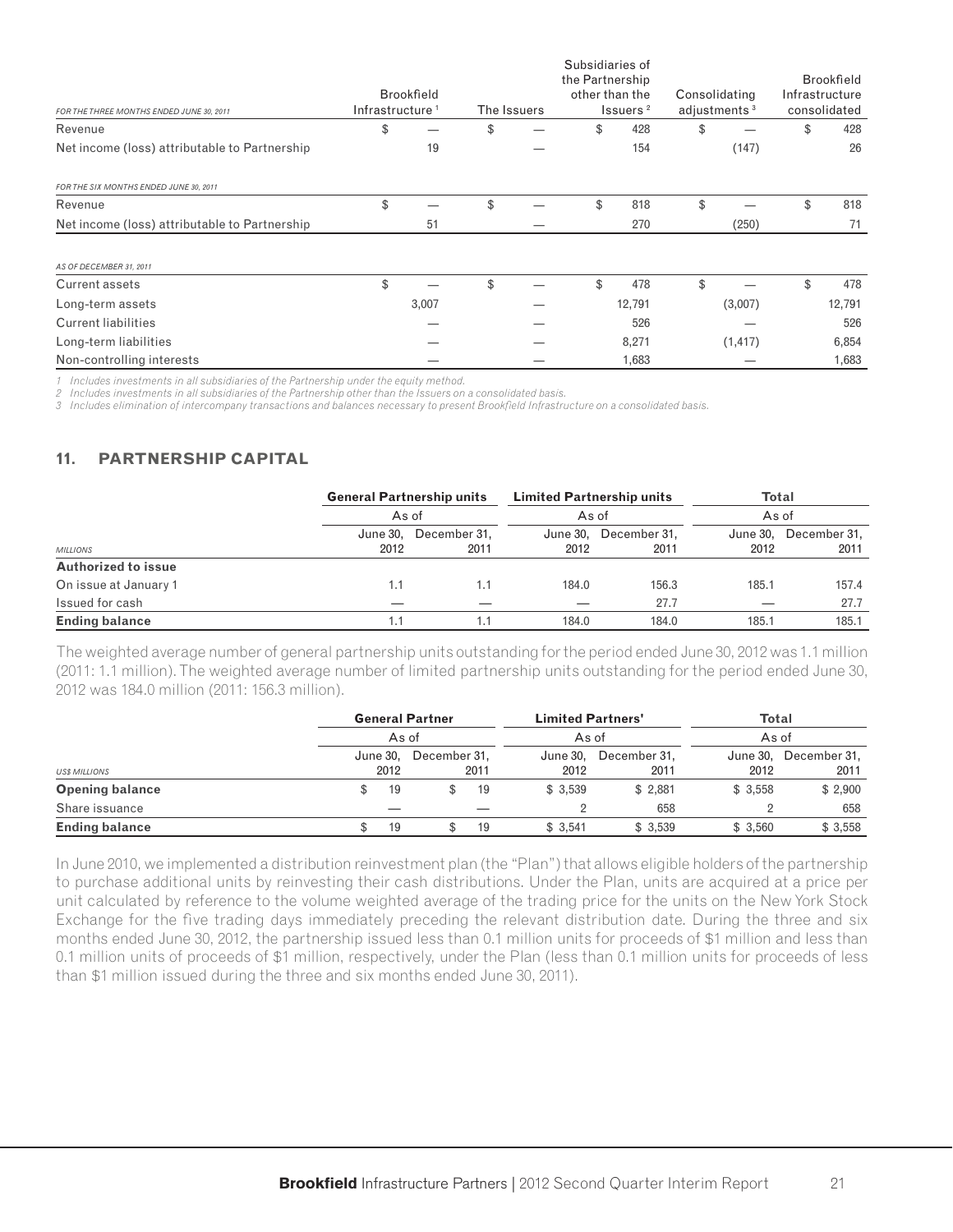| FOR THE THREE MONTHS ENDED JUNE 30, 2011 | Brookfield Infrastructure [1] | The Issuers | Subsidiaries of the Partnership other than the Issuers [2] | Consolidating adjustments [3] | Brookfield Infrastructure consolidated |
|---|---|---|---|---|---|
| Revenue | $ — | $ — | $ 428 | $ — | $ 428 |
| Net income (loss) attributable to Partnership | 19 | — | 154 | (147) | 26 |

| FOR THE SIX MONTHS ENDED JUNE 30, 2011 | | | | | |
|---|---|---|---|---|---|
| Revenue | $ — | $ — | $ 818 | $ — | $ 818 |
| Net income (loss) attributable to Partnership | 51 | — | 270 | (250) | 71 |

| AS OF DECEMBER 31, 2011 | | | | | |
|---|---|---|---|---|---|
| Current assets | $ — | $ — | $ 478 | $ — | $ 478 |
| Long-term assets | 3,007 | — | 12,791 | (3,007) | 12,791 |
| Current liabilities | — | — | 526 | — | 526 |
| Long-term liabilities | — | — | 8,271 | (1,417) | 6,854 |
| Non-controlling interests | — | — | 1,683 | — | 1,683 |

*1 Includes investments in all subsidiaries of the Partnership under the equity method.*
*2 Includes investments in all subsidiaries of the Partnership other than the Issuers on a consolidated basis.*
*3 Includes elimination of intercompany transactions and balances necessary to present Brookfield Infrastructure on a consolidated basis.*

## 11. PARTNERSHIP CAPITAL

| | **General Partnership units** | | **Limited Partnership units** | | **Total** | |
|---|---|---|---|---|---|---|
| | As of | | As of | | As of | |
| MILLIONS | June 30, 2012 | December 31, 2011 | June 30, 2012 | December 31, 2011 | June 30, 2012 | December 31, 2011 |
| **Authorized to issue** | | | | | | |
| On issue at January 1 | 1.1 | 1.1 | 184.0 | 156.3 | 185.1 | 157.4 |
| Issued for cash | — | — | — | 27.7 | — | 27.7 |
| **Ending balance** | 1.1 | 1.1 | 184.0 | 184.0 | 185.1 | 185.1 |

The weighted average number of general partnership units outstanding for the period ended June 30, 2012 was 1.1 million (2011: 1.1 million). The weighted average number of limited partnership units outstanding for the period ended June 30, 2012 was 184.0 million (2011: 156.3 million).

| | **General Partner** | | **Limited Partners'** | | **Total** | |
|---|---|---|---|---|---|---|
| | As of | | As of | | As of | |
| US$ MILLIONS | June 30, 2012 | December 31, 2011 | June 30, 2012 | December 31, 2011 | June 30, 2012 | December 31, 2011 |
| **Opening balance** | $ 19 | $ 19 | $ 3,539 | $ 2,881 | $ 3,558 | $ 2,900 |
| Share issuance | — | — | 2 | 658 | 2 | 658 |
| **Ending balance** | $ 19 | $ 19 | $ 3,541 | $ 3,539 | $ 3,560 | $ 3,558 |

In June 2010, we implemented a distribution reinvestment plan (the "Plan") that allows eligible holders of the partnership to purchase additional units by reinvesting their cash distributions. Under the Plan, units are acquired at a price per unit calculated by reference to the volume weighted average of the trading price for the units on the New York Stock Exchange for the five trading days immediately preceding the relevant distribution date. During the three and six months ended June 30, 2012, the partnership issued less than 0.1 million units for proceeds of $1 million and less than 0.1 million units of proceeds of $1 million, respectively, under the Plan (less than 0.1 million units for proceeds of less than $1 million issued during the three and six months ended June 30, 2011).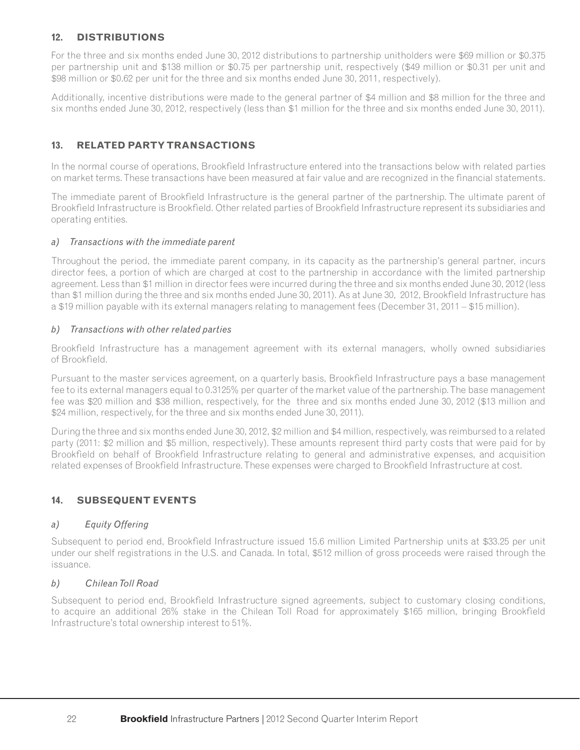## 12. DISTRIBUTIONS

For the three and six months ended June 30, 2012 distributions to partnership unitholders were $69 million or $0.375 per partnership unit and $138 million or $0.75 per partnership unit, respectively ($49 million or $0.31 per unit and $98 million or $0.62 per unit for the three and six months ended June 30, 2011, respectively).

Additionally, incentive distributions were made to the general partner of $4 million and $8 million for the three and six months ended June 30, 2012, respectively (less than $1 million for the three and six months ended June 30, 2011).

## 13. RELATED PARTY TRANSACTIONS

In the normal course of operations, Brookfield Infrastructure entered into the transactions below with related parties on market terms. These transactions have been measured at fair value and are recognized in the financial statements.

The immediate parent of Brookfield Infrastructure is the general partner of the partnership. The ultimate parent of Brookfield Infrastructure is Brookfield. Other related parties of Brookfield Infrastructure represent its subsidiaries and operating entities.

### *a) Transactions with the immediate parent*

Throughout the period, the immediate parent company, in its capacity as the partnership's general partner, incurs director fees, a portion of which are charged at cost to the partnership in accordance with the limited partnership agreement. Less than $1 million in director fees were incurred during the three and six months ended June 30, 2012 (less than $1 million during the three and six months ended June 30, 2011). As at June 30, 2012, Brookfield Infrastructure has a $19 million payable with its external managers relating to management fees (December 31, 2011 – $15 million).

### *b) Transactions with other related parties*

Brookfield Infrastructure has a management agreement with its external managers, wholly owned subsidiaries of Brookfield.

Pursuant to the master services agreement, on a quarterly basis, Brookfield Infrastructure pays a base management fee to its external managers equal to 0.3125% per quarter of the market value of the partnership. The base management fee was $20 million and $38 million, respectively, for the three and six months ended June 30, 2012 ($13 million and $24 million, respectively, for the three and six months ended June 30, 2011).

During the three and six months ended June 30, 2012, $2 million and $4 million, respectively, was reimbursed to a related party (2011: $2 million and $5 million, respectively). These amounts represent third party costs that were paid for by Brookfield on behalf of Brookfield Infrastructure relating to general and administrative expenses, and acquisition related expenses of Brookfield Infrastructure. These expenses were charged to Brookfield Infrastructure at cost.

## 14. SUBSEQUENT EVENTS

### *a) Equity Offering*

Subsequent to period end, Brookfield Infrastructure issued 15.6 million Limited Partnership units at $33.25 per unit under our shelf registrations in the U.S. and Canada. In total, $512 million of gross proceeds were raised through the issuance.

### *b) Chilean Toll Road*

Subsequent to period end, Brookfield Infrastructure signed agreements, subject to customary closing conditions, to acquire an additional 26% stake in the Chilean Toll Road for approximately $165 million, bringing Brookfield Infrastructure's total ownership interest to 51%.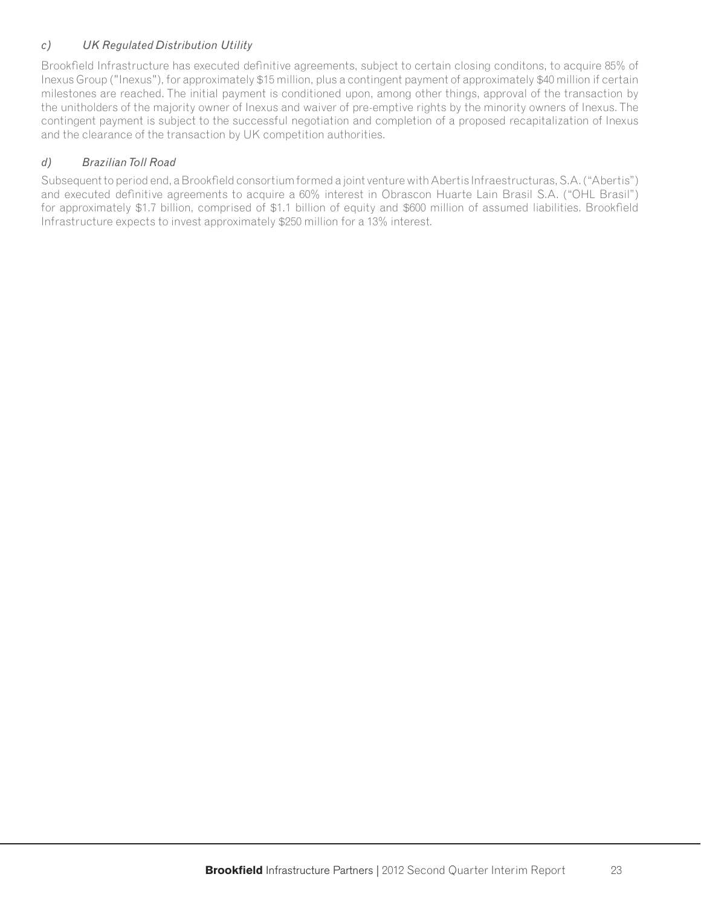### *c) UK Regulated Distribution Utility*

Brookfield Infrastructure has executed definitive agreements, subject to certain closing conditons, to acquire 85% of Inexus Group ("Inexus"), for approximately $15 million, plus a contingent payment of approximately $40 million if certain milestones are reached. The initial payment is conditioned upon, among other things, approval of the transaction by the unitholders of the majority owner of Inexus and waiver of pre-emptive rights by the minority owners of Inexus. The contingent payment is subject to the successful negotiation and completion of a proposed recapitalization of Inexus and the clearance of the transaction by UK competition authorities.

### *d) Brazilian Toll Road*

Subsequent to period end, a Brookfield consortium formed a joint venture with Abertis Infraestructuras, S.A. ("Abertis") and executed definitive agreements to acquire a 60% interest in Obrascon Huarte Lain Brasil S.A. ("OHL Brasil") for approximately $1.7 billion, comprised of $1.1 billion of equity and $600 million of assumed liabilities. Brookfield Infrastructure expects to invest approximately $250 million for a 13% interest.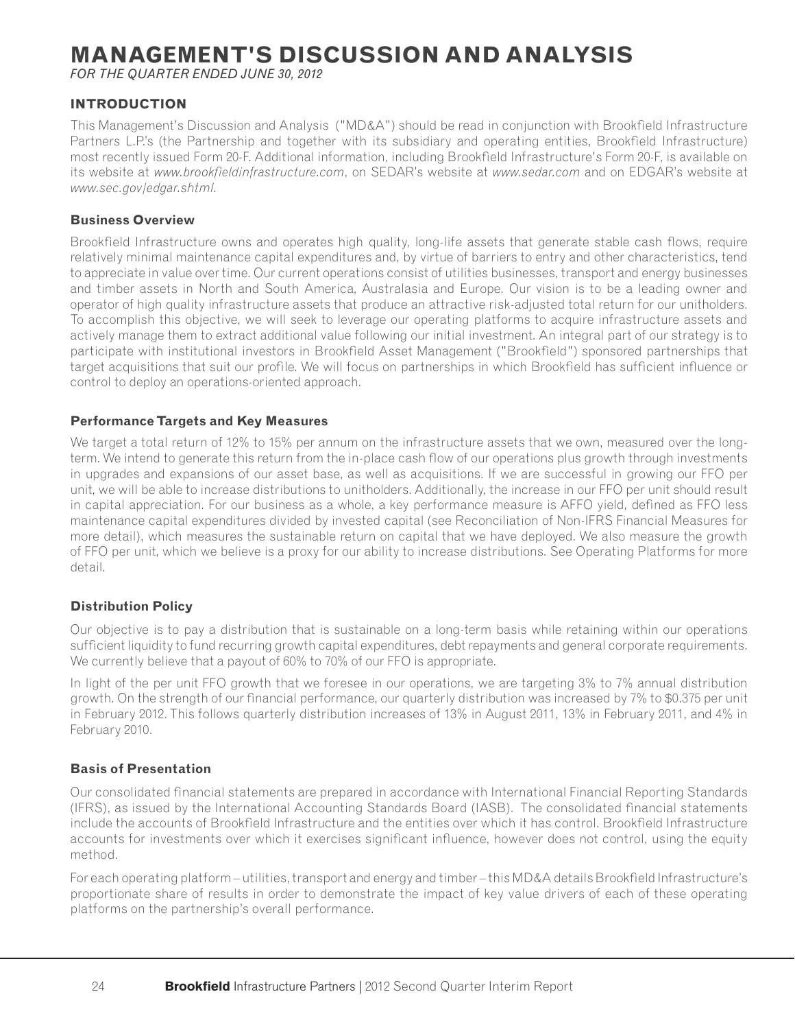# MANAGEMENT'S DISCUSSION AND ANALYSIS

*FOR THE QUARTER ENDED JUNE 30, 2012*

## INTRODUCTION

This Management's Discussion and Analysis ("MD&A") should be read in conjunction with Brookfield Infrastructure Partners L.P.'s (the Partnership and together with its subsidiary and operating entities, Brookfield Infrastructure) most recently issued Form 20-F. Additional information, including Brookfield Infrastructure's Form 20-F, is available on its website at *www.brookfieldinfrastructure.com*, on SEDAR's website at *www.sedar.com* and on EDGAR's website at *www.sec.gov/edgar.shtml*.

### Business Overview

Brookfield Infrastructure owns and operates high quality, long-life assets that generate stable cash flows, require relatively minimal maintenance capital expenditures and, by virtue of barriers to entry and other characteristics, tend to appreciate in value over time. Our current operations consist of utilities businesses, transport and energy businesses and timber assets in North and South America, Australasia and Europe. Our vision is to be a leading owner and operator of high quality infrastructure assets that produce an attractive risk-adjusted total return for our unitholders. To accomplish this objective, we will seek to leverage our operating platforms to acquire infrastructure assets and actively manage them to extract additional value following our initial investment. An integral part of our strategy is to participate with institutional investors in Brookfield Asset Management ("Brookfield") sponsored partnerships that target acquisitions that suit our profile. We will focus on partnerships in which Brookfield has sufficient influence or control to deploy an operations-oriented approach.

### Performance Targets and Key Measures

We target a total return of 12% to 15% per annum on the infrastructure assets that we own, measured over the long-term. We intend to generate this return from the in-place cash flow of our operations plus growth through investments in upgrades and expansions of our asset base, as well as acquisitions. If we are successful in growing our FFO per unit, we will be able to increase distributions to unitholders. Additionally, the increase in our FFO per unit should result in capital appreciation. For our business as a whole, a key performance measure is AFFO yield, defined as FFO less maintenance capital expenditures divided by invested capital (see Reconciliation of Non-IFRS Financial Measures for more detail), which measures the sustainable return on capital that we have deployed. We also measure the growth of FFO per unit, which we believe is a proxy for our ability to increase distributions. See Operating Platforms for more detail.

### Distribution Policy

Our objective is to pay a distribution that is sustainable on a long-term basis while retaining within our operations sufficient liquidity to fund recurring growth capital expenditures, debt repayments and general corporate requirements. We currently believe that a payout of 60% to 70% of our FFO is appropriate.

In light of the per unit FFO growth that we foresee in our operations, we are targeting 3% to 7% annual distribution growth. On the strength of our financial performance, our quarterly distribution was increased by 7% to $0.375 per unit in February 2012. This follows quarterly distribution increases of 13% in August 2011, 13% in February 2011, and 4% in February 2010.

### Basis of Presentation

Our consolidated financial statements are prepared in accordance with International Financial Reporting Standards (IFRS), as issued by the International Accounting Standards Board (IASB). The consolidated financial statements include the accounts of Brookfield Infrastructure and the entities over which it has control. Brookfield Infrastructure accounts for investments over which it exercises significant influence, however does not control, using the equity method.

For each operating platform – utilities, transport and energy and timber – this MD&A details Brookfield Infrastructure's proportionate share of results in order to demonstrate the impact of key value drivers of each of these operating platforms on the partnership's overall performance.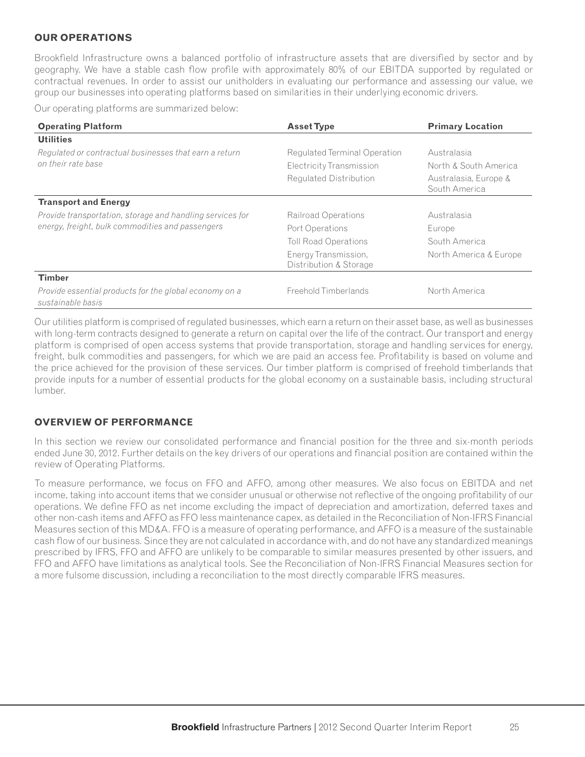## OUR OPERATIONS

Brookfield Infrastructure owns a balanced portfolio of infrastructure assets that are diversified by sector and by geography. We have a stable cash flow profile with approximately 80% of our EBITDA supported by regulated or contractual revenues. In order to assist our unitholders in evaluating our performance and assessing our value, we group our businesses into operating platforms based on similarities in their underlying economic drivers.

Our operating platforms are summarized below:

| Operating Platform | Asset Type | Primary Location |
|---|---|---|
| **Utilities** | | |
| *Regulated or contractual businesses that earn a return on their rate base* | Regulated Terminal Operation | Australasia |
| | Electricity Transmission | North & South America |
| | Regulated Distribution | Australasia, Europe & South America |
| **Transport and Energy** | | |
| *Provide transportation, storage and handling services for energy, freight, bulk commodities and passengers* | Railroad Operations | Australasia |
| | Port Operations | Europe |
| | Toll Road Operations | South America |
| | Energy Transmission, Distribution & Storage | North America & Europe |
| **Timber** | | |
| *Provide essential products for the global economy on a sustainable basis* | Freehold Timberlands | North America |

Our utilities platform is comprised of regulated businesses, which earn a return on their asset base, as well as businesses with long-term contracts designed to generate a return on capital over the life of the contract. Our transport and energy platform is comprised of open access systems that provide transportation, storage and handling services for energy, freight, bulk commodities and passengers, for which we are paid an access fee. Profitability is based on volume and the price achieved for the provision of these services. Our timber platform is comprised of freehold timberlands that provide inputs for a number of essential products for the global economy on a sustainable basis, including structural lumber.

## OVERVIEW OF PERFORMANCE

In this section we review our consolidated performance and financial position for the three and six-month periods ended June 30, 2012. Further details on the key drivers of our operations and financial position are contained within the review of Operating Platforms.

To measure performance, we focus on FFO and AFFO, among other measures. We also focus on EBITDA and net income, taking into account items that we consider unusual or otherwise not reflective of the ongoing profitability of our operations. We define FFO as net income excluding the impact of depreciation and amortization, deferred taxes and other non-cash items and AFFO as FFO less maintenance capex, as detailed in the Reconciliation of Non-IFRS Financial Measures section of this MD&A. FFO is a measure of operating performance, and AFFO is a measure of the sustainable cash flow of our business. Since they are not calculated in accordance with, and do not have any standardized meanings prescribed by IFRS, FFO and AFFO are unlikely to be comparable to similar measures presented by other issuers, and FFO and AFFO have limitations as analytical tools. See the Reconciliation of Non-IFRS Financial Measures section for a more fulsome discussion, including a reconciliation to the most directly comparable IFRS measures.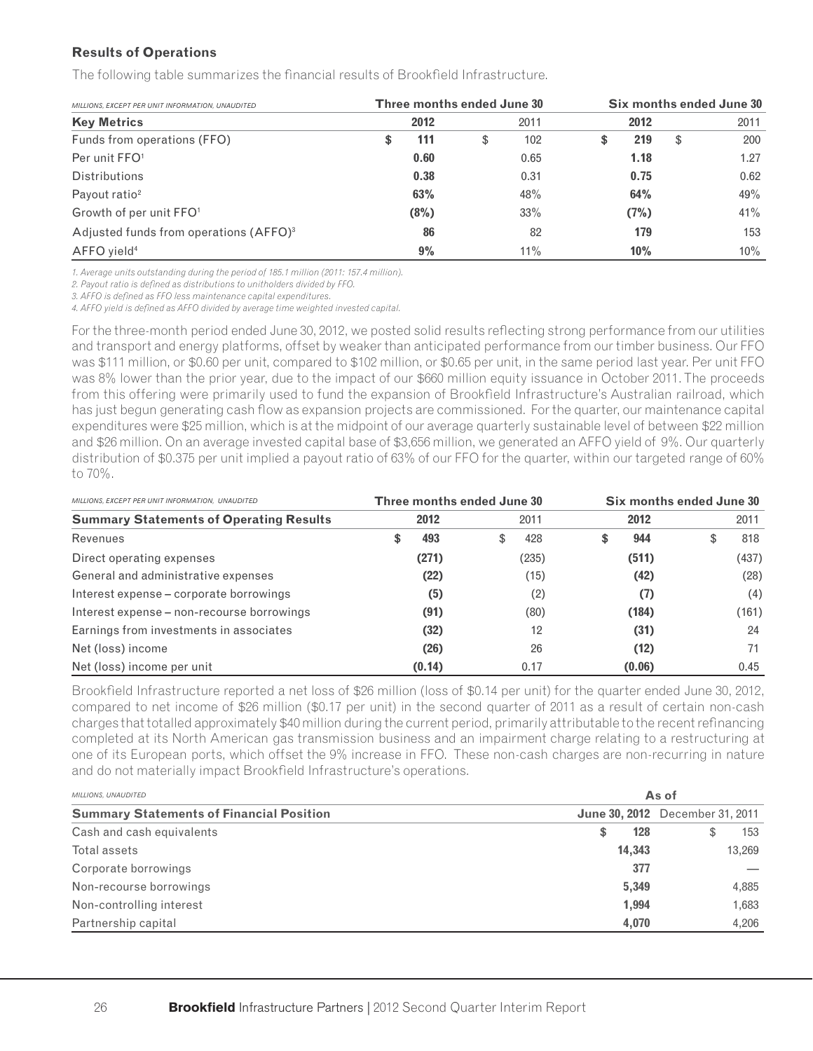### Results of Operations

The following table summarizes the financial results of Brookfield Infrastructure.

| *MILLIONS, EXCEPT PER UNIT INFORMATION, UNAUDITED* | Three months ended June 30 | | Six months ended June 30 | |
|---|---|---|---|---|
| **Key Metrics** | **2012** | 2011 | **2012** | 2011 |
| Funds from operations (FFO) | **$ 111** | $ 102 | **$ 219** | $ 200 |
| Per unit FFO[1] | **0.60** | 0.65 | **1.18** | 1.27 |
| Distributions | **0.38** | 0.31 | **0.75** | 0.62 |
| Payout ratio[2] | **63%** | 48% | **64%** | 49% |
| Growth of per unit FFO[1] | **(8%)** | 33% | **(7%)** | 41% |
| Adjusted funds from operations (AFFO)[3] | **86** | 82 | **179** | 153 |
| AFFO yield[4] | **9%** | 11% | **10%** | 10% |

*1. Average units outstanding during the period of 185.1 million (2011: 157.4 million).*
*2. Payout ratio is defined as distributions to unitholders divided by FFO.*
*3. AFFO is defined as FFO less maintenance capital expenditures.*
*4. AFFO yield is defined as AFFO divided by average time weighted invested capital.*

For the three-month period ended June 30, 2012, we posted solid results reflecting strong performance from our utilities and transport and energy platforms, offset by weaker than anticipated performance from our timber business. Our FFO was $111 million, or $0.60 per unit, compared to $102 million, or $0.65 per unit, in the same period last year. Per unit FFO was 8% lower than the prior year, due to the impact of our $660 million equity issuance in October 2011. The proceeds from this offering were primarily used to fund the expansion of Brookfield Infrastructure's Australian railroad, which has just begun generating cash flow as expansion projects are commissioned. For the quarter, our maintenance capital expenditures were $25 million, which is at the midpoint of our average quarterly sustainable level of between $22 million and $26 million. On an average invested capital base of $3,656 million, we generated an AFFO yield of 9%. Our quarterly distribution of $0.375 per unit implied a payout ratio of 63% of our FFO for the quarter, within our targeted range of 60% to 70%.

| *MILLIONS, EXCEPT PER UNIT INFORMATION, UNAUDITED* | Three months ended June 30 | | Six months ended June 30 | |
|---|---|---|---|---|
| **Summary Statements of Operating Results** | **2012** | 2011 | **2012** | 2011 |
| Revenues | **$ 493** | $ 428 | **$ 944** | $ 818 |
| Direct operating expenses | **(271)** | (235) | **(511)** | (437) |
| General and administrative expenses | **(22)** | (15) | **(42)** | (28) |
| Interest expense – corporate borrowings | **(5)** | (2) | **(7)** | (4) |
| Interest expense – non-recourse borrowings | **(91)** | (80) | **(184)** | (161) |
| Earnings from investments in associates | **(32)** | 12 | **(31)** | 24 |
| Net (loss) income | **(26)** | 26 | **(12)** | 71 |
| Net (loss) income per unit | **(0.14)** | 0.17 | **(0.06)** | 0.45 |

Brookfield Infrastructure reported a net loss of $26 million (loss of $0.14 per unit) for the quarter ended June 30, 2012, compared to net income of $26 million ($0.17 per unit) in the second quarter of 2011 as a result of certain non-cash charges that totalled approximately $40 million during the current period, primarily attributable to the recent refinancing completed at its North American gas transmission business and an impairment charge relating to a restructuring at one of its European ports, which offset the 9% increase in FFO. These non-cash charges are non-recurring in nature and do not materially impact Brookfield Infrastructure's operations.

| *MILLIONS, UNAUDITED* | As of | |
|---|---|---|
| **Summary Statements of Financial Position** | **June 30, 2012** | December 31, 2011 |
| Cash and cash equivalents | **$ 128** | $ 153 |
| Total assets | **14,343** | 13,269 |
| Corporate borrowings | **377** | — |
| Non-recourse borrowings | **5,349** | 4,885 |
| Non-controlling interest | **1,994** | 1,683 |
| Partnership capital | **4,070** | 4,206 |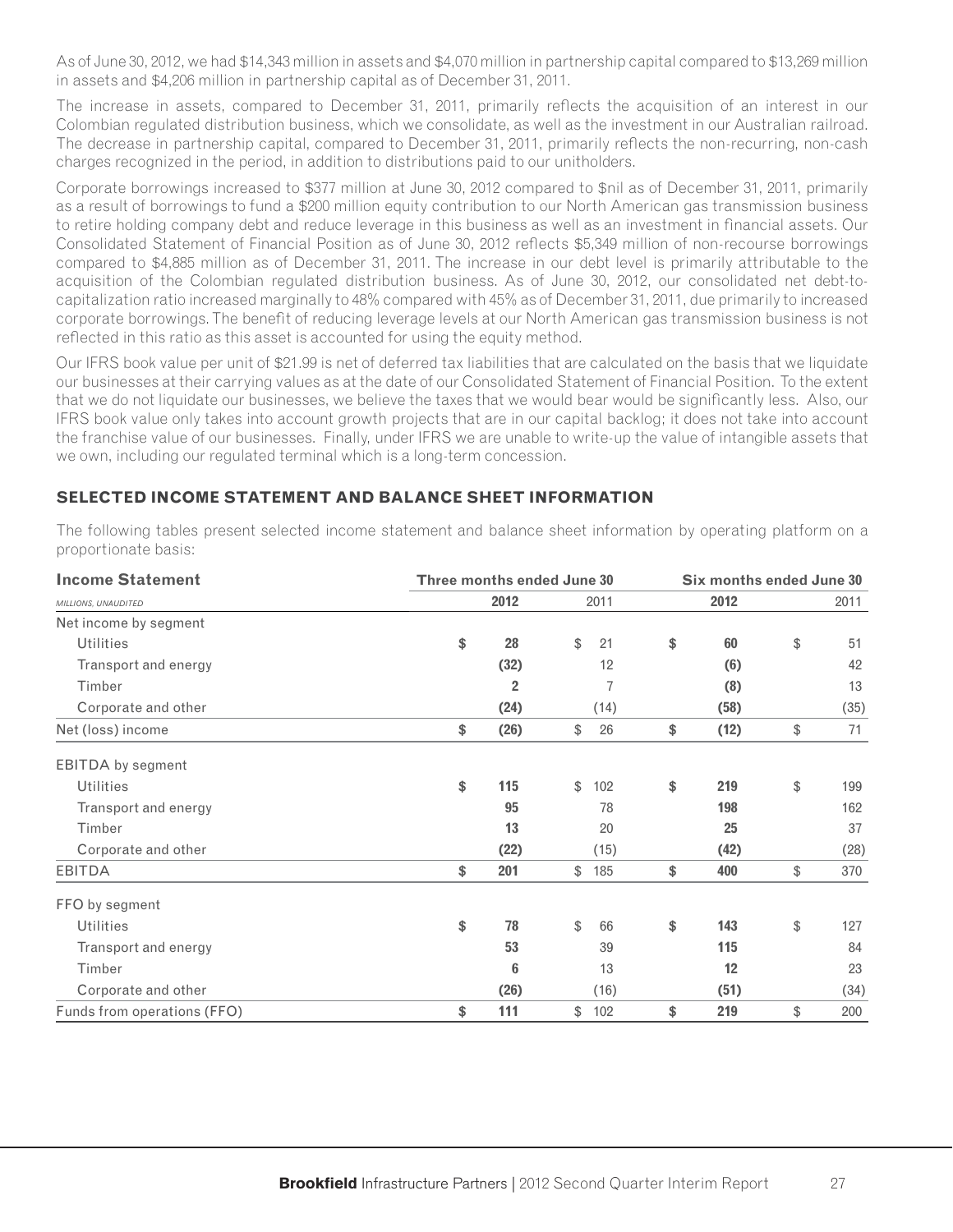As of June 30, 2012, we had $14,343 million in assets and $4,070 million in partnership capital compared to $13,269 million in assets and $4,206 million in partnership capital as of December 31, 2011.

The increase in assets, compared to December 31, 2011, primarily reflects the acquisition of an interest in our Colombian regulated distribution business, which we consolidate, as well as the investment in our Australian railroad. The decrease in partnership capital, compared to December 31, 2011, primarily reflects the non-recurring, non-cash charges recognized in the period, in addition to distributions paid to our unitholders.

Corporate borrowings increased to $377 million at June 30, 2012 compared to $nil as of December 31, 2011, primarily as a result of borrowings to fund a $200 million equity contribution to our North American gas transmission business to retire holding company debt and reduce leverage in this business as well as an investment in financial assets. Our Consolidated Statement of Financial Position as of June 30, 2012 reflects $5,349 million of non-recourse borrowings compared to $4,885 million as of December 31, 2011. The increase in our debt level is primarily attributable to the acquisition of the Colombian regulated distribution business. As of June 30, 2012, our consolidated net debt-to-capitalization ratio increased marginally to 48% compared with 45% as of December 31, 2011, due primarily to increased corporate borrowings. The benefit of reducing leverage levels at our North American gas transmission business is not reflected in this ratio as this asset is accounted for using the equity method.

Our IFRS book value per unit of $21.99 is net of deferred tax liabilities that are calculated on the basis that we liquidate our businesses at their carrying values as at the date of our Consolidated Statement of Financial Position. To the extent that we do not liquidate our businesses, we believe the taxes that we would bear would be significantly less. Also, our IFRS book value only takes into account growth projects that are in our capital backlog; it does not take into account the franchise value of our businesses. Finally, under IFRS we are unable to write-up the value of intangible assets that we own, including our regulated terminal which is a long-term concession.

## SELECTED INCOME STATEMENT AND BALANCE SHEET INFORMATION

The following tables present selected income statement and balance sheet information by operating platform on a proportionate basis:

| **Income Statement** | **Three months ended June 30** | | **Six months ended June 30** | |
|---|---|---|---|---|
| *MILLIONS, UNAUDITED* | **2012** | 2011 | **2012** | 2011 |
| Net income by segment | | | | |
| Utilities | **$ 28** | $ 21 | **$ 60** | $ 51 |
| Transport and energy | **(32)** | 12 | **(6)** | 42 |
| Timber | **2** | 7 | **(8)** | 13 |
| Corporate and other | **(24)** | (14) | **(58)** | (35) |
| Net (loss) income | **$ (26)** | $ 26 | **$ (12)** | $ 71 |
| EBITDA by segment | | | | |
| Utilities | **$ 115** | $ 102 | **$ 219** | $ 199 |
| Transport and energy | **95** | 78 | **198** | 162 |
| Timber | **13** | 20 | **25** | 37 |
| Corporate and other | **(22)** | (15) | **(42)** | (28) |
| EBITDA | **$ 201** | $ 185 | **$ 400** | $ 370 |
| FFO by segment | | | | |
| Utilities | **$ 78** | $ 66 | **$ 143** | $ 127 |
| Transport and energy | **53** | 39 | **115** | 84 |
| Timber | **6** | 13 | **12** | 23 |
| Corporate and other | **(26)** | (16) | **(51)** | (34) |
| Funds from operations (FFO) | **$ 111** | $ 102 | **$ 219** | $ 200 |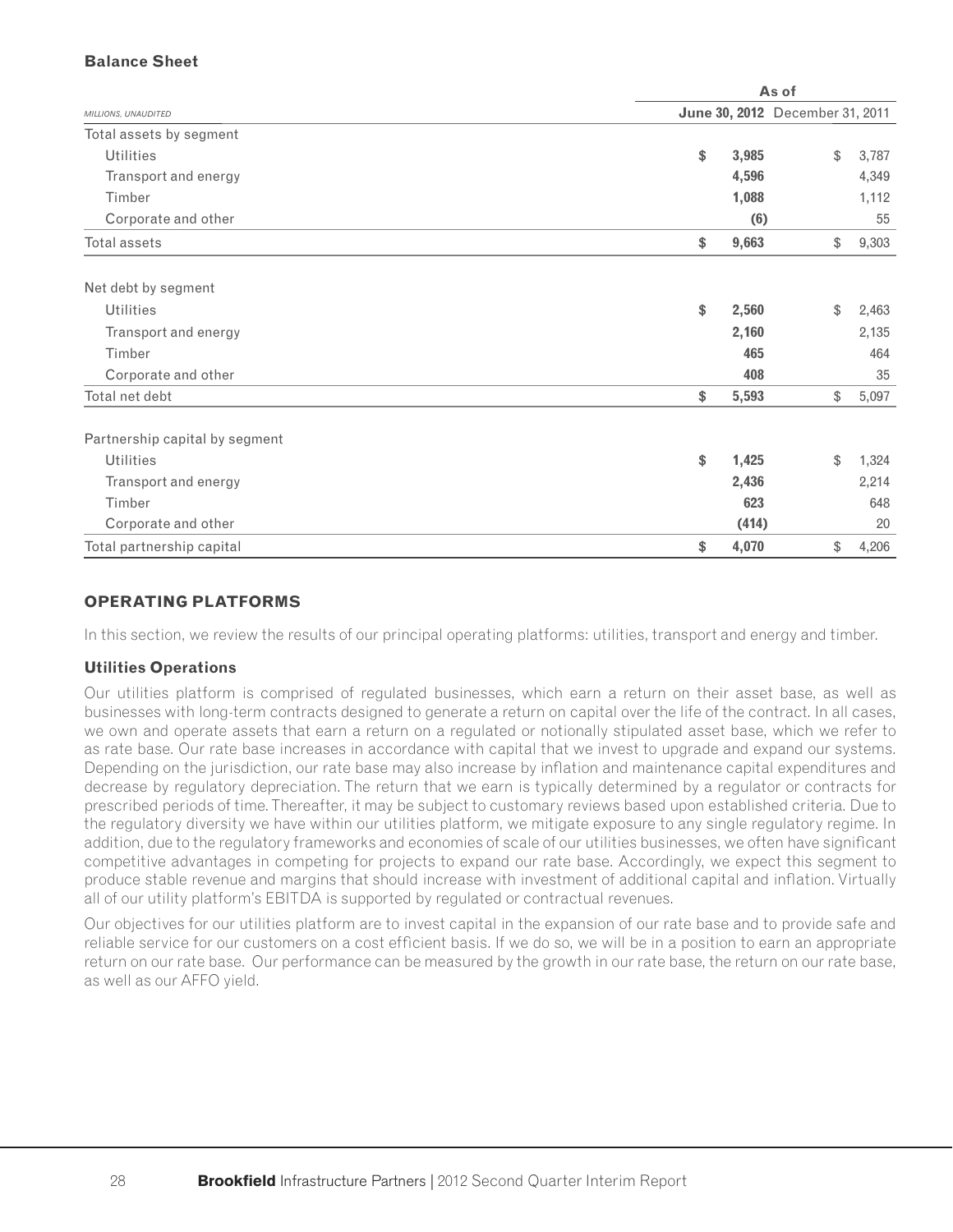### Balance Sheet

| MILLIONS, UNAUDITED | As of June 30, 2012 | As of December 31, 2011 |
|---|---|---|
| Total assets by segment | | |
| Utilities | **$ 3,985** | $ 3,787 |
| Transport and energy | **4,596** | 4,349 |
| Timber | **1,088** | 1,112 |
| Corporate and other | **(6)** | 55 |
| Total assets | **$ 9,663** | $ 9,303 |
| | | |
| Net debt by segment | | |
| Utilities | **$ 2,560** | $ 2,463 |
| Transport and energy | **2,160** | 2,135 |
| Timber | **465** | 464 |
| Corporate and other | **408** | 35 |
| Total net debt | **$ 5,593** | $ 5,097 |
| | | |
| Partnership capital by segment | | |
| Utilities | **$ 1,425** | $ 1,324 |
| Transport and energy | **2,436** | 2,214 |
| Timber | **623** | 648 |
| Corporate and other | **(414)** | 20 |
| Total partnership capital | **$ 4,070** | $ 4,206 |

## OPERATING PLATFORMS

In this section, we review the results of our principal operating platforms: utilities, transport and energy and timber.

### Utilities Operations

Our utilities platform is comprised of regulated businesses, which earn a return on their asset base, as well as businesses with long-term contracts designed to generate a return on capital over the life of the contract. In all cases, we own and operate assets that earn a return on a regulated or notionally stipulated asset base, which we refer to as rate base. Our rate base increases in accordance with capital that we invest to upgrade and expand our systems. Depending on the jurisdiction, our rate base may also increase by inflation and maintenance capital expenditures and decrease by regulatory depreciation. The return that we earn is typically determined by a regulator or contracts for prescribed periods of time. Thereafter, it may be subject to customary reviews based upon established criteria. Due to the regulatory diversity we have within our utilities platform, we mitigate exposure to any single regulatory regime. In addition, due to the regulatory frameworks and economies of scale of our utilities businesses, we often have significant competitive advantages in competing for projects to expand our rate base. Accordingly, we expect this segment to produce stable revenue and margins that should increase with investment of additional capital and inflation. Virtually all of our utility platform's EBITDA is supported by regulated or contractual revenues.

Our objectives for our utilities platform are to invest capital in the expansion of our rate base and to provide safe and reliable service for our customers on a cost efficient basis. If we do so, we will be in a position to earn an appropriate return on our rate base. Our performance can be measured by the growth in our rate base, the return on our rate base, as well as our AFFO yield.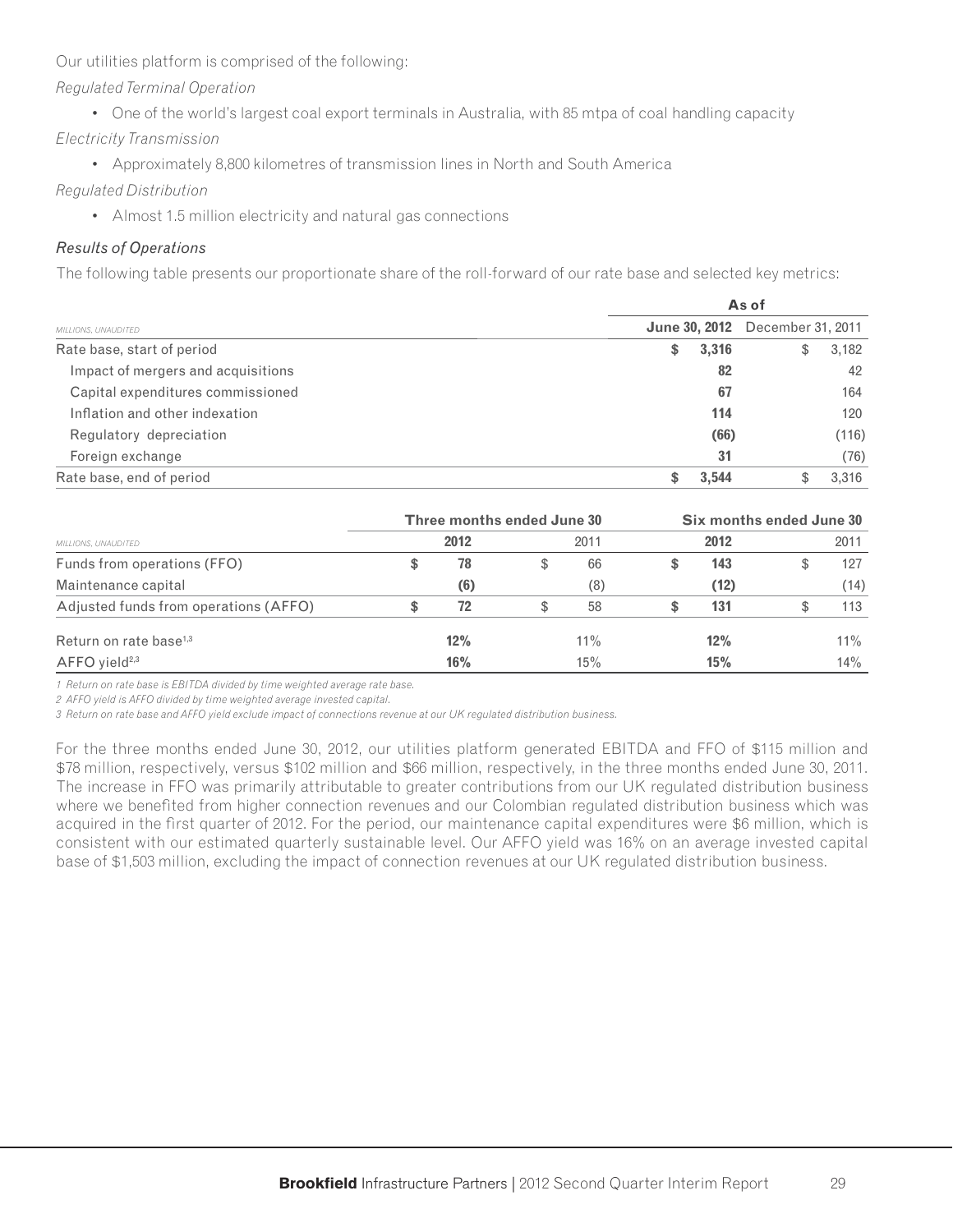Our utilities platform is comprised of the following:

*Regulated Terminal Operation*

- One of the world's largest coal export terminals in Australia, with 85 mtpa of coal handling capacity

*Electricity Transmission*

- Approximately 8,800 kilometres of transmission lines in North and South America

*Regulated Distribution*

- Almost 1.5 million electricity and natural gas connections

*Results of Operations*

The following table presents our proportionate share of the roll-forward of our rate base and selected key metrics:

| | As of | |
|---|---|---|
| *MILLIONS, UNAUDITED* | **June 30, 2012** | December 31, 2011 |
| Rate base, start of period | **$ 3,316** | $ 3,182 |
| Impact of mergers and acquisitions | **82** | 42 |
| Capital expenditures commissioned | **67** | 164 |
| Inflation and other indexation | **114** | 120 |
| Regulatory depreciation | **(66)** | (116) |
| Foreign exchange | **31** | (76) |
| Rate base, end of period | **$ 3,544** | $ 3,316 |

| | Three months ended June 30 | | Six months ended June 30 | |
|---|---|---|---|---|
| *MILLIONS, UNAUDITED* | **2012** | 2011 | **2012** | 2011 |
| Funds from operations (FFO) | **$ 78** | $ 66 | **$ 143** | $ 127 |
| Maintenance capital | **(6)** | (8) | **(12)** | (14) |
| Adjusted funds from operations (AFFO) | **$ 72** | $ 58 | **$ 131** | $ 113 |
| Return on rate base[1,3] | **12%** | 11% | **12%** | 11% |
| AFFO yield[2,3] | **16%** | 15% | **15%** | 14% |

*1 Return on rate base is EBITDA divided by time weighted average rate base.*

*2 AFFO yield is AFFO divided by time weighted average invested capital.*

*3 Return on rate base and AFFO yield exclude impact of connections revenue at our UK regulated distribution business.*

For the three months ended June 30, 2012, our utilities platform generated EBITDA and FFO of $115 million and $78 million, respectively, versus $102 million and $66 million, respectively, in the three months ended June 30, 2011. The increase in FFO was primarily attributable to greater contributions from our UK regulated distribution business where we benefited from higher connection revenues and our Colombian regulated distribution business which was acquired in the first quarter of 2012. For the period, our maintenance capital expenditures were $6 million, which is consistent with our estimated quarterly sustainable level. Our AFFO yield was 16% on an average invested capital base of $1,503 million, excluding the impact of connection revenues at our UK regulated distribution business.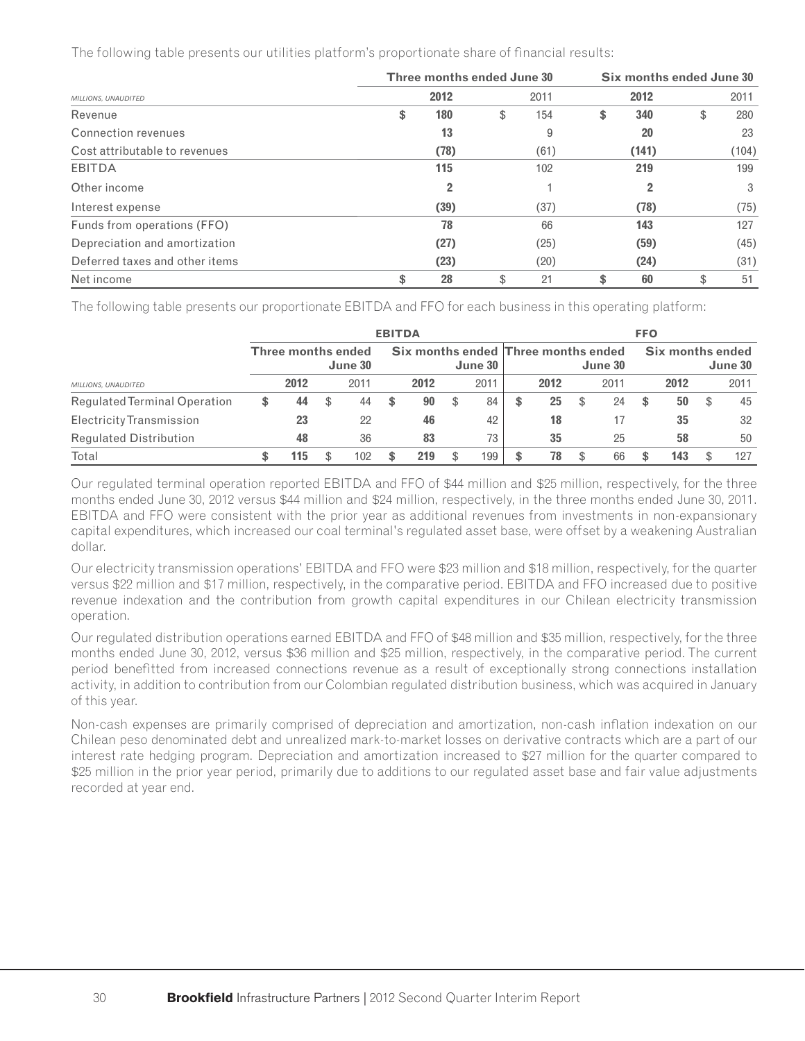The following table presents our utilities platform's proportionate share of financial results:

| MILLIONS, UNAUDITED | Three months ended June 30 | | Six months ended June 30 | |
|---|---|---|---|---|
| | **2012** | 2011 | **2012** | 2011 |
| Revenue | **$ 180** | $ 154 | **$ 340** | $ 280 |
| Connection revenues | **13** | 9 | **20** | 23 |
| Cost attributable to revenues | **(78)** | (61) | **(141)** | (104) |
| EBITDA | **115** | 102 | **219** | 199 |
| Other income | **2** | 1 | **2** | 3 |
| Interest expense | **(39)** | (37) | **(78)** | (75) |
| Funds from operations (FFO) | **78** | 66 | **143** | 127 |
| Depreciation and amortization | **(27)** | (25) | **(59)** | (45) |
| Deferred taxes and other items | **(23)** | (20) | **(24)** | (31) |
| Net income | **$ 28** | $ 21 | **$ 60** | $ 51 |

The following table presents our proportionate EBITDA and FFO for each business in this operating platform:

| MILLIONS, UNAUDITED | EBITDA | | | | FFO | | | |
|---|---|---|---|---|---|---|---|---|
| | Three months ended June 30 | | Six months ended June 30 | | Three months ended June 30 | | Six months ended June 30 | |
| | **2012** | 2011 | **2012** | 2011 | **2012** | 2011 | **2012** | 2011 |
| Regulated Terminal Operation | **$ 44** | $ 44 | **$ 90** | $ 84 | **$ 25** | $ 24 | **$ 50** | $ 45 |
| Electricity Transmission | **23** | 22 | **46** | 42 | **18** | 17 | **35** | 32 |
| Regulated Distribution | **48** | 36 | **83** | 73 | **35** | 25 | **58** | 50 |
| Total | **$ 115** | $ 102 | **$ 219** | $ 199 | **$ 78** | $ 66 | **$ 143** | $ 127 |

Our regulated terminal operation reported EBITDA and FFO of $44 million and $25 million, respectively, for the three months ended June 30, 2012 versus $44 million and $24 million, respectively, in the three months ended June 30, 2011. EBITDA and FFO were consistent with the prior year as additional revenues from investments in non-expansionary capital expenditures, which increased our coal terminal's regulated asset base, were offset by a weakening Australian dollar.

Our electricity transmission operations' EBITDA and FFO were $23 million and $18 million, respectively, for the quarter versus $22 million and $17 million, respectively, in the comparative period. EBITDA and FFO increased due to positive revenue indexation and the contribution from growth capital expenditures in our Chilean electricity transmission operation.

Our regulated distribution operations earned EBITDA and FFO of $48 million and $35 million, respectively, for the three months ended June 30, 2012, versus $36 million and $25 million, respectively, in the comparative period. The current period benefitted from increased connections revenue as a result of exceptionally strong connections installation activity, in addition to contribution from our Colombian regulated distribution business, which was acquired in January of this year.

Non-cash expenses are primarily comprised of depreciation and amortization, non-cash inflation indexation on our Chilean peso denominated debt and unrealized mark-to-market losses on derivative contracts which are a part of our interest rate hedging program. Depreciation and amortization increased to $27 million for the quarter compared to $25 million in the prior year period, primarily due to additions to our regulated asset base and fair value adjustments recorded at year end.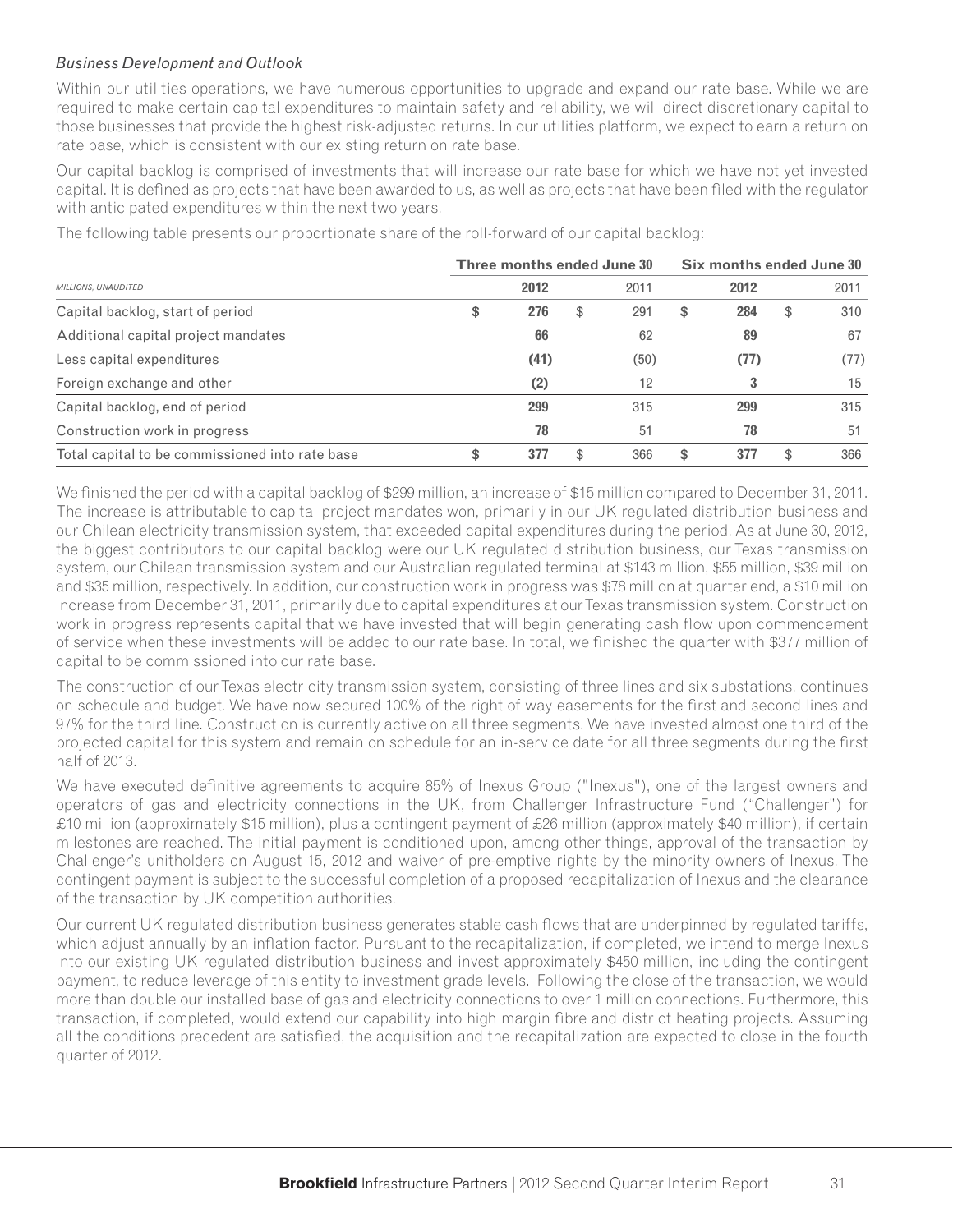*Business Development and Outlook*

Within our utilities operations, we have numerous opportunities to upgrade and expand our rate base. While we are required to make certain capital expenditures to maintain safety and reliability, we will direct discretionary capital to those businesses that provide the highest risk-adjusted returns. In our utilities platform, we expect to earn a return on rate base, which is consistent with our existing return on rate base.

Our capital backlog is comprised of investments that will increase our rate base for which we have not yet invested capital. It is defined as projects that have been awarded to us, as well as projects that have been filed with the regulator with anticipated expenditures within the next two years.

The following table presents our proportionate share of the roll-forward of our capital backlog:

| | Three months ended June 30 | | Six months ended June 30 | |
|---|---|---|---|---|
| *MILLIONS, UNAUDITED* | **2012** | 2011 | **2012** | 2011 |
| Capital backlog, start of period | **$ 276** | $ 291 | **$ 284** | $ 310 |
| Additional capital project mandates | **66** | 62 | **89** | 67 |
| Less capital expenditures | **(41)** | (50) | **(77)** | (77) |
| Foreign exchange and other | **(2)** | 12 | **3** | 15 |
| Capital backlog, end of period | **299** | 315 | **299** | 315 |
| Construction work in progress | **78** | 51 | **78** | 51 |
| Total capital to be commissioned into rate base | **$ 377** | $ 366 | **$ 377** | $ 366 |

We finished the period with a capital backlog of $299 million, an increase of $15 million compared to December 31, 2011. The increase is attributable to capital project mandates won, primarily in our UK regulated distribution business and our Chilean electricity transmission system, that exceeded capital expenditures during the period. As at June 30, 2012, the biggest contributors to our capital backlog were our UK regulated distribution business, our Texas transmission system, our Chilean transmission system and our Australian regulated terminal at $143 million, $55 million, $39 million and $35 million, respectively. In addition, our construction work in progress was $78 million at quarter end, a $10 million increase from December 31, 2011, primarily due to capital expenditures at our Texas transmission system. Construction work in progress represents capital that we have invested that will begin generating cash flow upon commencement of service when these investments will be added to our rate base. In total, we finished the quarter with $377 million of capital to be commissioned into our rate base.

The construction of our Texas electricity transmission system, consisting of three lines and six substations, continues on schedule and budget. We have now secured 100% of the right of way easements for the first and second lines and 97% for the third line. Construction is currently active on all three segments. We have invested almost one third of the projected capital for this system and remain on schedule for an in-service date for all three segments during the first half of 2013.

We have executed definitive agreements to acquire 85% of Inexus Group ("Inexus"), one of the largest owners and operators of gas and electricity connections in the UK, from Challenger Infrastructure Fund ("Challenger") for £10 million (approximately $15 million), plus a contingent payment of £26 million (approximately $40 million), if certain milestones are reached. The initial payment is conditioned upon, among other things, approval of the transaction by Challenger's unitholders on August 15, 2012 and waiver of pre-emptive rights by the minority owners of Inexus. The contingent payment is subject to the successful completion of a proposed recapitalization of Inexus and the clearance of the transaction by UK competition authorities.

Our current UK regulated distribution business generates stable cash flows that are underpinned by regulated tariffs, which adjust annually by an inflation factor. Pursuant to the recapitalization, if completed, we intend to merge Inexus into our existing UK regulated distribution business and invest approximately $450 million, including the contingent payment, to reduce leverage of this entity to investment grade levels. Following the close of the transaction, we would more than double our installed base of gas and electricity connections to over 1 million connections. Furthermore, this transaction, if completed, would extend our capability into high margin fibre and district heating projects. Assuming all the conditions precedent are satisfied, the acquisition and the recapitalization are expected to close in the fourth quarter of 2012.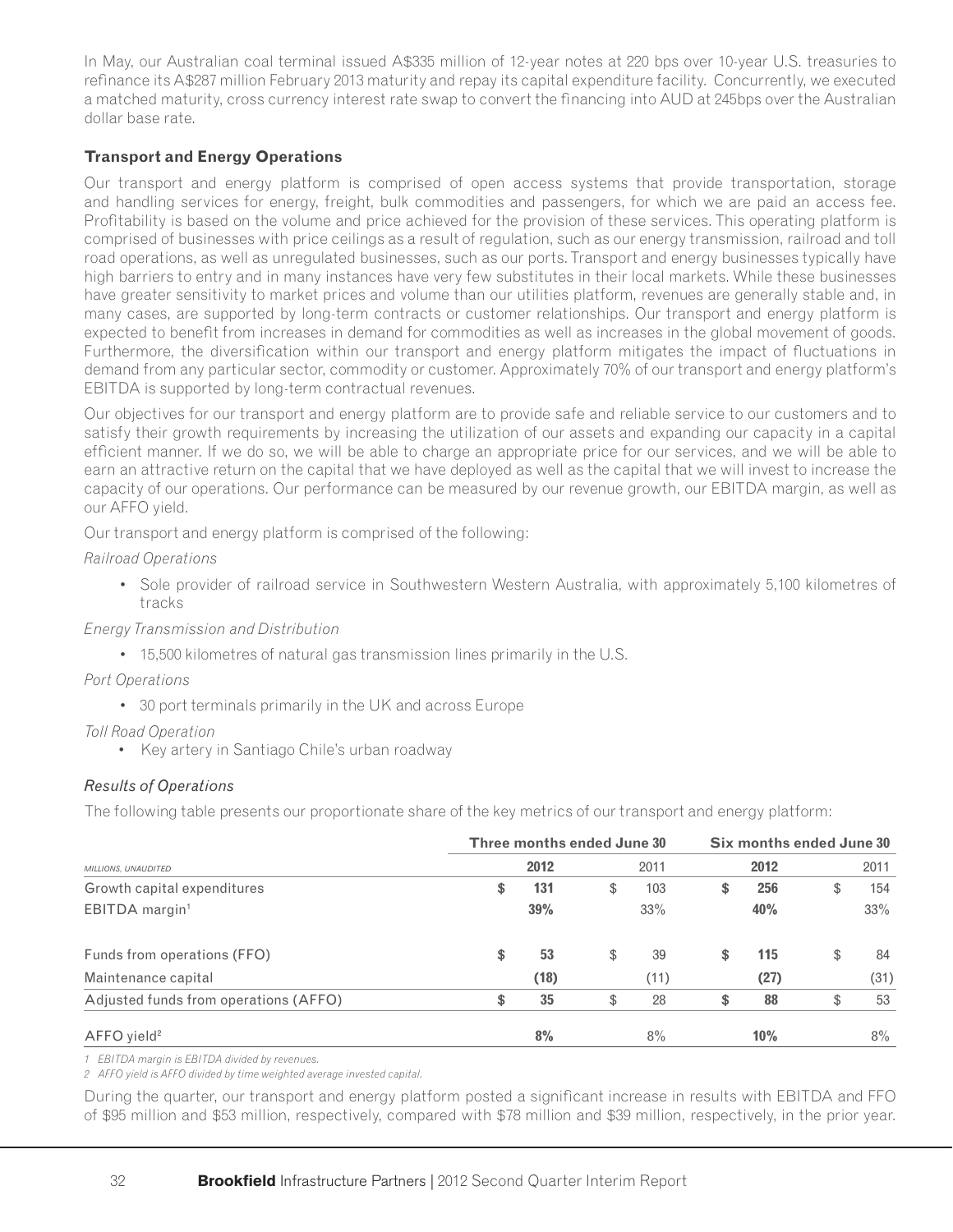In May, our Australian coal terminal issued A$335 million of 12-year notes at 220 bps over 10-year U.S. treasuries to refinance its A$287 million February 2013 maturity and repay its capital expenditure facility. Concurrently, we executed a matched maturity, cross currency interest rate swap to convert the financing into AUD at 245bps over the Australian dollar base rate.

### Transport and Energy Operations

Our transport and energy platform is comprised of open access systems that provide transportation, storage and handling services for energy, freight, bulk commodities and passengers, for which we are paid an access fee. Profitability is based on the volume and price achieved for the provision of these services. This operating platform is comprised of businesses with price ceilings as a result of regulation, such as our energy transmission, railroad and toll road operations, as well as unregulated businesses, such as our ports. Transport and energy businesses typically have high barriers to entry and in many instances have very few substitutes in their local markets. While these businesses have greater sensitivity to market prices and volume than our utilities platform, revenues are generally stable and, in many cases, are supported by long-term contracts or customer relationships. Our transport and energy platform is expected to benefit from increases in demand for commodities as well as increases in the global movement of goods. Furthermore, the diversification within our transport and energy platform mitigates the impact of fluctuations in demand from any particular sector, commodity or customer. Approximately 70% of our transport and energy platform's EBITDA is supported by long-term contractual revenues.

Our objectives for our transport and energy platform are to provide safe and reliable service to our customers and to satisfy their growth requirements by increasing the utilization of our assets and expanding our capacity in a capital efficient manner. If we do so, we will be able to charge an appropriate price for our services, and we will be able to earn an attractive return on the capital that we have deployed as well as the capital that we will invest to increase the capacity of our operations. Our performance can be measured by our revenue growth, our EBITDA margin, as well as our AFFO yield.

Our transport and energy platform is comprised of the following:

*Railroad Operations*

- Sole provider of railroad service in Southwestern Western Australia, with approximately 5,100 kilometres of tracks

*Energy Transmission and Distribution*

- 15,500 kilometres of natural gas transmission lines primarily in the U.S.

*Port Operations*

- 30 port terminals primarily in the UK and across Europe

*Toll Road Operation*

- Key artery in Santiago Chile's urban roadway

#### *Results of Operations*

The following table presents our proportionate share of the key metrics of our transport and energy platform:

| | Three months ended June 30 | | Six months ended June 30 | |
|---|---|---|---|---|
| *MILLIONS, UNAUDITED* | **2012** | 2011 | **2012** | 2011 |
| Growth capital expenditures | **$ 131** | $ 103 | **$ 256** | $ 154 |
| EBITDA margin[1] | **39%** | 33% | **40%** | 33% |
| Funds from operations (FFO) | **$ 53** | $ 39 | **$ 115** | $ 84 |
| Maintenance capital | **(18)** | (11) | **(27)** | (31) |
| Adjusted funds from operations (AFFO) | **$ 35** | $ 28 | **$ 88** | $ 53 |
| AFFO yield[2] | **8%** | 8% | **10%** | 8% |

*1 EBITDA margin is EBITDA divided by revenues.*

*2 AFFO yield is AFFO divided by time weighted average invested capital.*

During the quarter, our transport and energy platform posted a significant increase in results with EBITDA and FFO of $95 million and $53 million, respectively, compared with $78 million and $39 million, respectively, in the prior year.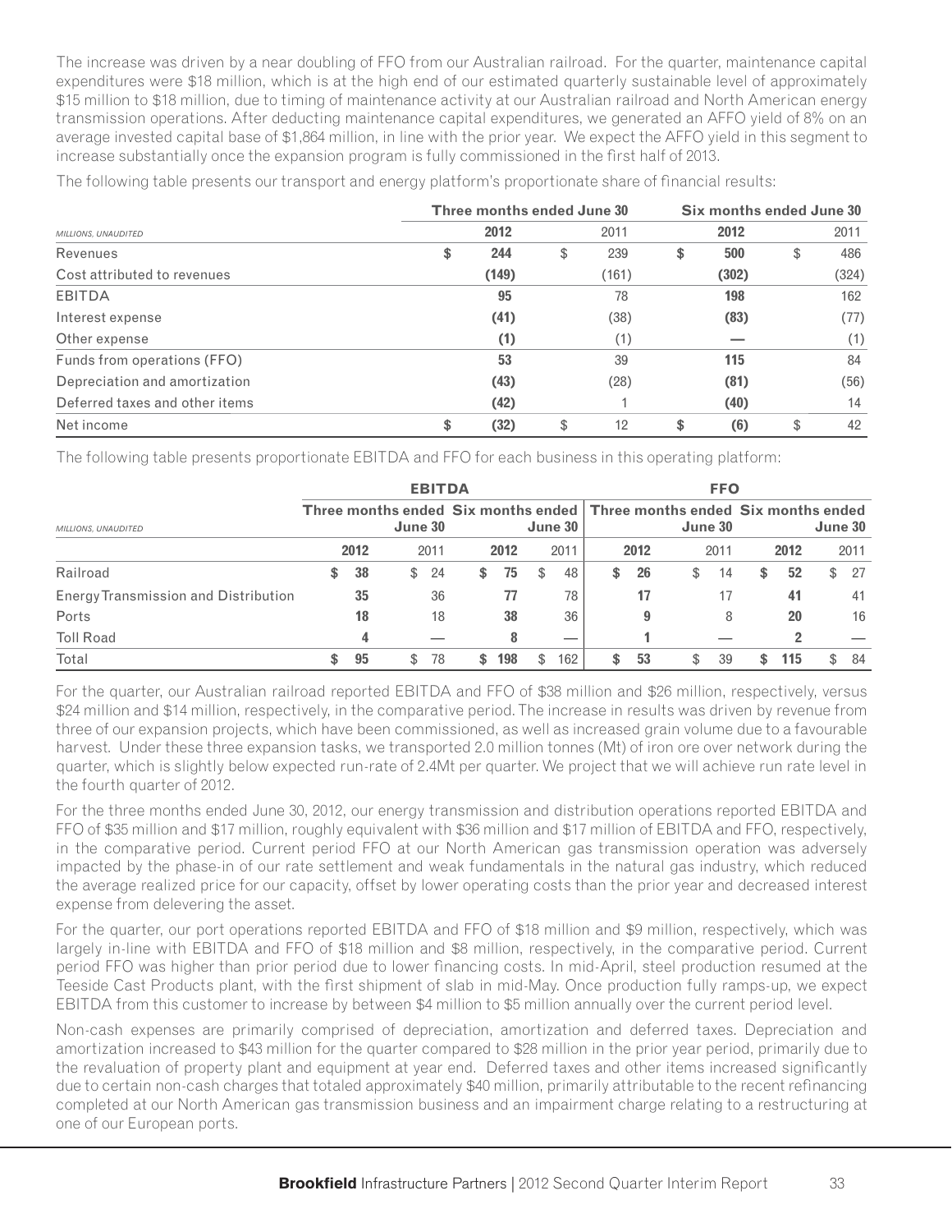The increase was driven by a near doubling of FFO from our Australian railroad. For the quarter, maintenance capital expenditures were $18 million, which is at the high end of our estimated quarterly sustainable level of approximately $15 million to $18 million, due to timing of maintenance activity at our Australian railroad and North American energy transmission operations. After deducting maintenance capital expenditures, we generated an AFFO yield of 8% on an average invested capital base of $1,864 million, in line with the prior year. We expect the AFFO yield in this segment to increase substantially once the expansion program is fully commissioned in the first half of 2013.

The following table presents our transport and energy platform's proportionate share of financial results:

| *MILLIONS, UNAUDITED* | Three months ended June 30 | | Six months ended June 30 | |
|---|---|---|---|---|
| | **2012** | 2011 | **2012** | 2011 |
| Revenues | **$ 244** | $ 239 | **$ 500** | $ 486 |
| Cost attributed to revenues | **(149)** | (161) | **(302)** | (324) |
| EBITDA | **95** | 78 | **198** | 162 |
| Interest expense | **(41)** | (38) | **(83)** | (77) |
| Other expense | **(1)** | (1) | **—** | (1) |
| Funds from operations (FFO) | **53** | 39 | **115** | 84 |
| Depreciation and amortization | **(43)** | (28) | **(81)** | (56) |
| Deferred taxes and other items | **(42)** | 1 | **(40)** | 14 |
| Net income | **$ (32)** | $ 12 | **$ (6)** | $ 42 |

The following table presents proportionate EBITDA and FFO for each business in this operating platform:

| *MILLIONS, UNAUDITED* | EBITDA | | | | FFO | | | |
|---|---|---|---|---|---|---|---|---|
| | Three months ended June 30 | | Six months ended June 30 | | Three months ended June 30 | | Six months ended June 30 | |
| | **2012** | 2011 | **2012** | 2011 | **2012** | 2011 | **2012** | 2011 |
| Railroad | **$ 38** | $ 24 | **$ 75** | $ 48 | **$ 26** | $ 14 | **$ 52** | $ 27 |
| Energy Transmission and Distribution | **35** | 36 | **77** | 78 | **17** | 17 | **41** | 41 |
| Ports | **18** | 18 | **38** | 36 | **9** | 8 | **20** | 16 |
| Toll Road | **4** | — | **8** | — | **1** | — | **2** | — |
| Total | **$ 95** | $ 78 | **$ 198** | $ 162 | **$ 53** | $ 39 | **$ 115** | $ 84 |

For the quarter, our Australian railroad reported EBITDA and FFO of $38 million and $26 million, respectively, versus $24 million and $14 million, respectively, in the comparative period. The increase in results was driven by revenue from three of our expansion projects, which have been commissioned, as well as increased grain volume due to a favourable harvest. Under these three expansion tasks, we transported 2.0 million tonnes (Mt) of iron ore over network during the quarter, which is slightly below expected run-rate of 2.4Mt per quarter. We project that we will achieve run rate level in the fourth quarter of 2012.

For the three months ended June 30, 2012, our energy transmission and distribution operations reported EBITDA and FFO of $35 million and $17 million, roughly equivalent with $36 million and $17 million of EBITDA and FFO, respectively, in the comparative period. Current period FFO at our North American gas transmission operation was adversely impacted by the phase-in of our rate settlement and weak fundamentals in the natural gas industry, which reduced the average realized price for our capacity, offset by lower operating costs than the prior year and decreased interest expense from delevering the asset.

For the quarter, our port operations reported EBITDA and FFO of $18 million and $9 million, respectively, which was largely in-line with EBITDA and FFO of $18 million and $8 million, respectively, in the comparative period. Current period FFO was higher than prior period due to lower financing costs. In mid-April, steel production resumed at the Teeside Cast Products plant, with the first shipment of slab in mid-May. Once production fully ramps-up, we expect EBITDA from this customer to increase by between $4 million to $5 million annually over the current period level.

Non-cash expenses are primarily comprised of depreciation, amortization and deferred taxes. Depreciation and amortization increased to $43 million for the quarter compared to $28 million in the prior year period, primarily due to the revaluation of property plant and equipment at year end. Deferred taxes and other items increased significantly due to certain non-cash charges that totaled approximately $40 million, primarily attributable to the recent refinancing completed at our North American gas transmission business and an impairment charge relating to a restructuring at one of our European ports.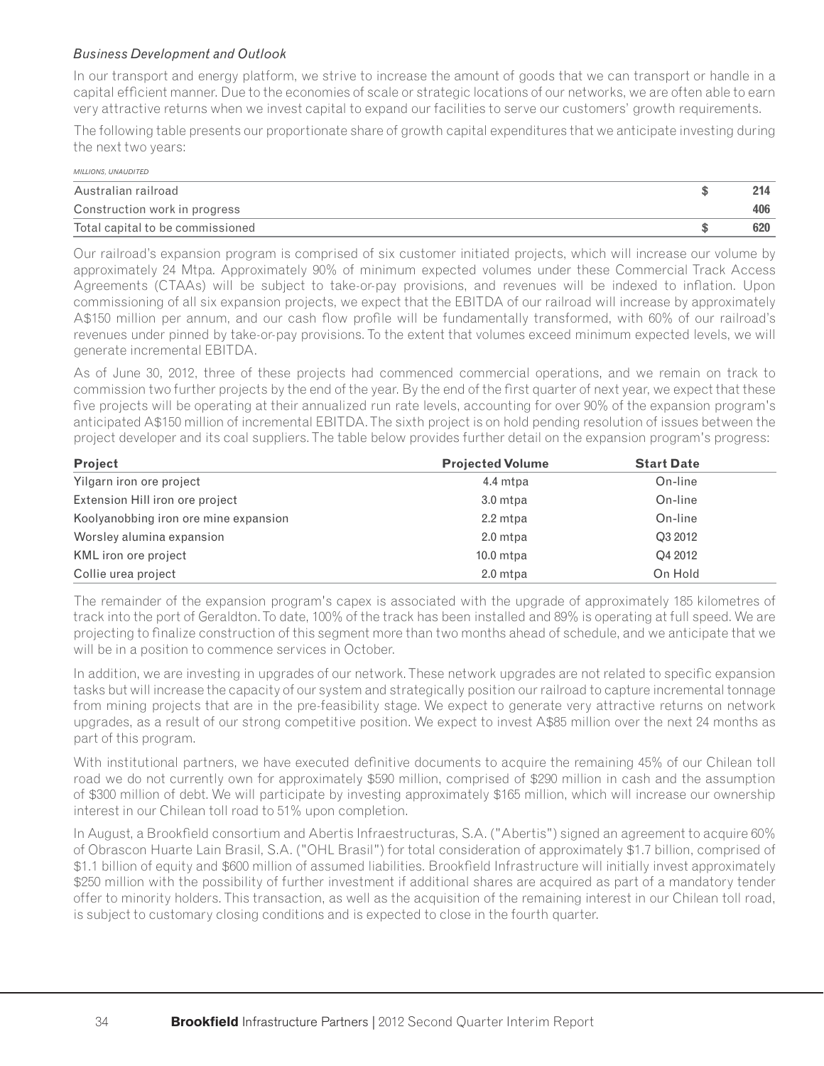*Business Development and Outlook*

In our transport and energy platform, we strive to increase the amount of goods that we can transport or handle in a capital efficient manner. Due to the economies of scale or strategic locations of our networks, we are often able to earn very attractive returns when we invest capital to expand our facilities to serve our customers' growth requirements.

The following table presents our proportionate share of growth capital expenditures that we anticipate investing during the next two years:

| *MILLIONS, UNAUDITED* | |
|---|---|
| Australian railroad | $ 214 |
| Construction work in progress | 406 |
| Total capital to be commissioned | $ 620 |

Our railroad's expansion program is comprised of six customer initiated projects, which will increase our volume by approximately 24 Mtpa. Approximately 90% of minimum expected volumes under these Commercial Track Access Agreements (CTAAs) will be subject to take-or-pay provisions, and revenues will be indexed to inflation. Upon commissioning of all six expansion projects, we expect that the EBITDA of our railroad will increase by approximately A$150 million per annum, and our cash flow profile will be fundamentally transformed, with 60% of our railroad's revenues under pinned by take-or-pay provisions. To the extent that volumes exceed minimum expected levels, we will generate incremental EBITDA.

As of June 30, 2012, three of these projects had commenced commercial operations, and we remain on track to commission two further projects by the end of the year. By the end of the first quarter of next year, we expect that these five projects will be operating at their annualized run rate levels, accounting for over 90% of the expansion program's anticipated A$150 million of incremental EBITDA. The sixth project is on hold pending resolution of issues between the project developer and its coal suppliers. The table below provides further detail on the expansion program's progress:

| **Project** | **Projected Volume** | **Start Date** |
|---|---|---|
| Yilgarn iron ore project | 4.4 mtpa | On-line |
| Extension Hill iron ore project | 3.0 mtpa | On-line |
| Koolyanobbing iron ore mine expansion | 2.2 mtpa | On-line |
| Worsley alumina expansion | 2.0 mtpa | Q3 2012 |
| KML iron ore project | 10.0 mtpa | Q4 2012 |
| Collie urea project | 2.0 mtpa | On Hold |

The remainder of the expansion program's capex is associated with the upgrade of approximately 185 kilometres of track into the port of Geraldton. To date, 100% of the track has been installed and 89% is operating at full speed. We are projecting to finalize construction of this segment more than two months ahead of schedule, and we anticipate that we will be in a position to commence services in October.

In addition, we are investing in upgrades of our network. These network upgrades are not related to specific expansion tasks but will increase the capacity of our system and strategically position our railroad to capture incremental tonnage from mining projects that are in the pre-feasibility stage. We expect to generate very attractive returns on network upgrades, as a result of our strong competitive position. We expect to invest A$85 million over the next 24 months as part of this program.

With institutional partners, we have executed definitive documents to acquire the remaining 45% of our Chilean toll road we do not currently own for approximately $590 million, comprised of $290 million in cash and the assumption of $300 million of debt. We will participate by investing approximately $165 million, which will increase our ownership interest in our Chilean toll road to 51% upon completion.

In August, a Brookfield consortium and Abertis Infraestructuras, S.A. ("Abertis") signed an agreement to acquire 60% of Obrascon Huarte Lain Brasil, S.A. ("OHL Brasil") for total consideration of approximately $1.7 billion, comprised of $1.1 billion of equity and $600 million of assumed liabilities. Brookfield Infrastructure will initially invest approximately $250 million with the possibility of further investment if additional shares are acquired as part of a mandatory tender offer to minority holders. This transaction, as well as the acquisition of the remaining interest in our Chilean toll road, is subject to customary closing conditions and is expected to close in the fourth quarter.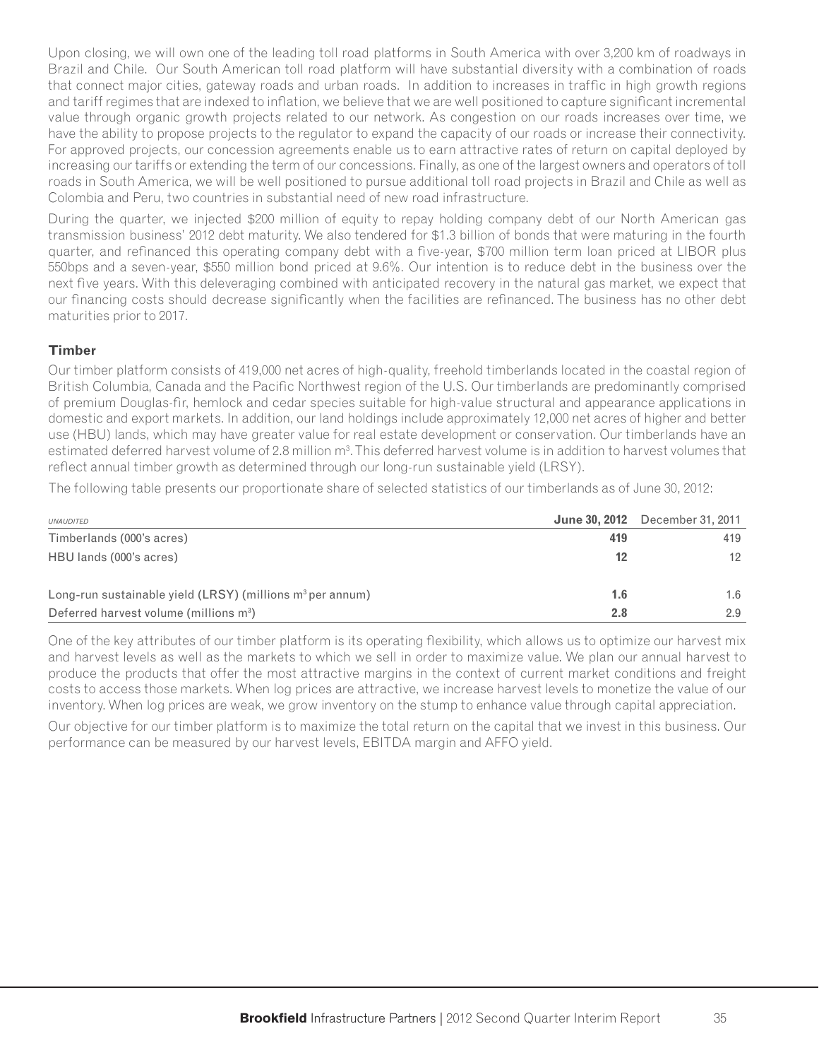Upon closing, we will own one of the leading toll road platforms in South America with over 3,200 km of roadways in Brazil and Chile. Our South American toll road platform will have substantial diversity with a combination of roads that connect major cities, gateway roads and urban roads. In addition to increases in traffic in high growth regions and tariff regimes that are indexed to inflation, we believe that we are well positioned to capture significant incremental value through organic growth projects related to our network. As congestion on our roads increases over time, we have the ability to propose projects to the regulator to expand the capacity of our roads or increase their connectivity. For approved projects, our concession agreements enable us to earn attractive rates of return on capital deployed by increasing our tariffs or extending the term of our concessions. Finally, as one of the largest owners and operators of toll roads in South America, we will be well positioned to pursue additional toll road projects in Brazil and Chile as well as Colombia and Peru, two countries in substantial need of new road infrastructure.

During the quarter, we injected $200 million of equity to repay holding company debt of our North American gas transmission business' 2012 debt maturity. We also tendered for $1.3 billion of bonds that were maturing in the fourth quarter, and refinanced this operating company debt with a five-year, $700 million term loan priced at LIBOR plus 550bps and a seven-year, $550 million bond priced at 9.6%. Our intention is to reduce debt in the business over the next five years. With this deleveraging combined with anticipated recovery in the natural gas market, we expect that our financing costs should decrease significantly when the facilities are refinanced. The business has no other debt maturities prior to 2017.

### Timber

Our timber platform consists of 419,000 net acres of high-quality, freehold timberlands located in the coastal region of British Columbia, Canada and the Pacific Northwest region of the U.S. Our timberlands are predominantly comprised of premium Douglas-fir, hemlock and cedar species suitable for high-value structural and appearance applications in domestic and export markets. In addition, our land holdings include approximately 12,000 net acres of higher and better use (HBU) lands, which may have greater value for real estate development or conservation. Our timberlands have an estimated deferred harvest volume of 2.8 million $m^3$. This deferred harvest volume is in addition to harvest volumes that reflect annual timber growth as determined through our long-run sustainable yield (LRSY).

The following table presents our proportionate share of selected statistics of our timberlands as of June 30, 2012:

| *UNAUDITED* | **June 30, 2012** | December 31, 2011 |
|---|---|---|
| Timberlands (000's acres) | **419** | 419 |
| HBU lands (000's acres) | **12** | 12 |
| Long-run sustainable yield (LRSY) (millions $m^3$ per annum) | **1.6** | 1.6 |
| Deferred harvest volume (millions $m^3$) | **2.8** | 2.9 |

One of the key attributes of our timber platform is its operating flexibility, which allows us to optimize our harvest mix and harvest levels as well as the markets to which we sell in order to maximize value. We plan our annual harvest to produce the products that offer the most attractive margins in the context of current market conditions and freight costs to access those markets. When log prices are attractive, we increase harvest levels to monetize the value of our inventory. When log prices are weak, we grow inventory on the stump to enhance value through capital appreciation.

Our objective for our timber platform is to maximize the total return on the capital that we invest in this business. Our performance can be measured by our harvest levels, EBITDA margin and AFFO yield.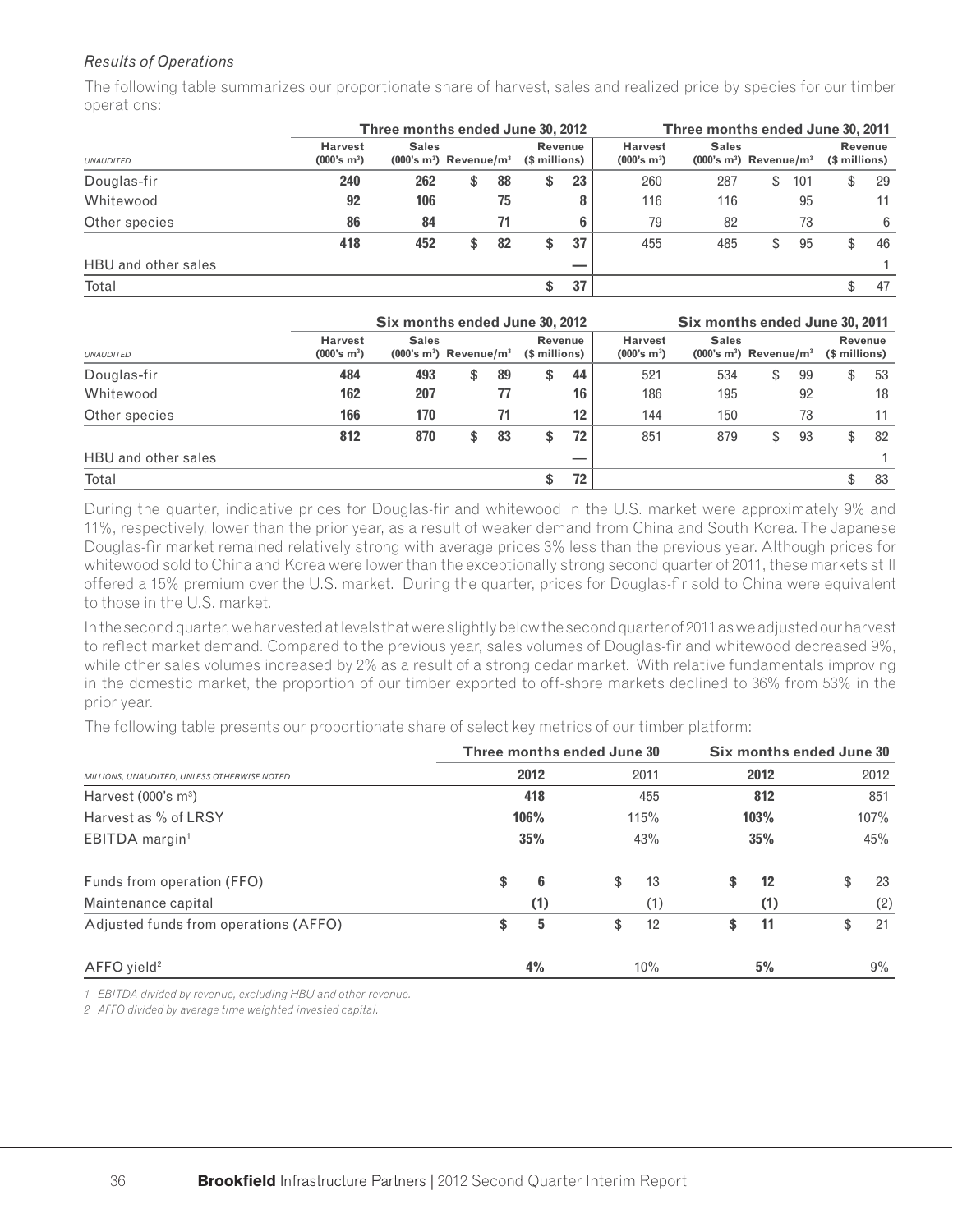*Results of Operations*

The following table summarizes our proportionate share of harvest, sales and realized price by species for our timber operations:

| UNAUDITED | Three months ended June 30, 2012 | | | | Three months ended June 30, 2011 | | | |
|---|---|---|---|---|---|---|---|---|
| | Harvest (000's m³) | Sales (000's m³) | Revenue/m³ | Revenue ($ millions) | Harvest (000's m³) | Sales (000's m³) | Revenue/m³ | Revenue ($ millions) |
| Douglas-fir | **240** | **262** | **$ 88** | **$ 23** | 260 | 287 | $ 101 | $ 29 |
| Whitewood | **92** | **106** | **75** | **8** | 116 | 116 | 95 | 11 |
| Other species | **86** | **84** | **71** | **6** | 79 | 82 | 73 | 6 |
| | **418** | **452** | **$ 82** | **$ 37** | 455 | 485 | $ 95 | $ 46 |
| HBU and other sales | | | | **—** | | | | 1 |
| Total | | | | **$ 37** | | | | $ 47 |

| UNAUDITED | Six months ended June 30, 2012 | | | | Six months ended June 30, 2011 | | | |
|---|---|---|---|---|---|---|---|---|
| | Harvest (000's m³) | Sales (000's m³) | Revenue/m³ | Revenue ($ millions) | Harvest (000's m³) | Sales (000's m³) | Revenue/m³ | Revenue ($ millions) |
| Douglas-fir | **484** | **493** | **$ 89** | **$ 44** | 521 | 534 | $ 99 | $ 53 |
| Whitewood | **162** | **207** | **77** | **16** | 186 | 195 | 92 | 18 |
| Other species | **166** | **170** | **71** | **12** | 144 | 150 | 73 | 11 |
| | **812** | **870** | **$ 83** | **$ 72** | 851 | 879 | $ 93 | $ 82 |
| HBU and other sales | | | | **—** | | | | 1 |
| Total | | | | **$ 72** | | | | $ 83 |

During the quarter, indicative prices for Douglas-fir and whitewood in the U.S. market were approximately 9% and 11%, respectively, lower than the prior year, as a result of weaker demand from China and South Korea. The Japanese Douglas-fir market remained relatively strong with average prices 3% less than the previous year. Although prices for whitewood sold to China and Korea were lower than the exceptionally strong second quarter of 2011, these markets still offered a 15% premium over the U.S. market. During the quarter, prices for Douglas-fir sold to China were equivalent to those in the U.S. market.

In the second quarter, we harvested at levels that were slightly below the second quarter of 2011 as we adjusted our harvest to reflect market demand. Compared to the previous year, sales volumes of Douglas-fir and whitewood decreased 9%, while other sales volumes increased by 2% as a result of a strong cedar market. With relative fundamentals improving in the domestic market, the proportion of our timber exported to off-shore markets declined to 36% from 53% in the prior year.

The following table presents our proportionate share of select key metrics of our timber platform:

| MILLIONS, UNAUDITED, UNLESS OTHERWISE NOTED | Three months ended June 30 2012 | Three months ended June 30 2011 | Six months ended June 30 2012 | Six months ended June 30 2012 |
|---|---|---|---|---|
| Harvest (000's m³) | **418** | 455 | **812** | 851 |
| Harvest as % of LRSY | **106%** | 115% | **103%** | 107% |
| EBITDA margin[1] | **35%** | 43% | **35%** | 45% |
| Funds from operation (FFO) | **$ 6** | $ 13 | **$ 12** | $ 23 |
| Maintenance capital | **(1)** | (1) | **(1)** | (2) |
| Adjusted funds from operations (AFFO) | **$ 5** | $ 12 | **$ 11** | $ 21 |
| AFFO yield[2] | **4%** | 10% | **5%** | 9% |

*1 EBITDA divided by revenue, excluding HBU and other revenue.*

*2 AFFO divided by average time weighted invested capital.*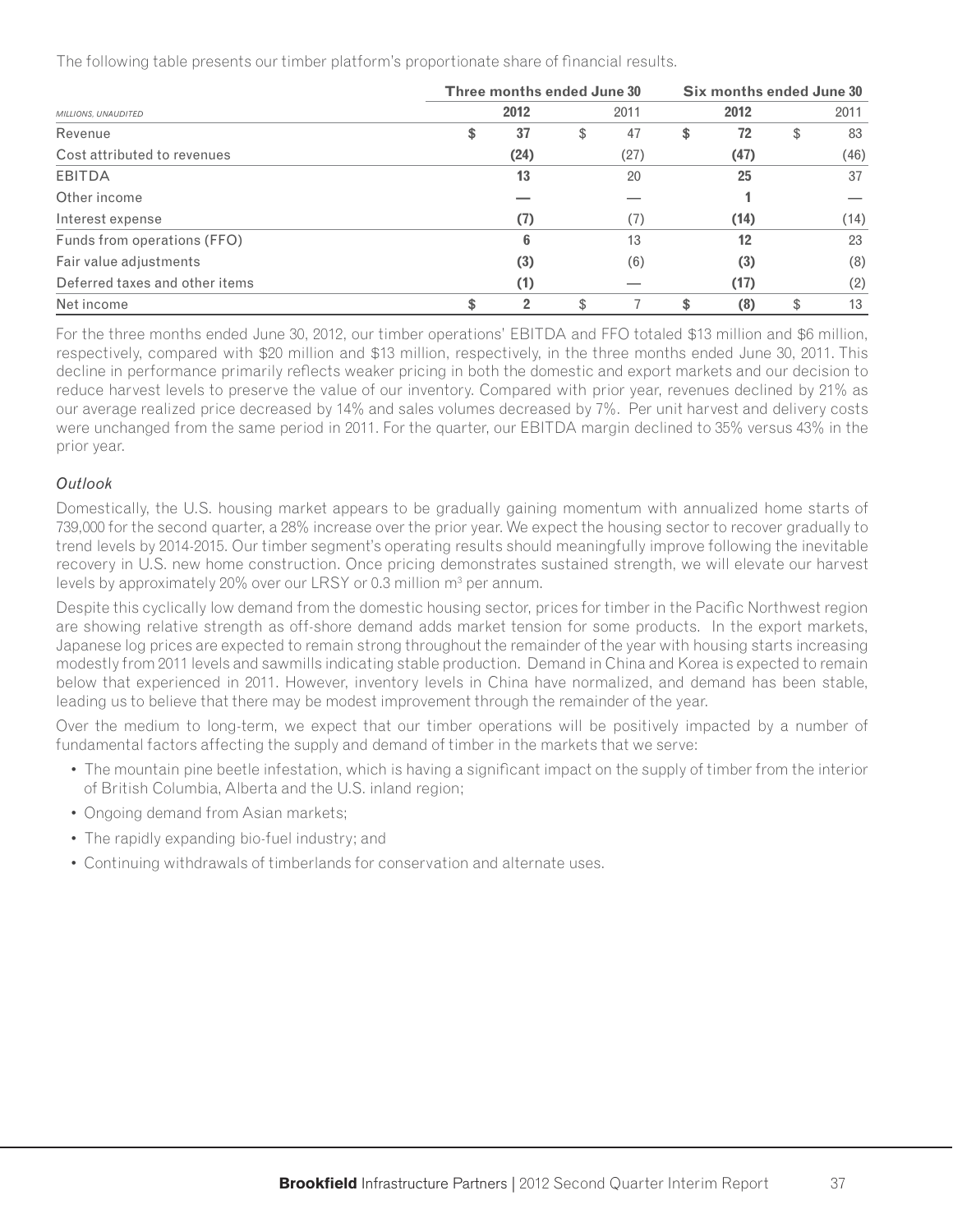The following table presents our timber platform's proportionate share of financial results.

| MILLIONS, UNAUDITED | Three months ended June 30 | | Six months ended June 30 | |
|---|---|---|---|---|
| | **2012** | 2011 | **2012** | 2011 |
| Revenue | **$ 37** | $ 47 | **$ 72** | $ 83 |
| Cost attributed to revenues | **(24)** | (27) | **(47)** | (46) |
| EBITDA | **13** | 20 | **25** | 37 |
| Other income | **—** | — | **1** | — |
| Interest expense | **(7)** | (7) | **(14)** | (14) |
| Funds from operations (FFO) | **6** | 13 | **12** | 23 |
| Fair value adjustments | **(3)** | (6) | **(3)** | (8) |
| Deferred taxes and other items | **(1)** | — | **(17)** | (2) |
| Net income | **$ 2** | $ 7 | **$ (8)** | $ 13 |

For the three months ended June 30, 2012, our timber operations' EBITDA and FFO totaled $13 million and $6 million, respectively, compared with $20 million and $13 million, respectively, in the three months ended June 30, 2011. This decline in performance primarily reflects weaker pricing in both the domestic and export markets and our decision to reduce harvest levels to preserve the value of our inventory. Compared with prior year, revenues declined by 21% as our average realized price decreased by 14% and sales volumes decreased by 7%. Per unit harvest and delivery costs were unchanged from the same period in 2011. For the quarter, our EBITDA margin declined to 35% versus 43% in the prior year.

*Outlook*

Domestically, the U.S. housing market appears to be gradually gaining momentum with annualized home starts of 739,000 for the second quarter, a 28% increase over the prior year. We expect the housing sector to recover gradually to trend levels by 2014-2015. Our timber segment's operating results should meaningfully improve following the inevitable recovery in U.S. new home construction. Once pricing demonstrates sustained strength, we will elevate our harvest levels by approximately 20% over our LRSY or 0.3 million $m^3$ per annum.

Despite this cyclically low demand from the domestic housing sector, prices for timber in the Pacific Northwest region are showing relative strength as off-shore demand adds market tension for some products. In the export markets, Japanese log prices are expected to remain strong throughout the remainder of the year with housing starts increasing modestly from 2011 levels and sawmills indicating stable production. Demand in China and Korea is expected to remain below that experienced in 2011. However, inventory levels in China have normalized, and demand has been stable, leading us to believe that there may be modest improvement through the remainder of the year.

Over the medium to long-term, we expect that our timber operations will be positively impacted by a number of fundamental factors affecting the supply and demand of timber in the markets that we serve:

- The mountain pine beetle infestation, which is having a significant impact on the supply of timber from the interior of British Columbia, Alberta and the U.S. inland region;
- Ongoing demand from Asian markets;
- The rapidly expanding bio-fuel industry; and
- Continuing withdrawals of timberlands for conservation and alternate uses.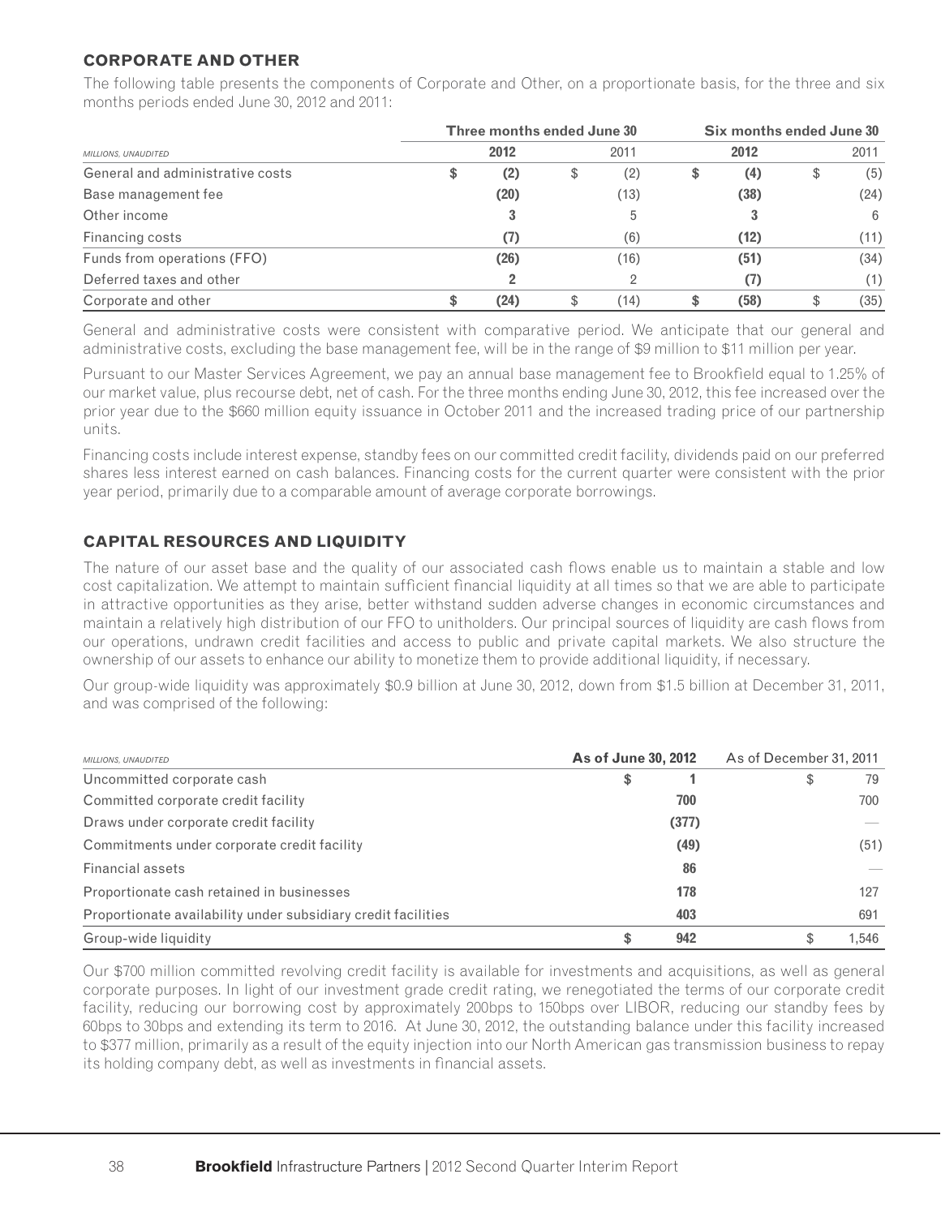## CORPORATE AND OTHER

The following table presents the components of Corporate and Other, on a proportionate basis, for the three and six months periods ended June 30, 2012 and 2011:

| *MILLIONS, UNAUDITED* | Three months ended June 30 | | Six months ended June 30 | |
|---|---|---|---|---|
| | **2012** | 2011 | **2012** | 2011 |
| General and administrative costs | **$ (2)** | $ (2) | **$ (4)** | $ (5) |
| Base management fee | **(20)** | (13) | **(38)** | (24) |
| Other income | **3** | 5 | **3** | 6 |
| Financing costs | **(7)** | (6) | **(12)** | (11) |
| Funds from operations (FFO) | **(26)** | (16) | **(51)** | (34) |
| Deferred taxes and other | **2** | 2 | **(7)** | (1) |
| Corporate and other | **$ (24)** | $ (14) | **$ (58)** | $ (35) |

General and administrative costs were consistent with comparative period. We anticipate that our general and administrative costs, excluding the base management fee, will be in the range of $9 million to $11 million per year.

Pursuant to our Master Services Agreement, we pay an annual base management fee to Brookfield equal to 1.25% of our market value, plus recourse debt, net of cash. For the three months ending June 30, 2012, this fee increased over the prior year due to the $660 million equity issuance in October 2011 and the increased trading price of our partnership units.

Financing costs include interest expense, standby fees on our committed credit facility, dividends paid on our preferred shares less interest earned on cash balances. Financing costs for the current quarter were consistent with the prior year period, primarily due to a comparable amount of average corporate borrowings.

## CAPITAL RESOURCES AND LIQUIDITY

The nature of our asset base and the quality of our associated cash flows enable us to maintain a stable and low cost capitalization. We attempt to maintain sufficient financial liquidity at all times so that we are able to participate in attractive opportunities as they arise, better withstand sudden adverse changes in economic circumstances and maintain a relatively high distribution of our FFO to unitholders. Our principal sources of liquidity are cash flows from our operations, undrawn credit facilities and access to public and private capital markets. We also structure the ownership of our assets to enhance our ability to monetize them to provide additional liquidity, if necessary.

Our group-wide liquidity was approximately $0.9 billion at June 30, 2012, down from $1.5 billion at December 31, 2011, and was comprised of the following:

| *MILLIONS, UNAUDITED* | **As of June 30, 2012** | As of December 31, 2011 |
|---|---|---|
| Uncommitted corporate cash | **$ 1** | $ 79 |
| Committed corporate credit facility | **700** | 700 |
| Draws under corporate credit facility | **(377)** | — |
| Commitments under corporate credit facility | **(49)** | (51) |
| Financial assets | **86** | — |
| Proportionate cash retained in businesses | **178** | 127 |
| Proportionate availability under subsidiary credit facilities | **403** | 691 |
| Group-wide liquidity | **$ 942** | $ 1,546 |

Our $700 million committed revolving credit facility is available for investments and acquisitions, as well as general corporate purposes. In light of our investment grade credit rating, we renegotiated the terms of our corporate credit facility, reducing our borrowing cost by approximately 200bps to 150bps over LIBOR, reducing our standby fees by 60bps to 30bps and extending its term to 2016. At June 30, 2012, the outstanding balance under this facility increased to $377 million, primarily as a result of the equity injection into our North American gas transmission business to repay its holding company debt, as well as investments in financial assets.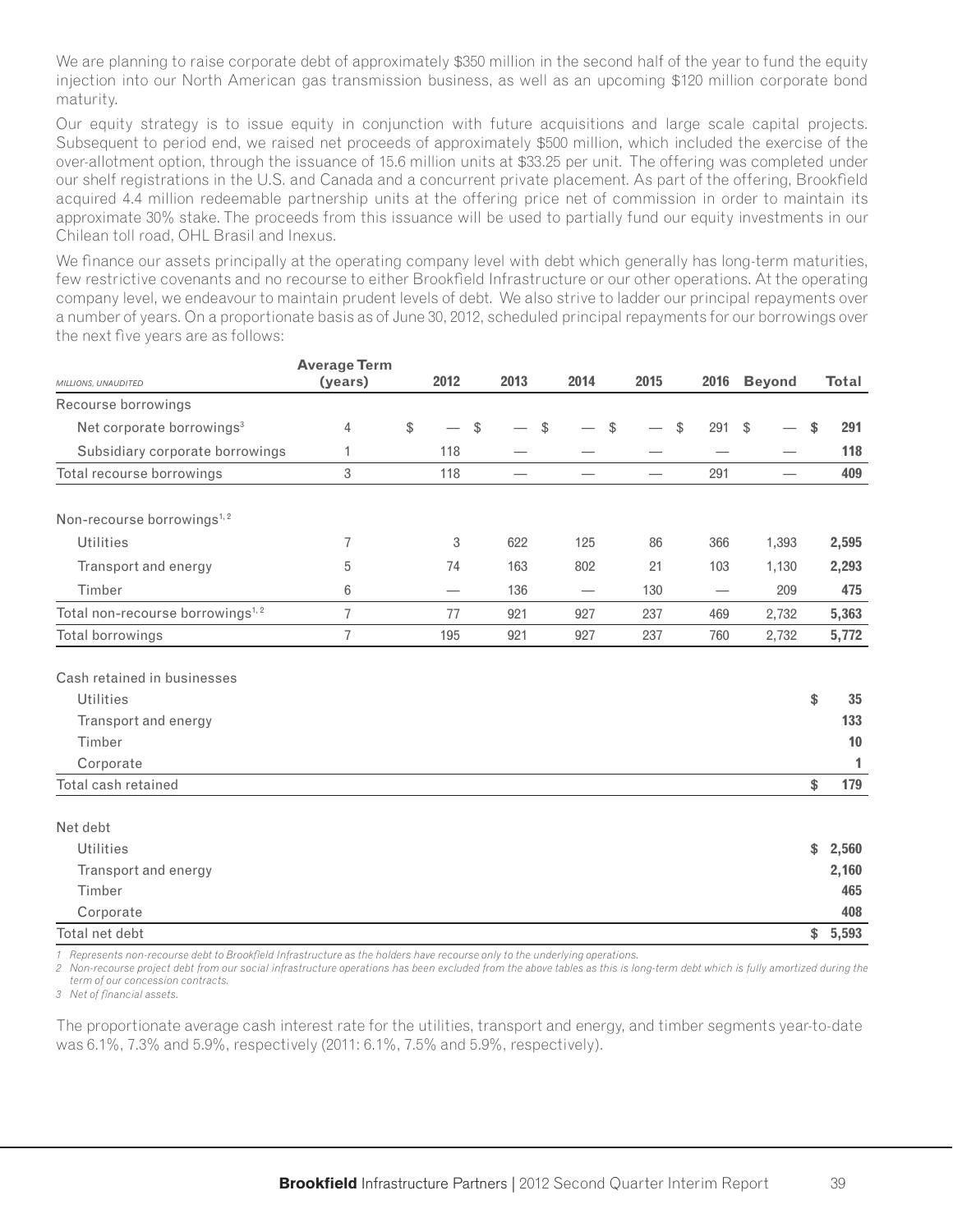We are planning to raise corporate debt of approximately $350 million in the second half of the year to fund the equity injection into our North American gas transmission business, as well as an upcoming $120 million corporate bond maturity.

Our equity strategy is to issue equity in conjunction with future acquisitions and large scale capital projects. Subsequent to period end, we raised net proceeds of approximately $500 million, which included the exercise of the over-allotment option, through the issuance of 15.6 million units at $33.25 per unit. The offering was completed under our shelf registrations in the U.S. and Canada and a concurrent private placement. As part of the offering, Brookfield acquired 4.4 million redeemable partnership units at the offering price net of commission in order to maintain its approximate 30% stake. The proceeds from this issuance will be used to partially fund our equity investments in our Chilean toll road, OHL Brasil and Inexus.

We finance our assets principally at the operating company level with debt which generally has long-term maturities, few restrictive covenants and no recourse to either Brookfield Infrastructure or our other operations. At the operating company level, we endeavour to maintain prudent levels of debt. We also strive to ladder our principal repayments over a number of years. On a proportionate basis as of June 30, 2012, scheduled principal repayments for our borrowings over the next five years are as follows:

| MILLIONS, UNAUDITED | Average Term (years) | 2012 | 2013 | 2014 | 2015 | 2016 | Beyond | Total |
|---|---|---|---|---|---|---|---|---|
| Recourse borrowings | | | | | | | | |
| Net corporate borrowings[3] | 4 | $ — | $ — | $ — | $ — | $ 291 | $ — | **$ 291** |
| Subsidiary corporate borrowings | 1 | 118 | — | — | — | — | — | **118** |
| Total recourse borrowings | 3 | 118 | — | — | — | 291 | — | **409** |
| Non-recourse borrowings[1, 2] | | | | | | | | |
| Utilities | 7 | 3 | 622 | 125 | 86 | 366 | 1,393 | **2,595** |
| Transport and energy | 5 | 74 | 163 | 802 | 21 | 103 | 1,130 | **2,293** |
| Timber | 6 | — | 136 | — | 130 | — | 209 | **475** |
| Total non-recourse borrowings[1, 2] | 7 | 77 | 921 | 927 | 237 | 469 | 2,732 | **5,363** |
| Total borrowings | 7 | 195 | 921 | 927 | 237 | 760 | 2,732 | **5,772** |
| Cash retained in businesses | | | | | | | | |
| Utilities | | | | | | | | **$ 35** |
| Transport and energy | | | | | | | | **133** |
| Timber | | | | | | | | **10** |
| Corporate | | | | | | | | **1** |
| Total cash retained | | | | | | | | **$ 179** |
| Net debt | | | | | | | | |
| Utilities | | | | | | | | **$ 2,560** |
| Transport and energy | | | | | | | | **2,160** |
| Timber | | | | | | | | **465** |
| Corporate | | | | | | | | **408** |
| Total net debt | | | | | | | | **$ 5,593** |

*1 Represents non-recourse debt to Brookfield Infrastructure as the holders have recourse only to the underlying operations.*

*2 Non-recourse project debt from our social infrastructure operations has been excluded from the above tables as this is long-term debt which is fully amortized during the term of our concession contracts.*

*3 Net of financial assets.*

The proportionate average cash interest rate for the utilities, transport and energy, and timber segments year-to-date was 6.1%, 7.3% and 5.9%, respectively (2011: 6.1%, 7.5% and 5.9%, respectively).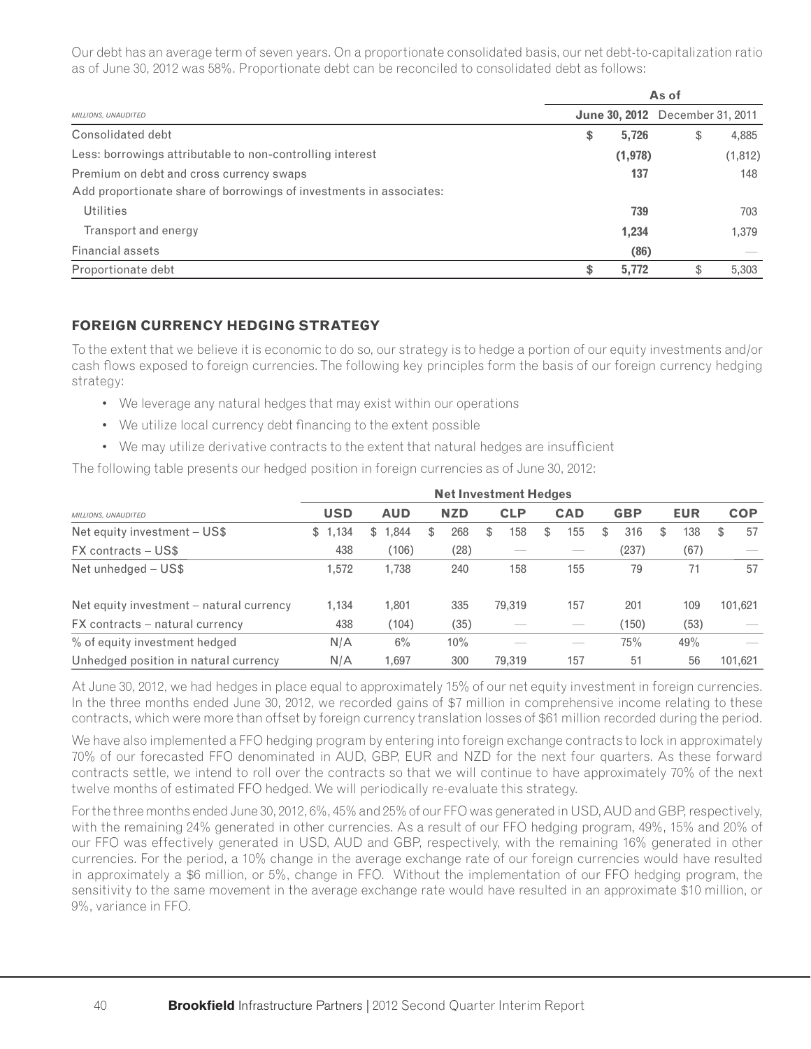Our debt has an average term of seven years. On a proportionate consolidated basis, our net debt-to-capitalization ratio as of June 30, 2012 was 58%. Proportionate debt can be reconciled to consolidated debt as follows:

| *MILLIONS, UNAUDITED* | As of | |
|---|---|---|
| | **June 30, 2012** | December 31, 2011 |
| Consolidated debt | **$ 5,726** | $ 4,885 |
| Less: borrowings attributable to non-controlling interest | **(1,978)** | (1,812) |
| Premium on debt and cross currency swaps | **137** | 148 |
| Add proportionate share of borrowings of investments in associates: | | |
| Utilities | **739** | 703 |
| Transport and energy | **1,234** | 1,379 |
| Financial assets | **(86)** | — |
| Proportionate debt | **$ 5,772** | $ 5,303 |

## FOREIGN CURRENCY HEDGING STRATEGY

To the extent that we believe it is economic to do so, our strategy is to hedge a portion of our equity investments and/or cash flows exposed to foreign currencies. The following key principles form the basis of our foreign currency hedging strategy:

- We leverage any natural hedges that may exist within our operations
- We utilize local currency debt financing to the extent possible
- We may utilize derivative contracts to the extent that natural hedges are insufficient

The following table presents our hedged position in foreign currencies as of June 30, 2012:

| *MILLIONS, UNAUDITED* | Net Investment Hedges | | | | | | | |
|---|---|---|---|---|---|---|---|---|
| | **USD** | **AUD** | **NZD** | **CLP** | **CAD** | **GBP** | **EUR** | **COP** |
| Net equity investment – US$ | $ 1,134 | $ 1,844 | $ 268 | $ 158 | $ 155 | $ 316 | $ 138 | $ 57 |
| FX contracts – US$ | 438 | (106) | (28) | — | — | (237) | (67) | — |
| Net unhedged – US$ | 1,572 | 1,738 | 240 | 158 | 155 | 79 | 71 | 57 |
| Net equity investment – natural currency | 1,134 | 1,801 | 335 | 79,319 | 157 | 201 | 109 | 101,621 |
| FX contracts – natural currency | 438 | (104) | (35) | — | — | (150) | (53) | — |
| % of equity investment hedged | N/A | 6% | 10% | — | — | 75% | 49% | — |
| Unhedged position in natural currency | N/A | 1,697 | 300 | 79,319 | 157 | 51 | 56 | 101,621 |

At June 30, 2012, we had hedges in place equal to approximately 15% of our net equity investment in foreign currencies. In the three months ended June 30, 2012, we recorded gains of $7 million in comprehensive income relating to these contracts, which were more than offset by foreign currency translation losses of $61 million recorded during the period.

We have also implemented a FFO hedging program by entering into foreign exchange contracts to lock in approximately 70% of our forecasted FFO denominated in AUD, GBP, EUR and NZD for the next four quarters. As these forward contracts settle, we intend to roll over the contracts so that we will continue to have approximately 70% of the next twelve months of estimated FFO hedged. We will periodically re-evaluate this strategy.

For the three months ended June 30, 2012, 6%, 45% and 25% of our FFO was generated in USD, AUD and GBP, respectively, with the remaining 24% generated in other currencies. As a result of our FFO hedging program, 49%, 15% and 20% of our FFO was effectively generated in USD, AUD and GBP, respectively, with the remaining 16% generated in other currencies. For the period, a 10% change in the average exchange rate of our foreign currencies would have resulted in approximately a $6 million, or 5%, change in FFO. Without the implementation of our FFO hedging program, the sensitivity to the same movement in the average exchange rate would have resulted in an approximate $10 million, or 9%, variance in FFO.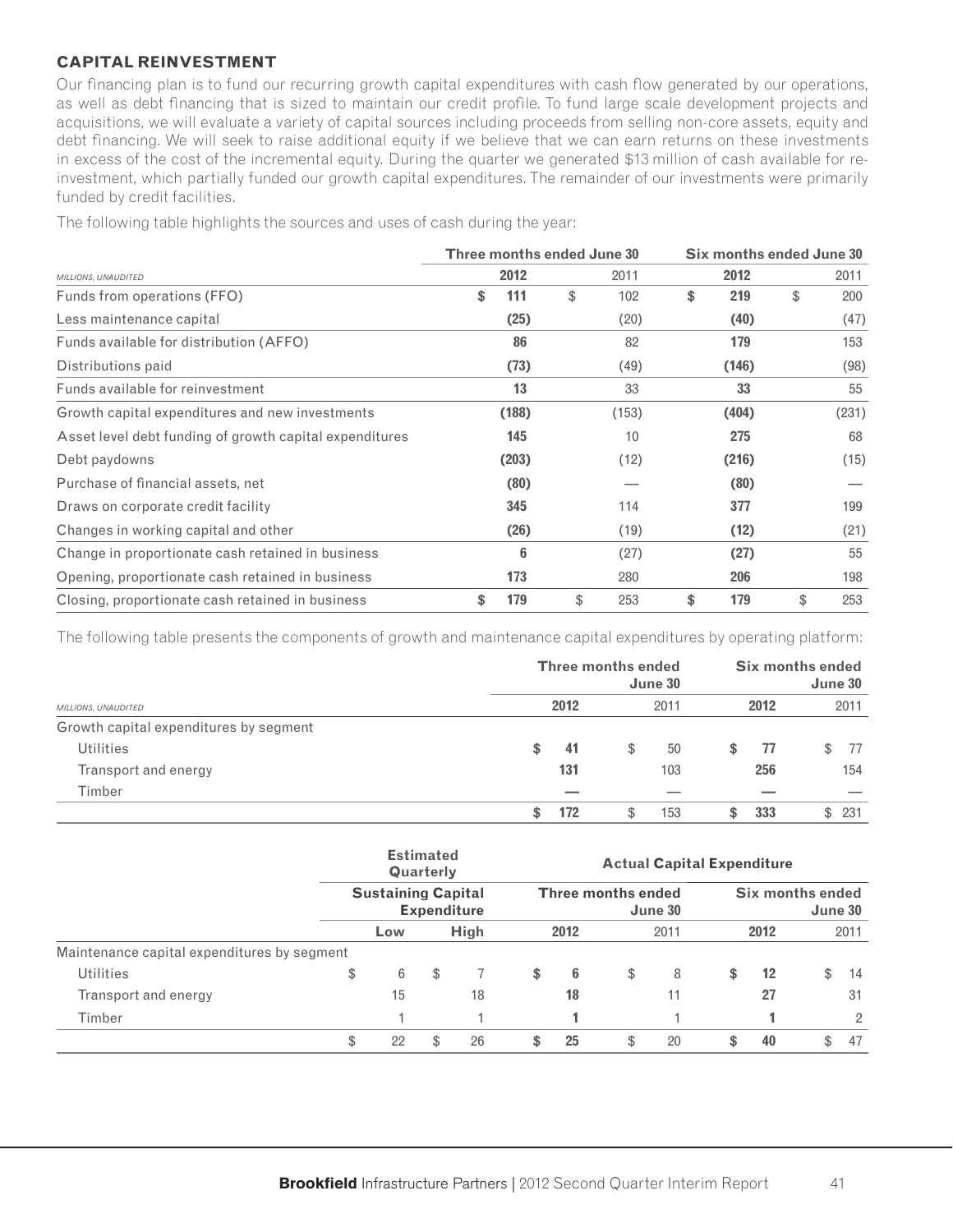## CAPITAL REINVESTMENT

Our financing plan is to fund our recurring growth capital expenditures with cash flow generated by our operations, as well as debt financing that is sized to maintain our credit profile. To fund large scale development projects and acquisitions, we will evaluate a variety of capital sources including proceeds from selling non-core assets, equity and debt financing. We will seek to raise additional equity if we believe that we can earn returns on these investments in excess of the cost of the incremental equity. During the quarter we generated $13 million of cash available for re-investment, which partially funded our growth capital expenditures. The remainder of our investments were primarily funded by credit facilities.

The following table highlights the sources and uses of cash during the year:

| | Three months ended June 30 | | Six months ended June 30 | |
|---|---|---|---|---|
| *MILLIONS, UNAUDITED* | **2012** | 2011 | **2012** | 2011 |
| Funds from operations (FFO) | **$ 111** | $ 102 | **$ 219** | $ 200 |
| Less maintenance capital | **(25)** | (20) | **(40)** | (47) |
| Funds available for distribution (AFFO) | **86** | 82 | **179** | 153 |
| Distributions paid | **(73)** | (49) | **(146)** | (98) |
| Funds available for reinvestment | **13** | 33 | **33** | 55 |
| Growth capital expenditures and new investments | **(188)** | (153) | **(404)** | (231) |
| Asset level debt funding of growth capital expenditures | **145** | 10 | **275** | 68 |
| Debt paydowns | **(203)** | (12) | **(216)** | (15) |
| Purchase of financial assets, net | **(80)** | — | **(80)** | — |
| Draws on corporate credit facility | **345** | 114 | **377** | 199 |
| Changes in working capital and other | **(26)** | (19) | **(12)** | (21) |
| Change in proportionate cash retained in business | **6** | (27) | **(27)** | 55 |
| Opening, proportionate cash retained in business | **173** | 280 | **206** | 198 |
| Closing, proportionate cash retained in business | **$ 179** | $ 253 | **$ 179** | $ 253 |

The following table presents the components of growth and maintenance capital expenditures by operating platform:

| | Three months ended June 30 | | Six months ended June 30 | |
|---|---|---|---|---|
| *MILLIONS, UNAUDITED* | **2012** | 2011 | **2012** | 2011 |
| Growth capital expenditures by segment | | | | |
| Utilities | **$ 41** | $ 50 | **$ 77** | $ 77 |
| Transport and energy | **131** | 103 | **256** | 154 |
| Timber | **—** | — | **—** | — |
| | **$ 172** | $ 153 | **$ 333** | $ 231 |

| | Estimated Quarterly Sustaining Capital Expenditure | | Actual Capital Expenditure | | | |
|---|---|---|---|---|---|---|
| | | | Three months ended June 30 | | Six months ended June 30 | |
| | Low | High | **2012** | 2011 | **2012** | 2011 |
| Maintenance capital expenditures by segment | | | | | | |
| Utilities | $ 6 | $ 7 | **$ 6** | $ 8 | **$ 12** | $ 14 |
| Transport and energy | 15 | 18 | **18** | 11 | **27** | 31 |
| Timber | 1 | 1 | **1** | 1 | **1** | 2 |
| | $ 22 | $ 26 | **$ 25** | $ 20 | **$ 40** | $ 47 |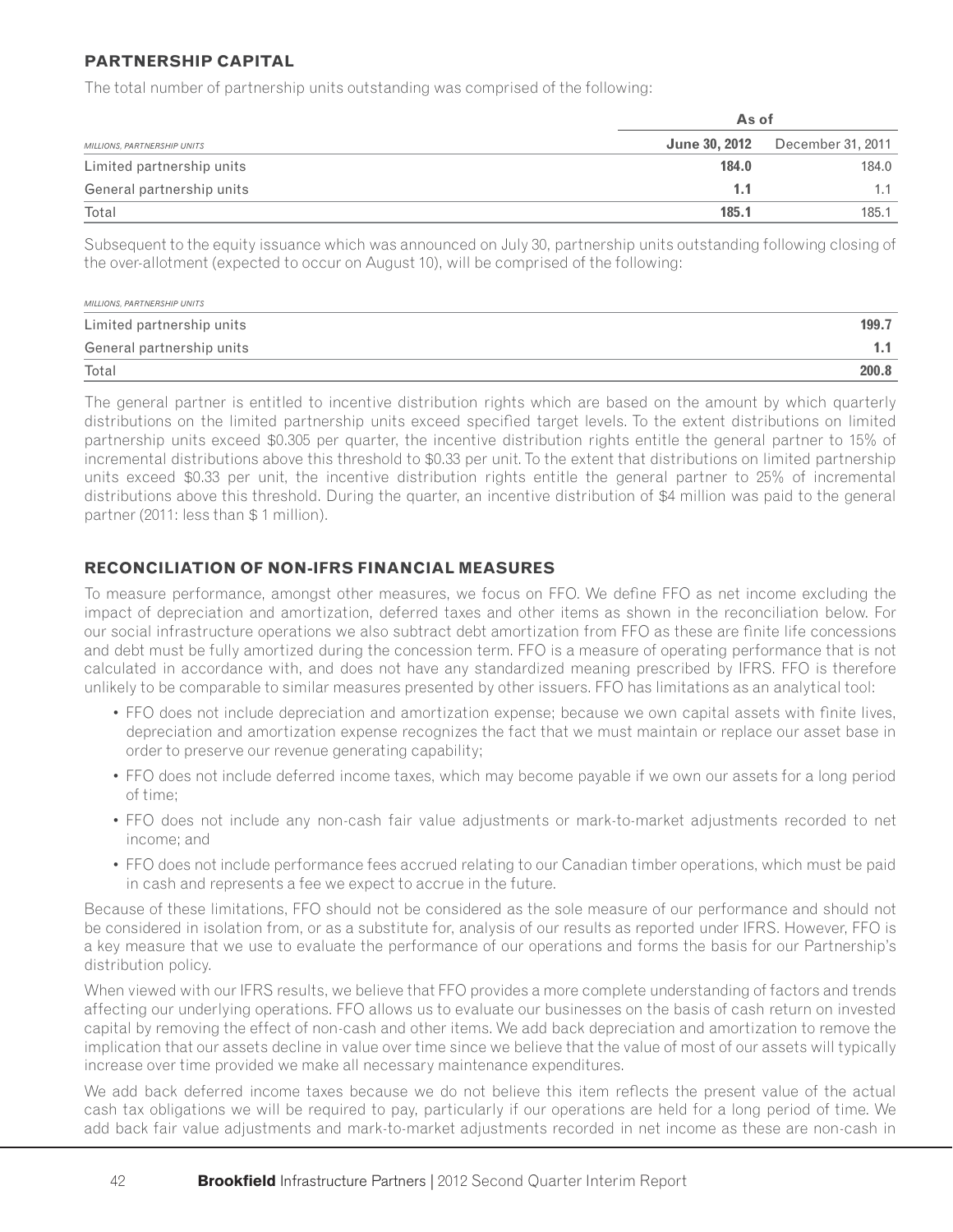## PARTNERSHIP CAPITAL

The total number of partnership units outstanding was comprised of the following:

| | As of | |
|---|---|---|
| *MILLIONS, PARTNERSHIP UNITS* | **June 30, 2012** | December 31, 2011 |
| Limited partnership units | **184.0** | 184.0 |
| General partnership units | **1.1** | 1.1 |
| Total | **185.1** | 185.1 |

Subsequent to the equity issuance which was announced on July 30, partnership units outstanding following closing of the over-allotment (expected to occur on August 10), will be comprised of the following:

| *MILLIONS, PARTNERSHIP UNITS* | |
|---|---|
| Limited partnership units | **199.7** |
| General partnership units | **1.1** |
| Total | **200.8** |

The general partner is entitled to incentive distribution rights which are based on the amount by which quarterly distributions on the limited partnership units exceed specified target levels. To the extent distributions on limited partnership units exceed $0.305 per quarter, the incentive distribution rights entitle the general partner to 15% of incremental distributions above this threshold to $0.33 per unit. To the extent that distributions on limited partnership units exceed $0.33 per unit, the incentive distribution rights entitle the general partner to 25% of incremental distributions above this threshold. During the quarter, an incentive distribution of $4 million was paid to the general partner (2011: less than $ 1 million).

## RECONCILIATION OF NON-IFRS FINANCIAL MEASURES

To measure performance, amongst other measures, we focus on FFO. We define FFO as net income excluding the impact of depreciation and amortization, deferred taxes and other items as shown in the reconciliation below. For our social infrastructure operations we also subtract debt amortization from FFO as these are finite life concessions and debt must be fully amortized during the concession term. FFO is a measure of operating performance that is not calculated in accordance with, and does not have any standardized meaning prescribed by IFRS. FFO is therefore unlikely to be comparable to similar measures presented by other issuers. FFO has limitations as an analytical tool:

- FFO does not include depreciation and amortization expense; because we own capital assets with finite lives, depreciation and amortization expense recognizes the fact that we must maintain or replace our asset base in order to preserve our revenue generating capability;
- FFO does not include deferred income taxes, which may become payable if we own our assets for a long period of time;
- FFO does not include any non-cash fair value adjustments or mark-to-market adjustments recorded to net income; and
- FFO does not include performance fees accrued relating to our Canadian timber operations, which must be paid in cash and represents a fee we expect to accrue in the future.

Because of these limitations, FFO should not be considered as the sole measure of our performance and should not be considered in isolation from, or as a substitute for, analysis of our results as reported under IFRS. However, FFO is a key measure that we use to evaluate the performance of our operations and forms the basis for our Partnership's distribution policy.

When viewed with our IFRS results, we believe that FFO provides a more complete understanding of factors and trends affecting our underlying operations. FFO allows us to evaluate our businesses on the basis of cash return on invested capital by removing the effect of non-cash and other items. We add back depreciation and amortization to remove the implication that our assets decline in value over time since we believe that the value of most of our assets will typically increase over time provided we make all necessary maintenance expenditures.

We add back deferred income taxes because we do not believe this item reflects the present value of the actual cash tax obligations we will be required to pay, particularly if our operations are held for a long period of time. We add back fair value adjustments and mark-to-market adjustments recorded in net income as these are non-cash in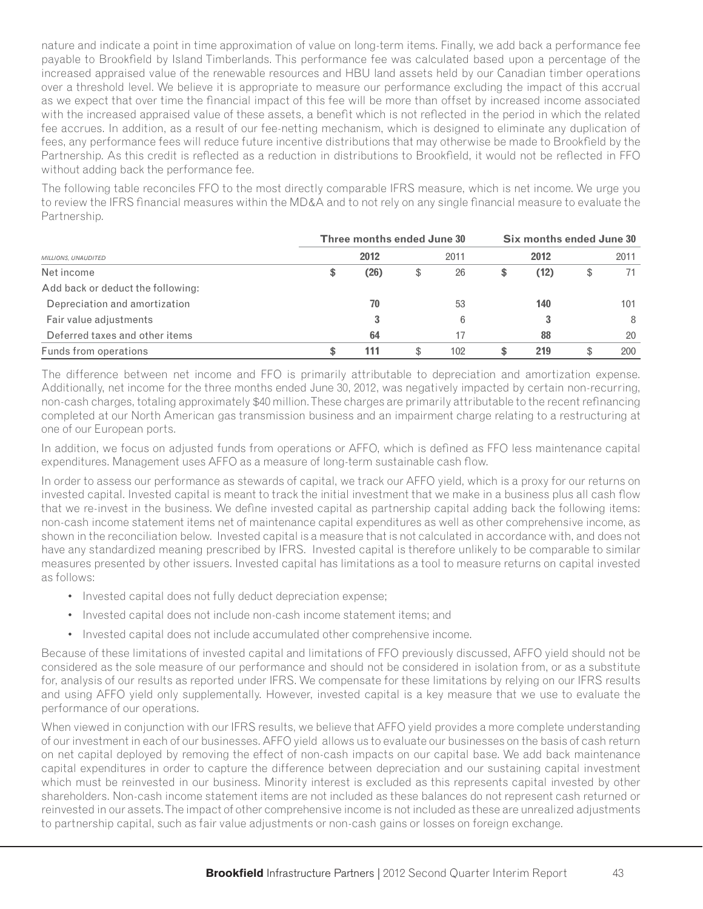nature and indicate a point in time approximation of value on long-term items. Finally, we add back a performance fee payable to Brookfield by Island Timberlands. This performance fee was calculated based upon a percentage of the increased appraised value of the renewable resources and HBU land assets held by our Canadian timber operations over a threshold level. We believe it is appropriate to measure our performance excluding the impact of this accrual as we expect that over time the financial impact of this fee will be more than offset by increased income associated with the increased appraised value of these assets, a benefit which is not reflected in the period in which the related fee accrues. In addition, as a result of our fee-netting mechanism, which is designed to eliminate any duplication of fees, any performance fees will reduce future incentive distributions that may otherwise be made to Brookfield by the Partnership. As this credit is reflected as a reduction in distributions to Brookfield, it would not be reflected in FFO without adding back the performance fee.

The following table reconciles FFO to the most directly comparable IFRS measure, which is net income. We urge you to review the IFRS financial measures within the MD&A and to not rely on any single financial measure to evaluate the Partnership.

| | Three months ended June 30 | | Six months ended June 30 | |
|---|---|---|---|---|
| *MILLIONS, UNAUDITED* | **2012** | 2011 | **2012** | 2011 |
| Net income | **$ (26)** | $ 26 | **$ (12)** | $ 71 |
| Add back or deduct the following: | | | | |
| Depreciation and amortization | **70** | 53 | **140** | 101 |
| Fair value adjustments | **3** | 6 | **3** | 8 |
| Deferred taxes and other items | **64** | 17 | **88** | 20 |
| Funds from operations | **$ 111** | $ 102 | **$ 219** | $ 200 |

The difference between net income and FFO is primarily attributable to depreciation and amortization expense. Additionally, net income for the three months ended June 30, 2012, was negatively impacted by certain non-recurring, non-cash charges, totaling approximately $40 million. These charges are primarily attributable to the recent refinancing completed at our North American gas transmission business and an impairment charge relating to a restructuring at one of our European ports.

In addition, we focus on adjusted funds from operations or AFFO, which is defined as FFO less maintenance capital expenditures. Management uses AFFO as a measure of long-term sustainable cash flow.

In order to assess our performance as stewards of capital, we track our AFFO yield, which is a proxy for our returns on invested capital. Invested capital is meant to track the initial investment that we make in a business plus all cash flow that we re-invest in the business. We define invested capital as partnership capital adding back the following items: non-cash income statement items net of maintenance capital expenditures as well as other comprehensive income, as shown in the reconciliation below. Invested capital is a measure that is not calculated in accordance with, and does not have any standardized meaning prescribed by IFRS. Invested capital is therefore unlikely to be comparable to similar measures presented by other issuers. Invested capital has limitations as a tool to measure returns on capital invested as follows:

- Invested capital does not fully deduct depreciation expense;
- Invested capital does not include non-cash income statement items; and
- Invested capital does not include accumulated other comprehensive income.

Because of these limitations of invested capital and limitations of FFO previously discussed, AFFO yield should not be considered as the sole measure of our performance and should not be considered in isolation from, or as a substitute for, analysis of our results as reported under IFRS. We compensate for these limitations by relying on our IFRS results and using AFFO yield only supplementally. However, invested capital is a key measure that we use to evaluate the performance of our operations.

When viewed in conjunction with our IFRS results, we believe that AFFO yield provides a more complete understanding of our investment in each of our businesses. AFFO yield allows us to evaluate our businesses on the basis of cash return on net capital deployed by removing the effect of non-cash impacts on our capital base. We add back maintenance capital expenditures in order to capture the difference between depreciation and our sustaining capital investment which must be reinvested in our business. Minority interest is excluded as this represents capital invested by other shareholders. Non-cash income statement items are not included as these balances do not represent cash returned or reinvested in our assets. The impact of other comprehensive income is not included as these are unrealized adjustments to partnership capital, such as fair value adjustments or non-cash gains or losses on foreign exchange.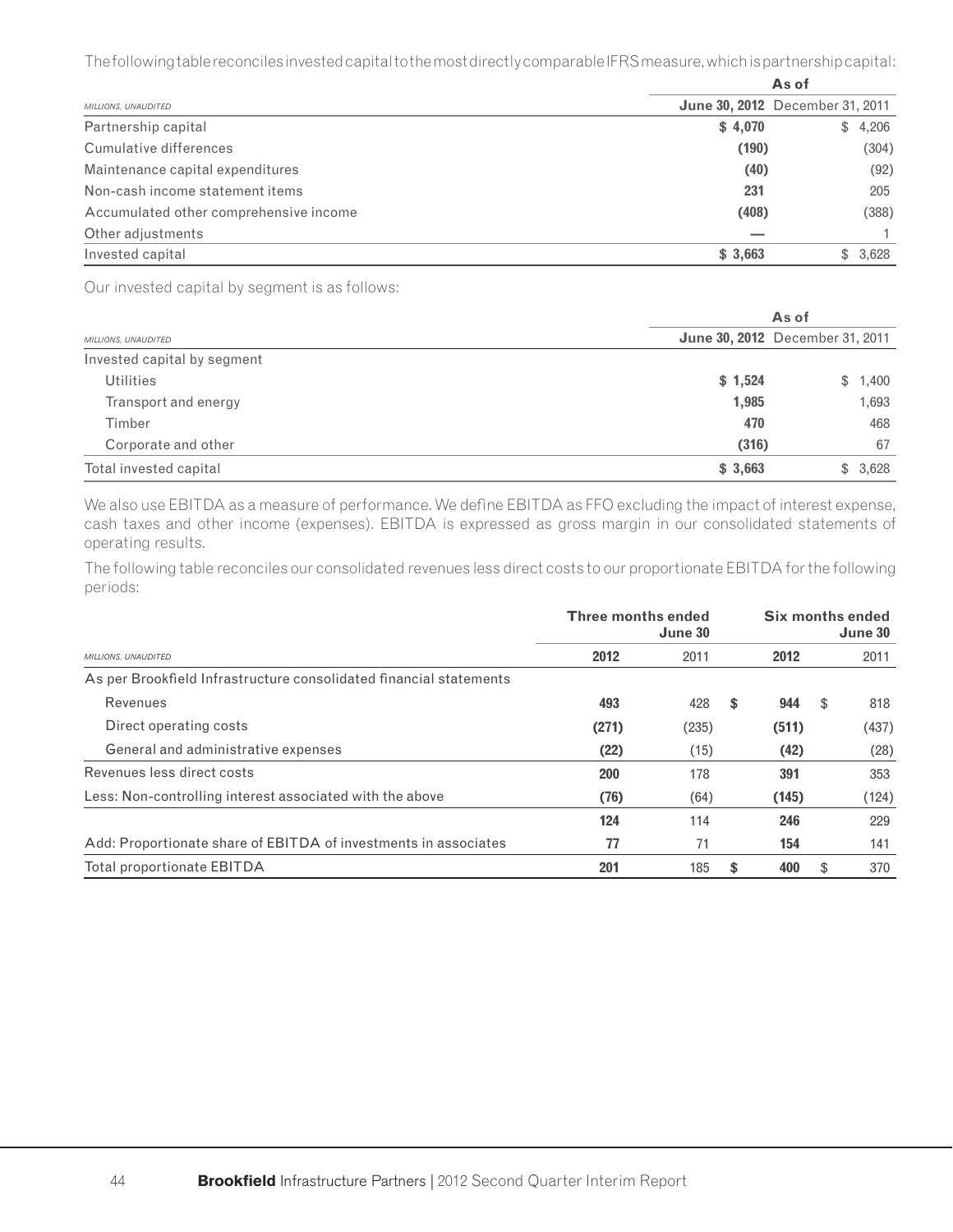The following table reconciles invested capital to the most directly comparable IFRS measure, which is partnership capital:

| MILLIONS, UNAUDITED | As of June 30, 2012 | As of December 31, 2011 |
|---|---|---|
| Partnership capital | **$ 4,070** | $ 4,206 |
| Cumulative differences | **(190)** | (304) |
| Maintenance capital expenditures | **(40)** | (92) |
| Non-cash income statement items | **231** | 205 |
| Accumulated other comprehensive income | **(408)** | (388) |
| Other adjustments | **—** | 1 |
| Invested capital | **$ 3,663** | $ 3,628 |

Our invested capital by segment is as follows:

| MILLIONS, UNAUDITED | As of June 30, 2012 | As of December 31, 2011 |
|---|---|---|
| Invested capital by segment | | |
| Utilities | **$ 1,524** | $ 1,400 |
| Transport and energy | **1,985** | 1,693 |
| Timber | **470** | 468 |
| Corporate and other | **(316)** | 67 |
| Total invested capital | **$ 3,663** | $ 3,628 |

We also use EBITDA as a measure of performance. We define EBITDA as FFO excluding the impact of interest expense, cash taxes and other income (expenses). EBITDA is expressed as gross margin in our consolidated statements of operating results.

The following table reconciles our consolidated revenues less direct costs to our proportionate EBITDA for the following periods:

| | Three months ended June 30 | | Six months ended June 30 | |
|---|---|---|---|---|
| MILLIONS, UNAUDITED | **2012** | 2011 | **2012** | 2011 |
| As per Brookfield Infrastructure consolidated financial statements | | | | |
| Revenues | **493** | 428 | **$ 944** | $ 818 |
| Direct operating costs | **(271)** | (235) | **(511)** | (437) |
| General and administrative expenses | **(22)** | (15) | **(42)** | (28) |
| Revenues less direct costs | **200** | 178 | **391** | 353 |
| Less: Non-controlling interest associated with the above | **(76)** | (64) | **(145)** | (124) |
| | **124** | 114 | **246** | 229 |
| Add: Proportionate share of EBITDA of investments in associates | **77** | 71 | **154** | 141 |
| Total proportionate EBITDA | **201** | 185 | **$ 400** | $ 370 |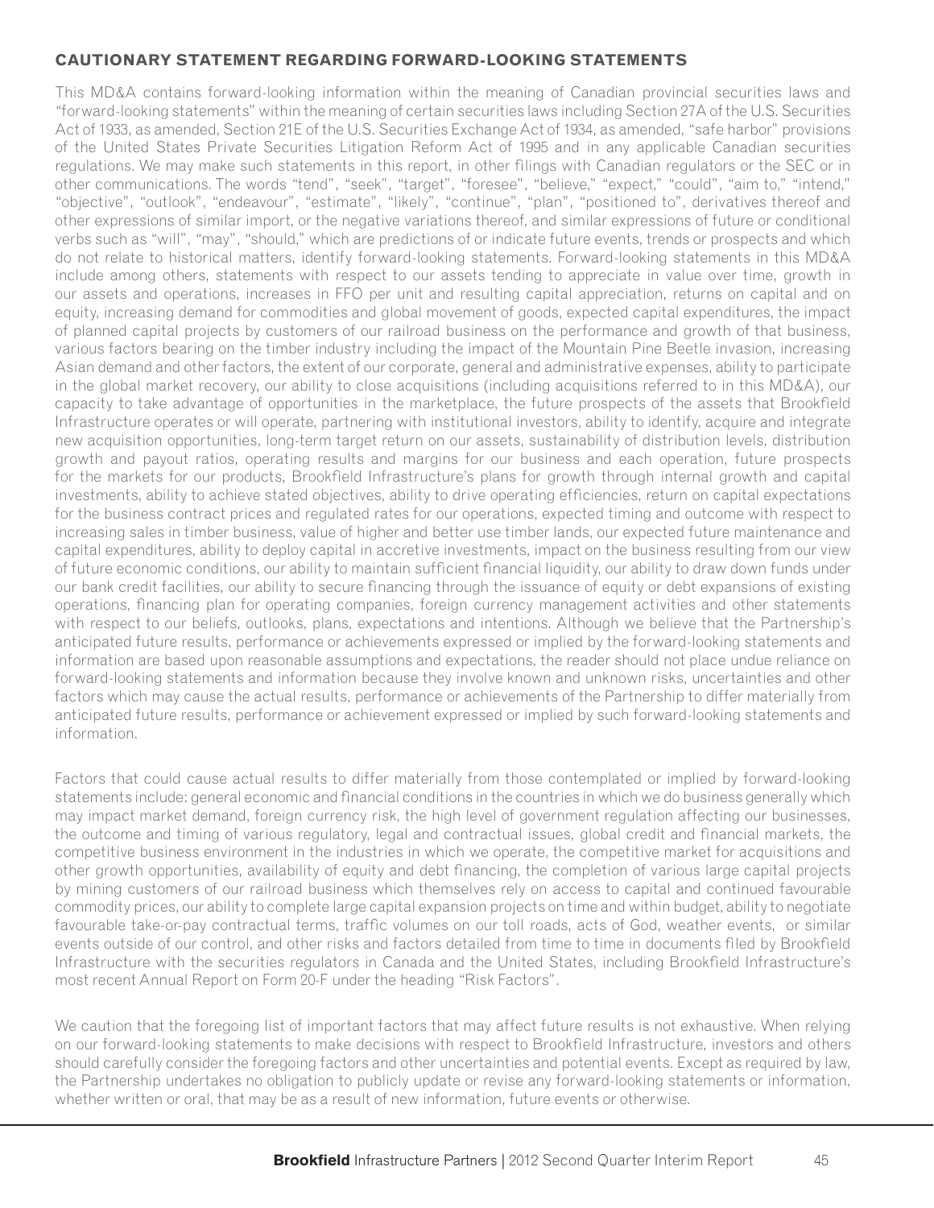## CAUTIONARY STATEMENT REGARDING FORWARD-LOOKING STATEMENTS

This MD&A contains forward-looking information within the meaning of Canadian provincial securities laws and "forward-looking statements" within the meaning of certain securities laws including Section 27A of the U.S. Securities Act of 1933, as amended, Section 21E of the U.S. Securities Exchange Act of 1934, as amended, "safe harbor" provisions of the United States Private Securities Litigation Reform Act of 1995 and in any applicable Canadian securities regulations. We may make such statements in this report, in other filings with Canadian regulators or the SEC or in other communications. The words "tend", "seek", "target", "foresee", "believe," "expect," "could", "aim to," "intend," "objective", "outlook", "endeavour", "estimate", "likely", "continue", "plan", "positioned to", derivatives thereof and other expressions of similar import, or the negative variations thereof, and similar expressions of future or conditional verbs such as "will", "may", "should," which are predictions of or indicate future events, trends or prospects and which do not relate to historical matters, identify forward-looking statements. Forward-looking statements in this MD&A include among others, statements with respect to our assets tending to appreciate in value over time, growth in our assets and operations, increases in FFO per unit and resulting capital appreciation, returns on capital and on equity, increasing demand for commodities and global movement of goods, expected capital expenditures, the impact of planned capital projects by customers of our railroad business on the performance and growth of that business, various factors bearing on the timber industry including the impact of the Mountain Pine Beetle invasion, increasing Asian demand and other factors, the extent of our corporate, general and administrative expenses, ability to participate in the global market recovery, our ability to close acquisitions (including acquisitions referred to in this MD&A), our capacity to take advantage of opportunities in the marketplace, the future prospects of the assets that Brookfield Infrastructure operates or will operate, partnering with institutional investors, ability to identify, acquire and integrate new acquisition opportunities, long-term target return on our assets, sustainability of distribution levels, distribution growth and payout ratios, operating results and margins for our business and each operation, future prospects for the markets for our products, Brookfield Infrastructure's plans for growth through internal growth and capital investments, ability to achieve stated objectives, ability to drive operating efficiencies, return on capital expectations for the business contract prices and regulated rates for our operations, expected timing and outcome with respect to increasing sales in timber business, value of higher and better use timber lands, our expected future maintenance and capital expenditures, ability to deploy capital in accretive investments, impact on the business resulting from our view of future economic conditions, our ability to maintain sufficient financial liquidity, our ability to draw down funds under our bank credit facilities, our ability to secure financing through the issuance of equity or debt expansions of existing operations, financing plan for operating companies, foreign currency management activities and other statements with respect to our beliefs, outlooks, plans, expectations and intentions. Although we believe that the Partnership's anticipated future results, performance or achievements expressed or implied by the forward-looking statements and information are based upon reasonable assumptions and expectations, the reader should not place undue reliance on forward-looking statements and information because they involve known and unknown risks, uncertainties and other factors which may cause the actual results, performance or achievements of the Partnership to differ materially from anticipated future results, performance or achievement expressed or implied by such forward-looking statements and information.

Factors that could cause actual results to differ materially from those contemplated or implied by forward-looking statements include: general economic and financial conditions in the countries in which we do business generally which may impact market demand, foreign currency risk, the high level of government regulation affecting our businesses, the outcome and timing of various regulatory, legal and contractual issues, global credit and financial markets, the competitive business environment in the industries in which we operate, the competitive market for acquisitions and other growth opportunities, availability of equity and debt financing, the completion of various large capital projects by mining customers of our railroad business which themselves rely on access to capital and continued favourable commodity prices, our ability to complete large capital expansion projects on time and within budget, ability to negotiate favourable take-or-pay contractual terms, traffic volumes on our toll roads, acts of God, weather events, or similar events outside of our control, and other risks and factors detailed from time to time in documents filed by Brookfield Infrastructure with the securities regulators in Canada and the United States, including Brookfield Infrastructure's most recent Annual Report on Form 20-F under the heading "Risk Factors".

We caution that the foregoing list of important factors that may affect future results is not exhaustive. When relying on our forward-looking statements to make decisions with respect to Brookfield Infrastructure, investors and others should carefully consider the foregoing factors and other uncertainties and potential events. Except as required by law, the Partnership undertakes no obligation to publicly update or revise any forward-looking statements or information, whether written or oral, that may be as a result of new information, future events or otherwise.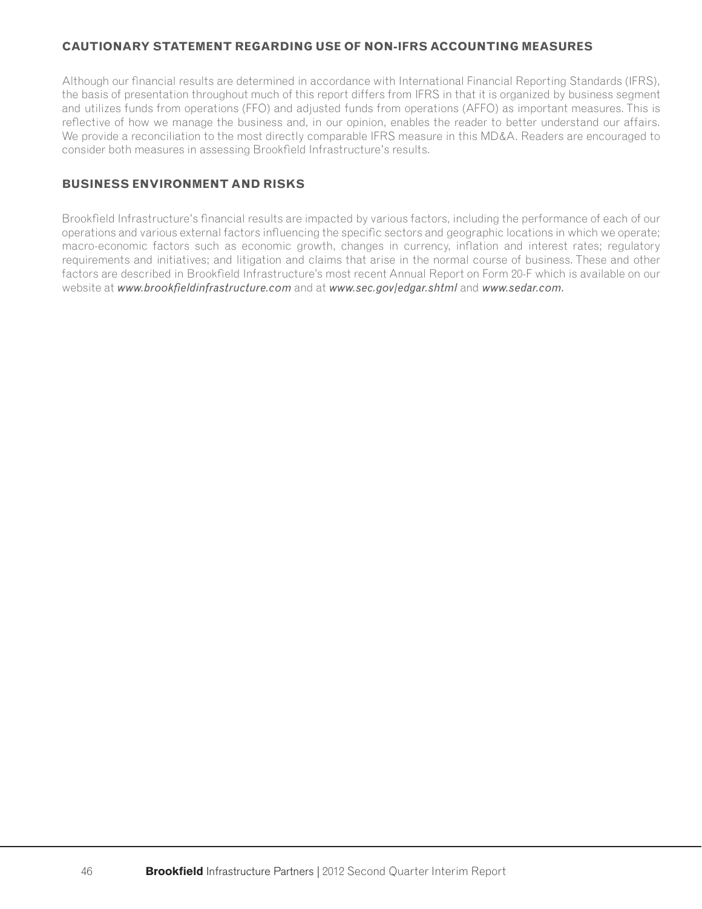## CAUTIONARY STATEMENT REGARDING USE OF NON-IFRS ACCOUNTING MEASURES

Although our financial results are determined in accordance with International Financial Reporting Standards (IFRS), the basis of presentation throughout much of this report differs from IFRS in that it is organized by business segment and utilizes funds from operations (FFO) and adjusted funds from operations (AFFO) as important measures. This is reflective of how we manage the business and, in our opinion, enables the reader to better understand our affairs. We provide a reconciliation to the most directly comparable IFRS measure in this MD&A. Readers are encouraged to consider both measures in assessing Brookfield Infrastructure's results.

## BUSINESS ENVIRONMENT AND RISKS

Brookfield Infrastructure's financial results are impacted by various factors, including the performance of each of our operations and various external factors influencing the specific sectors and geographic locations in which we operate; macro-economic factors such as economic growth, changes in currency, inflation and interest rates; regulatory requirements and initiatives; and litigation and claims that arise in the normal course of business. These and other factors are described in Brookfield Infrastructure's most recent Annual Report on Form 20-F which is available on our website at *www.brookfieldinfrastructure.com* and at *www.sec.gov/edgar.shtml* and *www.sedar.com.*